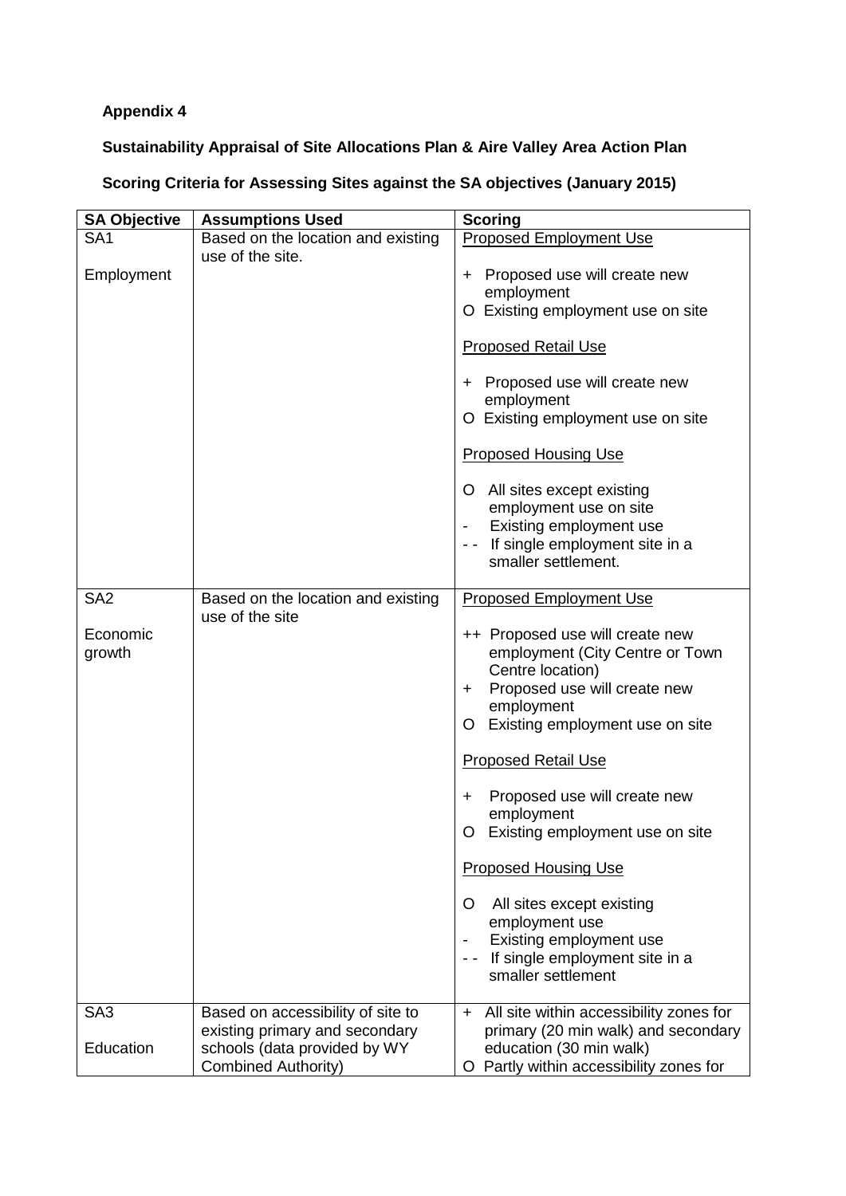**Appendix 4**

**Sustainability Appraisal of Site Allocations Plan & Aire Valley Area Action Plan**

**Scoring Criteria for Assessing Sites against the SA objectives (January 2015)**

| SA Objective | Assumptions Used | Scoring |
|---|---|---|
| SA1<br><br>Employment | Based on the location and existing use of the site. | <u>Proposed Employment Use</u><br><br>+ Proposed use will create new employment<br>O Existing employment use on site<br><br><u>Proposed Retail Use</u><br><br>+ Proposed use will create new employment<br>O Existing employment use on site<br><br><u>Proposed Housing Use</u><br><br>O All sites except existing employment use on site<br>- Existing employment use<br>- - If single employment site in a smaller settlement. |
| SA2<br><br>Economic growth | Based on the location and existing use of the site | <u>Proposed Employment Use</u><br><br>++ Proposed use will create new employment (City Centre or Town Centre location)<br>+ Proposed use will create new employment<br>O Existing employment use on site<br><br><u>Proposed Retail Use</u><br><br>+ Proposed use will create new employment<br>O Existing employment use on site<br><br><u>Proposed Housing Use</u><br><br>O All sites except existing employment use<br>- Existing employment use<br>- - If single employment site in a smaller settlement |
| SA3<br><br>Education | Based on accessibility of site to existing primary and secondary schools (data provided by WY Combined Authority) | + All site within accessibility zones for primary (20 min walk) and secondary education (30 min walk)<br>O Partly within accessibility zones for |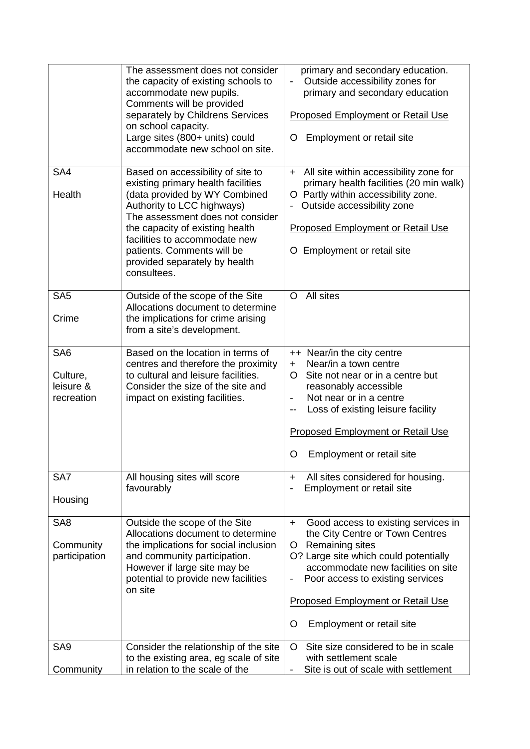| | | |
|---|---|---|
| | The assessment does not consider the capacity of existing schools to accommodate new pupils. Comments will be provided separately by Childrens Services on school capacity.<br>Large sites (800+ units) could accommodate new school on site. | primary and secondary education.<br>- Outside accessibility zones for primary and secondary education<br><br><u>Proposed Employment or Retail Use</u><br><br>O Employment or retail site |
| SA4<br><br>Health | Based on accessibility of site to existing primary health facilities (data provided by WY Combined Authority to LCC highways)<br>The assessment does not consider the capacity of existing health facilities to accommodate new patients. Comments will be provided separately by health consultees. | + All site within accessibility zone for primary health facilities (20 min walk)<br>O Partly within accessibility zone.<br>- Outside accessibility zone<br><br><u>Proposed Employment or Retail Use</u><br><br>O Employment or retail site |
| SA5<br><br>Crime | Outside of the scope of the Site Allocations document to determine the implications for crime arising from a site's development. | O All sites |
| SA6<br><br>Culture, leisure & recreation | Based on the location in terms of centres and therefore the proximity to cultural and leisure facilities. Consider the size of the site and impact on existing facilities. | ++ Near/in the city centre<br>+ Near/in a town centre<br>O Site not near or in a centre but reasonably accessible<br>- Not near or in a centre<br>-- Loss of existing leisure facility<br><br><u>Proposed Employment or Retail Use</u><br><br>O Employment or retail site |
| SA7<br><br>Housing | All housing sites will score favourably | + All sites considered for housing.<br>- Employment or retail site |
| SA8<br><br>Community participation | Outside the scope of the Site Allocations document to determine the implications for social inclusion and community participation. However if large site may be potential to provide new facilities on site | + Good access to existing services in the City Centre or Town Centres<br>O Remaining sites<br>O? Large site which could potentially accommodate new facilities on site<br>- Poor access to existing services<br><br><u>Proposed Employment or Retail Use</u><br><br>O Employment or retail site |
| SA9<br><br>Community | Consider the relationship of the site to the existing area, eg scale of site in relation to the scale of the | O Site size considered to be in scale with settlement scale<br>- Site is out of scale with settlement |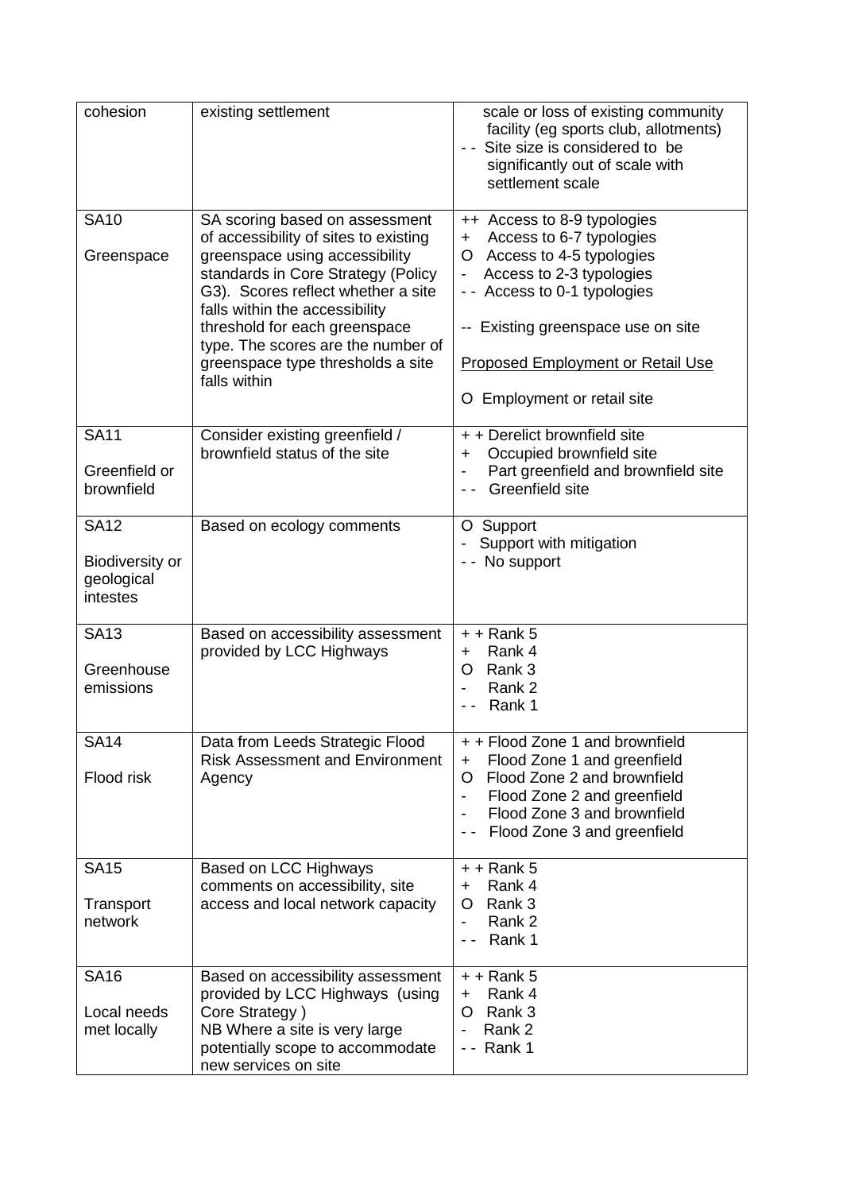| cohesion | existing settlement | scale or loss of existing community facility (eg sports club, allotments)<br>- - Site size is considered to be significantly out of scale with settlement scale |
|---|---|---|
| SA10<br><br>Greenspace | SA scoring based on assessment of accessibility of sites to existing greenspace using accessibility standards in Core Strategy (Policy G3). Scores reflect whether a site falls within the accessibility threshold for each greenspace type. The scores are the number of greenspace type thresholds a site falls within | ++ Access to 8-9 typologies<br>+ Access to 6-7 typologies<br>O Access to 4-5 typologies<br>- Access to 2-3 typologies<br>- - Access to 0-1 typologies<br><br>-- Existing greenspace use on site<br><br><u>Proposed Employment or Retail Use</u><br><br>O Employment or retail site |
| SA11<br><br>Greenfield or brownfield | Consider existing greenfield / brownfield status of the site | + + Derelict brownfield site<br>+ Occupied brownfield site<br>- Part greenfield and brownfield site<br>- - Greenfield site |
| SA12<br><br>Biodiversity or geological intestes | Based on ecology comments | O Support<br>- Support with mitigation<br>- - No support |
| SA13<br><br>Greenhouse emissions | Based on accessibility assessment provided by LCC Highways | + + Rank 5<br>+ Rank 4<br>O Rank 3<br>- Rank 2<br>- - Rank 1 |
| SA14<br><br>Flood risk | Data from Leeds Strategic Flood Risk Assessment and Environment Agency | + + Flood Zone 1 and brownfield<br>+ Flood Zone 1 and greenfield<br>O Flood Zone 2 and brownfield<br>- Flood Zone 2 and greenfield<br>- Flood Zone 3 and brownfield<br>- - Flood Zone 3 and greenfield |
| SA15<br><br>Transport network | Based on LCC Highways comments on accessibility, site access and local network capacity | + + Rank 5<br>+ Rank 4<br>O Rank 3<br>- Rank 2<br>- - Rank 1 |
| SA16<br><br>Local needs met locally | Based on accessibility assessment provided by LCC Highways (using Core Strategy )<br>NB Where a site is very large potentially scope to accommodate new services on site | + + Rank 5<br>+ Rank 4<br>O Rank 3<br>- Rank 2<br>- - Rank 1 |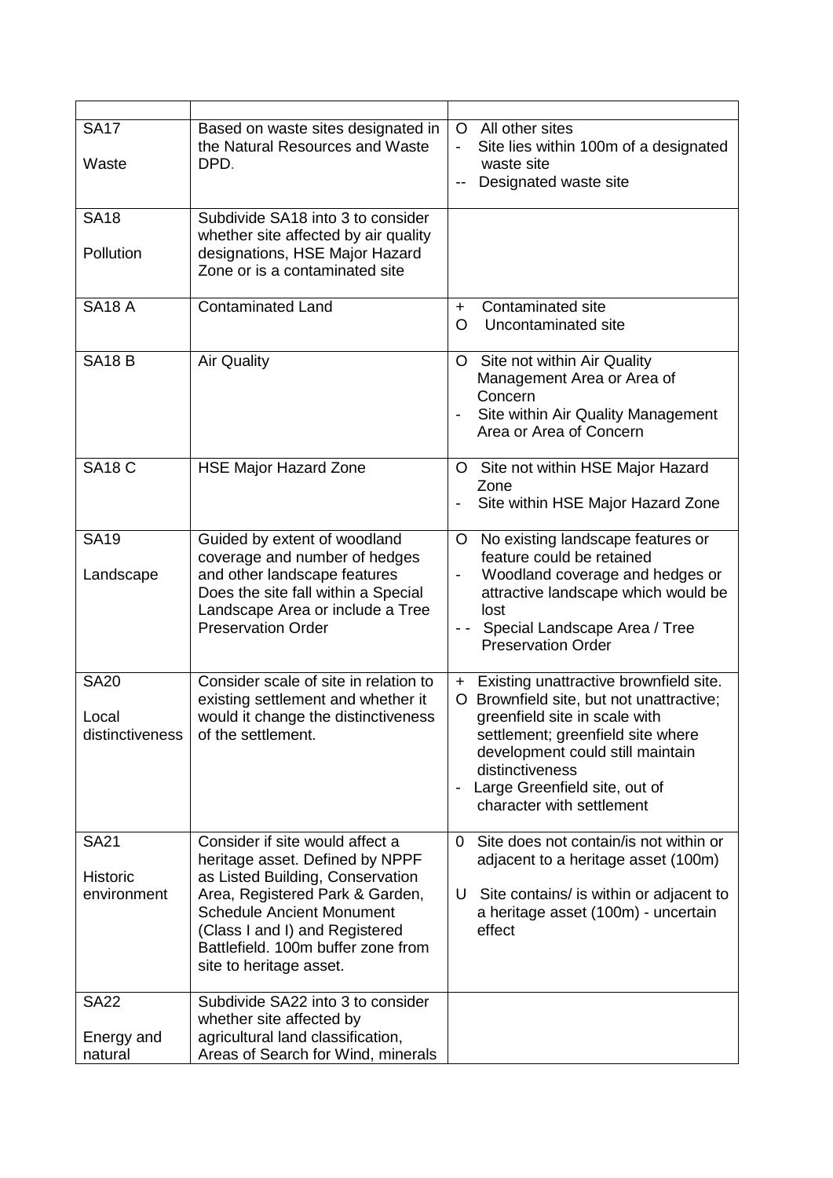| | | |
|---|---|---|
| SA17<br><br>Waste | Based on waste sites designated in the Natural Resources and Waste DPD. | O All other sites<br>- Site lies within 100m of a designated waste site<br>-- Designated waste site |
| SA18<br><br>Pollution | Subdivide SA18 into 3 to consider whether site affected by air quality designations, HSE Major Hazard Zone or is a contaminated site | |
| SA18 A | Contaminated Land | + Contaminated site<br>O Uncontaminated site |
| SA18 B | Air Quality | O Site not within Air Quality Management Area or Area of Concern<br>- Site within Air Quality Management Area or Area of Concern |
| SA18 C | HSE Major Hazard Zone | O Site not within HSE Major Hazard Zone<br>- Site within HSE Major Hazard Zone |
| SA19<br><br>Landscape | Guided by extent of woodland coverage and number of hedges and other landscape features Does the site fall within a Special Landscape Area or include a Tree Preservation Order | O No existing landscape features or feature could be retained<br>- Woodland coverage and hedges or attractive landscape which would be lost<br>- - Special Landscape Area / Tree Preservation Order |
| SA20<br><br>Local distinctiveness | Consider scale of site in relation to existing settlement and whether it would it change the distinctiveness of the settlement. | + Existing unattractive brownfield site.<br>O Brownfield site, but not unattractive; greenfield site in scale with settlement; greenfield site where development could still maintain distinctiveness<br>- Large Greenfield site, out of character with settlement |
| SA21<br><br>Historic environment | Consider if site would affect a heritage asset. Defined by NPPF as Listed Building, Conservation Area, Registered Park & Garden, Schedule Ancient Monument (Class I and I) and Registered Battlefield. 100m buffer zone from site to heritage asset. | 0 Site does not contain/is not within or adjacent to a heritage asset (100m)<br><br>U Site contains/ is within or adjacent to a heritage asset (100m) - uncertain effect |
| SA22<br><br>Energy and natural | Subdivide SA22 into 3 to consider whether site affected by agricultural land classification, Areas of Search for Wind, minerals | |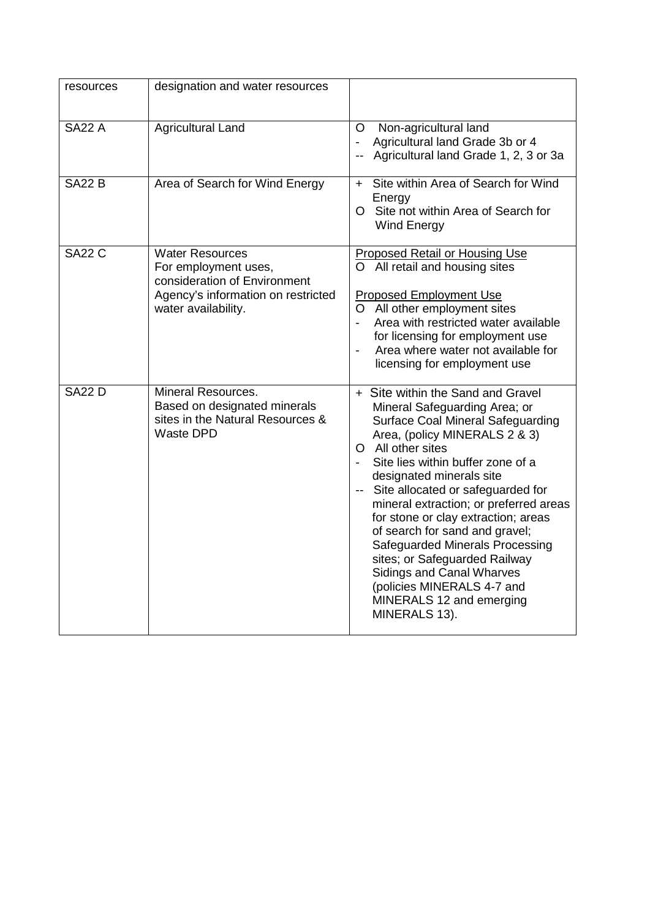| resources | designation and water resources | |
|---|---|---|
| SA22 A | Agricultural Land | O Non-agricultural land<br>- Agricultural land Grade 3b or 4<br>-- Agricultural land Grade 1, 2, 3 or 3a |
| SA22 B | Area of Search for Wind Energy | + Site within Area of Search for Wind Energy<br>O Site not within Area of Search for Wind Energy |
| SA22 C | Water Resources<br>For employment uses, consideration of Environment Agency's information on restricted water availability. | <u>Proposed Retail or Housing Use</u><br>O All retail and housing sites<br><br><u>Proposed Employment Use</u><br>O All other employment sites<br>- Area with restricted water available for licensing for employment use<br>- Area where water not available for licensing for employment use |
| SA22 D | Mineral Resources.<br>Based on designated minerals sites in the Natural Resources & Waste DPD | + Site within the Sand and Gravel Mineral Safeguarding Area; or Surface Coal Mineral Safeguarding Area, (policy MINERALS 2 & 3)<br>O All other sites<br>- Site lies within buffer zone of a designated minerals site<br>-- Site allocated or safeguarded for mineral extraction; or preferred areas for stone or clay extraction; areas of search for sand and gravel; Safeguarded Minerals Processing sites; or Safeguarded Railway Sidings and Canal Wharves (policies MINERALS 4-7 and MINERALS 12 and emerging MINERALS 13). |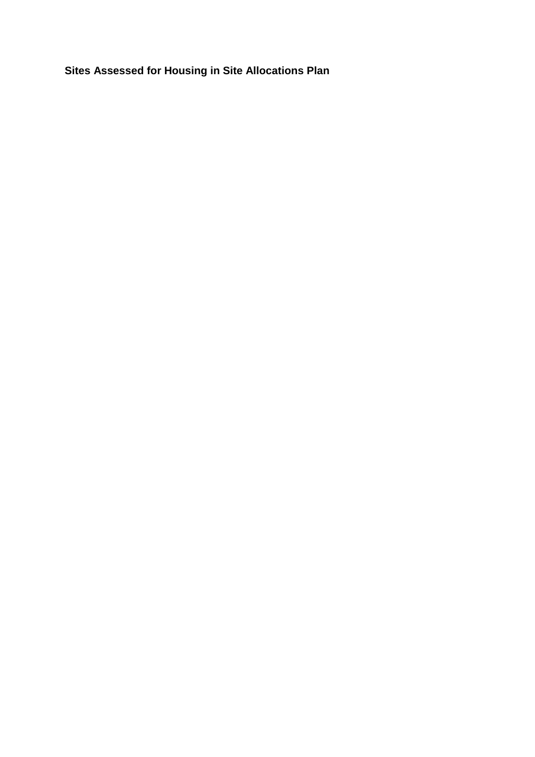**Sites Assessed for Housing in Site Allocations Plan**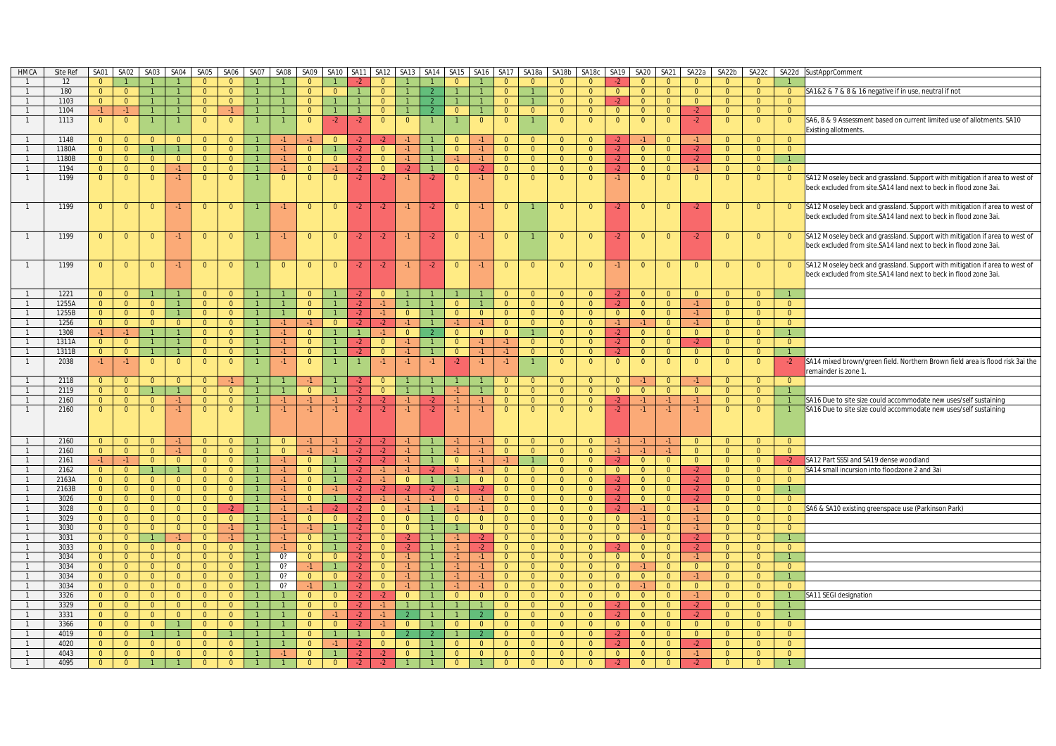| HMCA | Site Ref | SA01 | SA02 | SA03 | SA04 | SA05 | SA06 | SA07 | SA08 | SA09 | SA10 | SA11 | SA12 | SA13 | SA14 | SA15 | SA16 | SA17 | SA18a | SA18b | SA18c | SA19 | SA20 | SA21 | SA22a | SA22b | SA22c | SA22d | SustApprComment |
|---|---|---|---|---|---|---|---|---|---|---|---|---|---|---|---|---|---|---|---|---|---|---|---|---|---|---|---|---|---|
| 1 | 12 | 0 | 1 | 1 | 1 | 0 | 0 | 1 | 1 | 0 | 1 | -2 | 0 | 1 | 1 | 0 | 1 | 0 | 0 | 0 | 0 | -2 | 0 | 0 | 0 | 0 | 0 | 1 | |
| 1 | 180 | 0 | 0 | 1 | 1 | 0 | 0 | 1 | 1 | 0 | 0 | 1 | 0 | 1 | 2 | 1 | 1 | 0 | 1 | 0 | 0 | 0 | 0 | 0 | 0 | 0 | 0 | 0 | SA1&2 & 7 & 8 & 16 negative if in use, neutral if not |
| 1 | 1103 | 0 | 0 | 1 | 1 | 0 | 0 | 1 | 1 | 0 | 1 | 1 | 0 | 1 | 2 | 1 | 1 | 0 | 1 | 0 | 0 | -2 | 0 | 0 | 0 | 0 | 0 | 0 | |
| 1 | 1104 | -1 | -1 | 1 | 1 | 0 | -1 | 1 | 1 | 0 | 1 | 1 | 0 | 1 | 2 | 0 | 1 | 0 | 0 | 0 | 0 | 0 | 0 | 0 | -2 | 0 | 0 | 0 | |
| 1 | 1113 | 0 | 0 | 1 | 1 | 0 | 0 | 1 | 1 | 0 | -2 | -2 | 0 | 0 | 1 | 1 | 0 | 0 | 1 | 0 | 0 | 0 | 0 | 0 | -2 | 0 | 0 | 0 | SA6, 8 & 9 Assessment based on current limited use of allotments. SA10 Existing allotments. |
| 1 | 1148 | 0 | 0 | 0 | 0 | 0 | 0 | 1 | -1 | -1 | 0 | -2 | -2 | -1 | 1 | 0 | -1 | 0 | 0 | 0 | 0 | -2 | -1 | 0 | -1 | 0 | 0 | 0 | |
| 1 | 1180A | 0 | 0 | 1 | 1 | 0 | 0 | 1 | -1 | 0 | 1 | -2 | 0 | -1 | 1 | 0 | -1 | 0 | 0 | 0 | 0 | -2 | 0 | 0 | -2 | 0 | 0 | 0 | |
| 1 | 1180B | 0 | 0 | 0 | 0 | 0 | 0 | 1 | -1 | 0 | 0 | -2 | 0 | -1 | 1 | -1 | -1 | 0 | 0 | 0 | 0 | -2 | 0 | 0 | -2 | 0 | 0 | 1 | |
| 1 | 1194 | 0 | 0 | 0 | -1 | 0 | 0 | 1 | -1 | 0 | -1 | -2 | 0 | -2 | 1 | 0 | -2 | 0 | 0 | 0 | 0 | -2 | 0 | 0 | -1 | 0 | 0 | 0 | |
| 1 | 1199 | 0 | 0 | 0 | -1 | 0 | 0 | 1 | 0 | 0 | 0 | -2 | -2 | -1 | -2 | 0 | -1 | 0 | 0 | 0 | 0 | -1 | 0 | 0 | 0 | 0 | 0 | 0 | SA12 Moseley beck and grassland. Support with mitigation if area to west of beck excluded from site.SA14 land next to beck in flood zone 3ai. |
| 1 | 1199 | 0 | 0 | 0 | -1 | 0 | 0 | 1 | -1 | 0 | 0 | -2 | -2 | -1 | -2 | 0 | -1 | 0 | 1 | 0 | 0 | -2 | 0 | 0 | -2 | 0 | 0 | 0 | SA12 Moseley beck and grassland. Support with mitigation if area to west of beck excluded from site.SA14 land next to beck in flood zone 3ai. |
| 1 | 1199 | 0 | 0 | 0 | -1 | 0 | 0 | 1 | -1 | 0 | 0 | -2 | -2 | -1 | -2 | 0 | -1 | 0 | 1 | 0 | 0 | -2 | 0 | 0 | -2 | 0 | 0 | 0 | SA12 Moseley beck and grassland. Support with mitigation if area to west of beck excluded from site.SA14 land next to beck in flood zone 3ai. |
| 1 | 1199 | 0 | 0 | 0 | -1 | 0 | 0 | 1 | 0 | 0 | 0 | -2 | -2 | -1 | -2 | 0 | -1 | 0 | 0 | 0 | 0 | -1 | 0 | 0 | 0 | 0 | 0 | 0 | SA12 Moseley beck and grassland. Support with mitigation if area to west of beck excluded from site.SA14 land next to beck in flood zone 3ai. |
| 1 | 1221 | 0 | 0 | 1 | 1 | 0 | 0 | 1 | 1 | 0 | 1 | -2 | 0 | 1 | 1 | 1 | 1 | 0 | 0 | 0 | 0 | -2 | 0 | 0 | 0 | 0 | 0 | 1 | |
| 1 | 1255A | 0 | 0 | 0 | 1 | 0 | 0 | 1 | 1 | 0 | 1 | -2 | -1 | 1 | 1 | 0 | 1 | 0 | 0 | 0 | 0 | -2 | 0 | 0 | -1 | 0 | 0 | 0 | |
| 1 | 1255B | 0 | 0 | 0 | 1 | 0 | 0 | 1 | 1 | 0 | 1 | -2 | -1 | 0 | 1 | 0 | 0 | 0 | 0 | 0 | 0 | 0 | 0 | 0 | -1 | 0 | 0 | 0 | |
| 1 | 1256 | 0 | 0 | 0 | 0 | 0 | 0 | 1 | -1 | -1 | 0 | -2 | -2 | -1 | 1 | -1 | -1 | 0 | 0 | 0 | 0 | -1 | -1 | 0 | -1 | 0 | 0 | 0 | |
| 1 | 1308 | -1 | -1 | 1 | 1 | 0 | 0 | 1 | -1 | 0 | 1 | 1 | -1 | 0 | 2 | 0 | 0 | 0 | 1 | 0 | 0 | -2 | 0 | 0 | 0 | 0 | 0 | 1 | |
| 1 | 1311A | 0 | 0 | 1 | 1 | 0 | 0 | 1 | -1 | 0 | 1 | -2 | 0 | -1 | 1 | 0 | -1 | -1 | 0 | 0 | 0 | -2 | 0 | 0 | -2 | 0 | 0 | 0 | |
| 1 | 1311B | 0 | 0 | 1 | 1 | 0 | 0 | 1 | -1 | 0 | 1 | -2 | 0 | -1 | 1 | 0 | -1 | -1 | 0 | 0 | 0 | -2 | 0 | 0 | 0 | 0 | 0 | 1 | |
| 1 | 2038 | -1 | -1 | 0 | 0 | 0 | 0 | 1 | -1 | 0 | 1 | 1 | -1 | -1 | -1 | -2 | -1 | -1 | 1 | 0 | 0 | 0 | 0 | 0 | 0 | 0 | 0 | -2 | SA14 mixed brown/green field. Northern Brown field area is flood risk 3ai the remainder is zone 1. |
| 1 | 2118 | 0 | 0 | 0 | 0 | 0 | -1 | 1 | 1 | -1 | 1 | -2 | 0 | 1 | 1 | 1 | 1 | 0 | 0 | 0 | 0 | 0 | -1 | 0 | -1 | 0 | 0 | 0 | |
| 1 | 2119 | 0 | 0 | 1 | 1 | 0 | 0 | 1 | 1 | 0 | 1 | -2 | 0 | 1 | 1 | -1 | 1 | 0 | 0 | 0 | 0 | 0 | 0 | 0 | 0 | 0 | 0 | 1 | |
| 1 | 2160 | 0 | 0 | 0 | -1 | 0 | 0 | 1 | -1 | -1 | -1 | -2 | -2 | -1 | -2 | -1 | -1 | 0 | 0 | 0 | 0 | -2 | -1 | -1 | -1 | 0 | 0 | 1 | SA16 Due to site size could accommodate new uses/self sustaining |
| 1 | 2160 | 0 | 0 | 0 | -1 | 0 | 0 | 1 | -1 | -1 | -1 | -2 | -2 | -1 | -2 | -1 | -1 | 0 | 0 | 0 | 0 | -2 | -1 | -1 | -1 | 0 | 0 | 1 | SA16 Due to site size could accommodate new uses/self sustaining |
| 1 | 2160 | 0 | 0 | 0 | -1 | 0 | 0 | 1 | 0 | -1 | -1 | -2 | -2 | -1 | 1 | -1 | -1 | 0 | 0 | 0 | 0 | -1 | -1 | -1 | 0 | 0 | 0 | 0 | |
| 1 | 2160 | 0 | 0 | 0 | -1 | 0 | 0 | 1 | 0 | -1 | -1 | -2 | -2 | -1 | 1 | -1 | -1 | 0 | 0 | 0 | 0 | -1 | -1 | -1 | 0 | 0 | 0 | 0 | |
| 1 | 2161 | -1 | -1 | 0 | 0 | 0 | 0 | 1 | -1 | 0 | 1 | -2 | -2 | -1 | 1 | 0 | -1 | -1 | 1 | 0 | 0 | -2 | 0 | 0 | 0 | 0 | 0 | -2 | SA12 Part SSSI and SA19 dense woodland |
| 1 | 2162 | 0 | 0 | 1 | 1 | 0 | 0 | 1 | -1 | 0 | 1 | -2 | -1 | -1 | -2 | -1 | -1 | 0 | 0 | 0 | 0 | 0 | 0 | 0 | -2 | 0 | 0 | 0 | SA14 small incursion into floodzone 2 and 3ai |
| 1 | 2163A | 0 | 0 | 0 | 0 | 0 | 0 | 1 | -1 | 0 | 1 | -2 | -1 | 0 | 1 | 1 | 0 | 0 | 0 | 0 | 0 | -2 | 0 | 0 | -2 | 0 | 0 | 0 | |
| 1 | 2163B | 0 | 0 | 0 | 0 | 0 | 0 | 1 | -1 | 0 | -1 | -2 | -2 | -2 | -2 | -1 | -2 | 0 | 0 | 0 | 0 | -2 | 0 | 0 | -2 | 0 | 0 | 1 | |
| 1 | 3026 | 0 | 0 | 0 | 0 | 0 | 0 | 1 | -1 | 0 | 1 | -2 | -1 | -1 | -1 | 0 | -1 | 0 | 0 | 0 | 0 | -2 | 0 | 0 | -2 | 0 | 0 | 0 | |
| 1 | 3028 | 0 | 0 | 0 | 0 | 0 | -2 | 1 | -1 | -1 | -2 | -2 | 0 | -1 | 1 | -1 | -1 | 0 | 0 | 0 | 0 | -2 | -1 | 0 | -1 | 0 | 0 | 0 | SA6 & SA10 existing greenspace use (Parkinson Park) |
| 1 | 3029 | 0 | 0 | 0 | 0 | 0 | 0 | 1 | -1 | 0 | 0 | -2 | 0 | 0 | 1 | 0 | 0 | 0 | 0 | 0 | 0 | 0 | -1 | 0 | -1 | 0 | 0 | 0 | |
| 1 | 3030 | 0 | 0 | 0 | 0 | 0 | -1 | 1 | -1 | -1 | 1 | -2 | 0 | 0 | 1 | 1 | 0 | 0 | 0 | 0 | 0 | 0 | -1 | 0 | -1 | 0 | 0 | 0 | |
| 1 | 3031 | 0 | 0 | 1 | -1 | 0 | -1 | 1 | -1 | 0 | 1 | -2 | 0 | -2 | 1 | -1 | -2 | 0 | 0 | 0 | 0 | 0 | 0 | 0 | -2 | 0 | 0 | 1 | |
| 1 | 3033 | 0 | 0 | 0 | 0 | 0 | 0 | 1 | -1 | 0 | 1 | -2 | 0 | -2 | 1 | -1 | -2 | 0 | 0 | 0 | 0 | -2 | 0 | 0 | -2 | 0 | 0 | 0 | |
| 1 | 3034 | 0 | 0 | 0 | 0 | 0 | 0 | 1 | 0? | 0 | 0 | -2 | 0 | -1 | 1 | -1 | -1 | 0 | 0 | 0 | 0 | 0 | 0 | 0 | -1 | 0 | 0 | 1 | |
| 1 | 3034 | 0 | 0 | 0 | 0 | 0 | 0 | 1 | 0? | -1 | 1 | -2 | 0 | -1 | 1 | -1 | -1 | 0 | 0 | 0 | 0 | 0 | -1 | 0 | 0 | 0 | 0 | 0 | |
| 1 | 3034 | 0 | 0 | 0 | 0 | 0 | 0 | 1 | 0? | 0 | 0 | -2 | 0 | -1 | 1 | -1 | -1 | 0 | 0 | 0 | 0 | 0 | 0 | 0 | -1 | 0 | 0 | 1 | |
| 1 | 3034 | 0 | 0 | 0 | 0 | 0 | 0 | 1 | 0? | -1 | 1 | -2 | 0 | -1 | 1 | -1 | -1 | 0 | 0 | 0 | 0 | 0 | -1 | 0 | 0 | 0 | 0 | 0 | |
| 1 | 3326 | 0 | 0 | 0 | 0 | 0 | 0 | 1 | 1 | 0 | 0 | -2 | -2 | 0 | 1 | 0 | 0 | 0 | 0 | 0 | 0 | 0 | 0 | 0 | -1 | 0 | 0 | 1 | SA11 SEGI designation |
| 1 | 3329 | 0 | 0 | 0 | 0 | 0 | 0 | 1 | 1 | 0 | 0 | -2 | -1 | 1 | 1 | 1 | 1 | 0 | 0 | 0 | 0 | -2 | 0 | 0 | -2 | 0 | 0 | 1 | |
| 1 | 3331 | 0 | 0 | 0 | 0 | 0 | 0 | 1 | 1 | 0 | -1 | -2 | -1 | 2 | 1 | 1 | 2 | 0 | 0 | 0 | 0 | -2 | 0 | 0 | -2 | 0 | 0 | 1 | |
| 1 | 3366 | 0 | 0 | 0 | 1 | 0 | 0 | 1 | 1 | 0 | 0 | -2 | -1 | 0 | 1 | 0 | 0 | 0 | 0 | 0 | 0 | 0 | 0 | 0 | 0 | 0 | 0 | 0 | |
| 1 | 4019 | 0 | 0 | 1 | 1 | 0 | 1 | 1 | 1 | 0 | 1 | 1 | 0 | 2 | 2 | 1 | 2 | 0 | 0 | 0 | 0 | -2 | 0 | 0 | 0 | 0 | 0 | 0 | |
| 1 | 4020 | 0 | 0 | 0 | 0 | 0 | 0 | 1 | 1 | 0 | -1 | -2 | 0 | 0 | 1 | 0 | 0 | 0 | 0 | 0 | 0 | -2 | 0 | 0 | -2 | 0 | 0 | 0 | |
| 1 | 4043 | 0 | 0 | 0 | 0 | 0 | 0 | 1 | -1 | 0 | 1 | -2 | -2 | 0 | 1 | 0 | 0 | 0 | 0 | 0 | 0 | 0 | 0 | 0 | -1 | 0 | 0 | 0 | |
| 1 | 4095 | 0 | 0 | 1 | 1 | 0 | 0 | 1 | 1 | 0 | 0 | -2 | -2 | 1 | 1 | 0 | 1 | 0 | 0 | 0 | 0 | -2 | 0 | 0 | -2 | 0 | 0 | 1 | |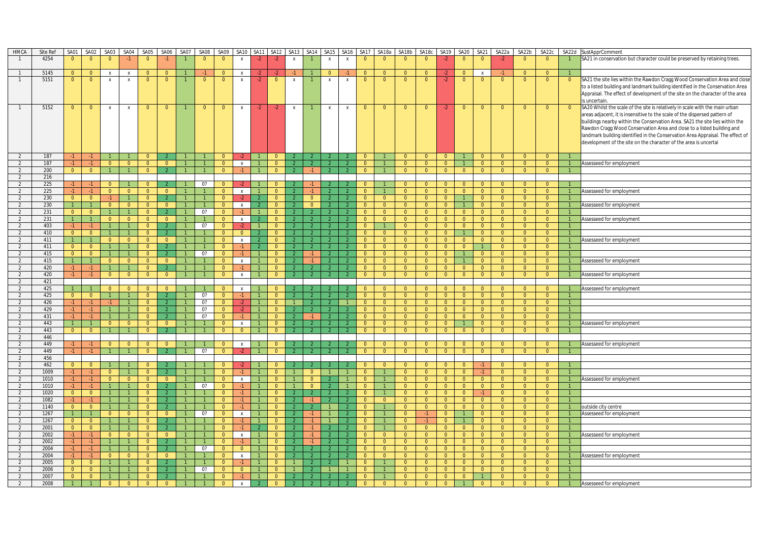| HMCA | Site Ref | SA01 | SA02 | SA03 | SA04 | SA05 | SA06 | SA07 | SA08 | SA09 | SA10 | SA11 | SA12 | SA13 | SA14 | SA15 | SA16 | SA17 | SA18a | SA18b | SA18c | SA19 | SA20 | SA21 | SA22a | SA22b | SA22c | SA22d | SustApprComment |
|---|---|---|---|---|---|---|---|---|---|---|---|---|---|---|---|---|---|---|---|---|---|---|---|---|---|---|---|---|---|
| 1 | 4254 | 0 | 0 | 0 | -1 | 0 | -1 | 1 | 0 | 0 | x | -2 | -2 | x | 1 | x | x | 0 | 0 | 0 | 0 | -2 | 0 | 0 | -2 | 0 | 0 | 1 | SA21 in conservation but character could be preserved by retaining trees. |
| 1 | 5145 | 0 | 0 | x | x | 0 | 0 | 1 | -1 | 0 | x | -2 | -2 | -1 | 1 | 0 | -1 | 0 | 0 | 0 | 0 | -2 | 0 | x | -1 | 0 | 0 | 1 | |
| 1 | 5151 | 0 | 0 | x | x | 0 | 0 | 1 | 0 | 0 | x | -2 | 0 | x | 1 | x | x | 0 | 0 | 0 | 0 | -2 | 0 | 0 | 0 | 0 | 0 | 0 | SA21 the site lies within the Rawdon Cragg Wood Conservation Area and close to a listed building and landmark building identified in the Conservation Area Appraisal. The effect of development of the site on the character of the area is uncertain. |
| 1 | 5152 | 0 | 0 | x | x | 0 | 0 | 1 | 0 | 0 | x | -2 | -2 | x | 1 | x | x | 0 | 0 | 0 | 0 | -2 | 0 | 0 | 0 | 0 | 0 | 0 | SA20 Whilst the scale of the site is relatively in scale with the main urban areas adjacent, it is insensitive to the scale of the dispersed pattern of buildings nearby within the Conservation Area. SA21 the site lies within the Rawdon Cragg Wood Conservation Area and close to a listed building and landmark building identified in the Conservation Area Appraisal. The effect of development of the site on the character of the area is uncertai |
| 2 | 187 | -1 | -1 | 1 | 1 | 0 | 2 | 1 | 1 | 0 | -2 | 1 | 0 | 2 | 2 | 2 | 2 | 0 | 1 | 0 | 0 | 0 | 1 | 0 | 0 | 0 | 0 | 1 | |
| 2 | 187 | -1 | -1 | 0 | 0 | 0 | 0 | 1 | 1 | 0 | x | 1 | 0 | 2 | 2 | 2 | 2 | 0 | 1 | 0 | 0 | 0 | 1 | 0 | 0 | 0 | 0 | 1 | Assesseed for employment |
| 2 | 200 | 0 | 0 | 1 | 1 | 0 | 2 | 1 | 1 | 0 | -1 | 1 | 0 | 2 | -1 | 2 | 2 | 0 | 1 | 0 | 0 | 0 | 0 | 0 | 0 | 0 | 0 | 1 | |
| 2 | 216 | | | | | | | | | | | | | | | | | | | | | | | | | | | | |
| 2 | 225 | -1 | -1 | 0 | 1 | 0 | 2 | 1 | 0? | 0 | -2 | 1 | 0 | 2 | -1 | 2 | 2 | 0 | 1 | 0 | 0 | 0 | 0 | 0 | 0 | 0 | 0 | 1 | |
| 2 | 225 | -1 | -1 | 0 | 0 | 0 | 0 | 1 | 1 | 0 | x | 1 | 0 | 2 | -1 | 2 | 2 | 0 | 1 | 0 | 0 | 0 | 0 | 0 | 0 | 0 | 0 | 1 | Assesseed for employment |
| 2 | 230 | 0 | 0 | -1 | 1 | 0 | 2 | 1 | 1 | 0 | -2 | 2 | 0 | 2 | 0 | 2 | 2 | 0 | 0 | 0 | 0 | 0 | 1 | 0 | 0 | 0 | 0 | 1 | |
| 2 | 230 | 1 | 1 | 0 | 0 | 0 | 0 | 1 | 1 | 0 | x | 2 | 0 | 2 | 0 | 2 | 2 | 0 | 0 | 0 | 0 | 0 | 1 | 0 | 0 | 0 | 0 | 1 | Assesseed for employment |
| 2 | 231 | 0 | 0 | 1 | 1 | 0 | 2 | 1 | 0? | 0 | -1 | 1 | 0 | 2 | 2 | 2 | 2 | 0 | 0 | 0 | 0 | 0 | 0 | 0 | 0 | 0 | 0 | 1 | |
| 2 | 231 | 1 | 1 | 0 | 0 | 0 | 0 | 1 | 1 | 0 | x | 2 | 0 | 2 | 2 | 2 | 2 | 0 | 0 | 0 | 0 | 0 | 0 | 0 | 0 | 0 | 0 | 1 | Assesseed for employment |
| 2 | 403 | -1 | -1 | 1 | 1 | 0 | 2 | 1 | 0? | 0 | -2 | 1 | 0 | 2 | 2 | 2 | 2 | 0 | 1 | 0 | 0 | 0 | 0 | 0 | 0 | 0 | 0 | 1 | |
| 2 | 410 | 0 | 0 | 1 | 1 | 0 | 2 | 1 | 1 | 0 | 0 | 2 | 0 | 2 | 2 | 2 | 2 | 0 | 0 | 0 | 0 | 0 | 1 | 0 | 0 | 0 | 0 | 1 | |
| 2 | 411 | 1 | 1 | 0 | 0 | 0 | 0 | 1 | 1 | 0 | x | 2 | 0 | 2 | 2 | 2 | 2 | 0 | 0 | 0 | 0 | 0 | 0 | 0 | 0 | 0 | 0 | 1 | Assesseed for employment |
| 2 | 411 | 0 | 0 | 1 | 1 | 0 | 2 | 1 | 1 | 0 | -1 | 2 | 0 | 2 | 2 | 2 | 2 | 0 | 0 | 0 | 0 | 0 | 0 | 1 | 0 | 0 | 0 | 1 | |
| 2 | 415 | 0 | 0 | 1 | 1 | 0 | 2 | 1 | 0? | 0 | -1 | 1 | 0 | 2 | -1 | 2 | 2 | 0 | 0 | 0 | 0 | 0 | 1 | 0 | 0 | 0 | 0 | 1 | |
| 2 | 415 | 1 | 1 | 0 | 0 | 0 | 0 | 1 | 1 | 0 | x | 1 | 0 | 2 | -1 | 2 | 2 | 0 | 0 | 0 | 0 | 0 | 1 | 0 | 0 | 0 | 0 | 1 | Assesseed for employment |
| 2 | 420 | -1 | -1 | 1 | 1 | 0 | 2 | 1 | 1 | 0 | -1 | 1 | 0 | 2 | 2 | 2 | 2 | 0 | 0 | 0 | 0 | 0 | 0 | 0 | 0 | 0 | 0 | 1 | |
| 2 | 420 | -1 | -1 | 0 | 0 | 0 | 0 | 1 | 1 | 0 | x | 1 | 0 | 2 | 2 | 2 | 2 | 0 | 0 | 0 | 0 | 0 | 0 | 0 | 0 | 0 | 0 | 1 | Assesseed for employment |
| 2 | 421 | | | | | | | | | | | | | | | | | | | | | | | | | | | | |
| 2 | 425 | 1 | 1 | 0 | 0 | 0 | 0 | 1 | 1 | 0 | x | 1 | 0 | 2 | 2 | 2 | 2 | 0 | 0 | 0 | 0 | 0 | 0 | 0 | 0 | 0 | 0 | 1 | Assesseed for employment |
| 2 | 425 | 0 | 0 | 1 | 1 | 0 | 2 | 1 | 0? | 0 | -1 | 1 | 0 | 2 | 2 | 2 | 2 | 0 | 0 | 0 | 0 | 0 | 0 | 0 | 0 | 0 | 0 | 1 | |
| 2 | 426 | -1 | -1 | -1 | 1 | 0 | 2 | 1 | 0? | 0 | -2 | 1 | 0 | 1 | 2 | 2 | 1 | 0 | 0 | 0 | 0 | 0 | 0 | 0 | 0 | 0 | 0 | 1 | |
| 2 | 429 | -1 | -1 | 1 | 1 | 0 | 2 | 1 | 0? | 0 | -2 | 1 | 0 | 2 | 2 | 2 | 2 | 0 | 0 | 0 | 0 | 0 | 0 | 0 | 0 | 0 | 0 | 1 | |
| 2 | 431 | -1 | -1 | 1 | 1 | 0 | 2 | 1 | 0? | 0 | -1 | 1 | 0 | 2 | -1 | 2 | 2 | 0 | 0 | 0 | 0 | 0 | 0 | 0 | 0 | 0 | 0 | 1 | |
| 2 | 443 | 1 | 1 | 0 | 0 | 0 | 0 | 1 | 1 | 0 | x | 1 | 0 | 2 | 2 | 2 | 2 | 0 | 0 | 0 | 0 | 0 | 1 | 0 | 0 | 0 | 0 | 1 | Assesseed for employment |
| 2 | 443 | 0 | 0 | 1 | 1 | 0 | 2 | 1 | 1 | 0 | 0 | 1 | 0 | 2 | 2 | 2 | 2 | 0 | 0 | 0 | 0 | 0 | 0 | 0 | 0 | 0 | 0 | 1 | |
| 2 | 446 | | | | | | | | | | | | | | | | | | | | | | | | | | | | |
| 2 | 449 | -1 | -1 | 0 | 0 | 0 | 0 | 1 | 1 | 0 | x | 1 | 0 | 2 | 2 | 2 | 2 | 0 | 0 | 0 | 0 | 0 | 0 | 0 | 0 | 0 | 0 | 1 | Assesseed for employment |
| 2 | 449 | -1 | -1 | 1 | 1 | 0 | 2 | 1 | 0? | 0 | -2 | 1 | 0 | 2 | 2 | 2 | 2 | 0 | 0 | 0 | 0 | 0 | 0 | 0 | 0 | 0 | 0 | 1 | |
| 2 | 456 | | | | | | | | | | | | | | | | | | | | | | | | | | | | |
| 2 | 462 | 0 | 0 | 1 | 1 | 0 | 2 | 1 | 1 | 0 | -2 | 1 | 0 | 2 | 2 | 2 | 2 | 0 | 0 | 0 | 0 | 0 | 0 | -1 | 0 | 0 | 0 | 1 | |
| 2 | 1009 | -1 | -1 | 0 | 1 | 0 | 2 | 1 | 1 | 0 | -1 | 1 | 0 | 1 | 0 | 1 | 1 | 0 | 1 | 0 | 0 | 0 | 0 | -1 | 0 | 0 | 0 | 1 | |
| 2 | 1010 | -1 | -1 | 0 | 0 | 0 | 0 | 1 | 1 | 0 | x | 1 | 0 | 1 | 0 | 2 | 1 | 0 | 1 | 0 | 0 | 0 | 0 | 0 | 0 | 0 | 0 | 1 | Assesseed for employment |
| 2 | 1010 | -1 | -1 | 1 | 1 | 0 | 2 | 1 | 0? | 0 | -1 | 1 | 0 | 1 | 0 | 2 | 1 | 0 | 1 | 0 | 0 | 0 | 0 | 0 | 0 | 0 | 0 | 1 | |
| 2 | 1020 | 0 | 0 | 1 | 1 | 0 | 2 | 1 | 1 | 0 | -1 | 1 | 0 | 2 | 2 | 2 | 2 | 0 | 1 | 0 | 0 | 0 | 0 | -1 | 0 | 0 | 0 | 1 | |
| 2 | 1082 | -1 | -1 | 1 | 1 | 0 | 2 | 1 | 1 | 0 | -1 | 1 | 0 | 2 | -1 | 2 | 2 | 0 | 0 | 0 | 0 | 0 | 0 | 0 | 0 | 0 | 0 | 1 | |
| 2 | 1140 | 0 | 0 | 1 | 1 | 0 | 2 | 1 | 1 | 0 | -1 | 1 | 0 | 2 | 2 | 1 | 2 | 0 | 1 | 0 | 0 | 0 | 0 | 0 | 0 | 0 | 0 | 1 | outside city centre |
| 2 | 1267 | 1 | 1 | 0 | 0 | 0 | 0 | 1 | 0? | 0 | x | 1 | 0 | 2 | -1 | 1 | 2 | 0 | 1 | 0 | -1 | 0 | 1 | 0 | 0 | 0 | 0 | 1 | Assesseed for employment |
| 2 | 1267 | 0 | 0 | 1 | 1 | 0 | 2 | 1 | 1 | 0 | -1 | 1 | 0 | 2 | -1 | 1 | 2 | 0 | 1 | 0 | -1 | 0 | 1 | 0 | 0 | 0 | 0 | 1 | |
| 2 | 2001 | 0 | 0 | 1 | 1 | 0 | 2 | 1 | 1 | 0 | -1 | 2 | 0 | 2 | -1 | 2 | 2 | 0 | 1 | 0 | 0 | 0 | 0 | 0 | 0 | 0 | 0 | 1 | |
| 2 | 2002 | -1 | -1 | 0 | 0 | 0 | 0 | 1 | 1 | 0 | x | 1 | 0 | 2 | -1 | 2 | 2 | 0 | 0 | 0 | 0 | 0 | 0 | 0 | 0 | 0 | 0 | 1 | Assesseed for employment |
| 2 | 2002 | -1 | -1 | 1 | 1 | 0 | 2 | 1 | 1 | 0 | -1 | 1 | 0 | 2 | -1 | 2 | 2 | 0 | 0 | 0 | 0 | 0 | 0 | 0 | 0 | 0 | 0 | 1 | |
| 2 | 2004 | -1 | -1 | 1 | 1 | 0 | 2 | 1 | 0? | 0 | 0 | 1 | 0 | 2 | 2 | 2 | 2 | 0 | 0 | 0 | 0 | 0 | 0 | 0 | 0 | 0 | 0 | 1 | |
| 2 | 2004 | -1 | -1 | 0 | 0 | 0 | 0 | 1 | 1 | 0 | x | 1 | 0 | 2 | 2 | 2 | 2 | 0 | 0 | 0 | 0 | 0 | 0 | 0 | 0 | 0 | 0 | 1 | Assesseed for employment |
| 2 | 2005 | 0 | 0 | 1 | 1 | 0 | 2 | 1 | 1 | 0 | -1 | 1 | 0 | 1 | 2 | 2 | 1 | 0 | 1 | 0 | 0 | 0 | 0 | 0 | 0 | 0 | 0 | 1 | |
| 2 | 2006 | 0 | 0 | 1 | 1 | 0 | 2 | 1 | 0? | 0 | 0 | 1 | 0 | 1 | 2 | 1 | 1 | 0 | 1 | 0 | 0 | 0 | 0 | 0 | 0 | 0 | 0 | 1 | |
| 2 | 2007 | 0 | 0 | 1 | 1 | 0 | 2 | 1 | 1 | 0 | -1 | 1 | 0 | 2 | 2 | 2 | 2 | 0 | 1 | 0 | 0 | 0 | 0 | 1 | 0 | 0 | 0 | 1 | |
| 2 | 2008 | 1 | 1 | 0 | 0 | 0 | 0 | 1 | 1 | 0 | x | 2 | 0 | 2 | 2 | 2 | 2 | 0 | 0 | 0 | 0 | 0 | 1 | 0 | 0 | 0 | 0 | 1 | Assesseed for employment |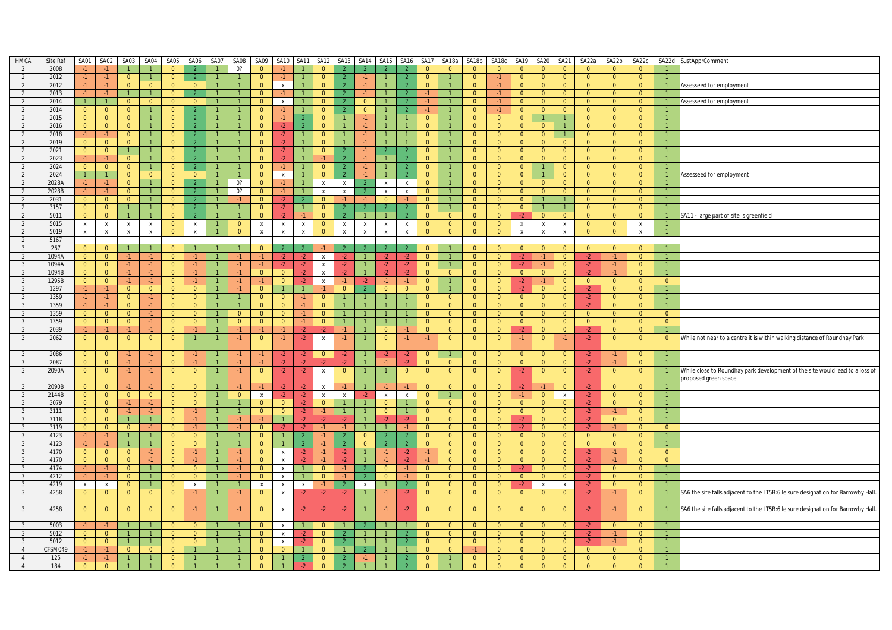| HMCA | Site Ref | SA01 | SA02 | SA03 | SA04 | SA05 | SA06 | SA07 | SA08 | SA09 | SA10 | SA11 | SA12 | SA13 | SA14 | SA15 | SA16 | SA17 | SA18a | SA18b | SA18c | SA19 | SA20 | SA21 | SA22a | SA22b | SA22c | SA22d | SustApprComment |
|---|---|---|---|---|---|---|---|---|---|---|---|---|---|---|---|---|---|---|---|---|---|---|---|---|---|---|---|---|---|
| 2 | 2008 | -1 | -1 | 1 | 1 | 0 | 2 | 1 | 0? | 0 | -1 | 1 | 0 | 2 | 2 | 2 | 2 | 0 | 0 | 0 | 0 | 0 | 0 | 0 | 0 | 0 | 0 | 1 | |
| 2 | 2012 | -1 | -1 | 0 | 1 | 0 | 2 | 1 | 1 | 0 | -1 | 1 | 0 | 2 | -1 | 1 | 2 | 0 | 1 | 0 | -1 | 0 | 0 | 0 | 0 | 0 | 0 | 1 | |
| 2 | 2012 | -1 | -1 | 0 | 0 | 0 | 0 | 1 | 1 | 0 | x | 1 | 0 | 2 | -1 | 1 | 2 | 0 | 1 | 0 | -1 | 0 | 0 | 0 | 0 | 0 | 0 | 1 | Assesseed for employment |
| 2 | 2013 | -1 | -1 | 1 | 1 | 0 | 2 | 1 | 1 | 0 | -1 | 1 | 0 | 2 | -1 | 1 | 2 | -1 | 1 | 0 | -1 | 0 | 0 | 0 | 0 | 0 | 0 | 1 | |
| 2 | 2014 | 1 | 1 | 0 | 0 | 0 | 0 | 1 | 1 | 0 | x | 1 | 0 | 2 | 0 | 1 | 2 | -1 | 1 | 0 | -1 | 0 | 0 | 0 | 0 | 0 | 0 | 1 | Assesseed for employment |
| 2 | 2014 | 0 | 0 | 0 | 1 | 0 | 2 | 1 | 1 | 0 | -1 | 1 | 0 | 2 | 0 | 1 | 2 | -1 | 1 | 0 | -1 | 0 | 0 | 0 | 0 | 0 | 0 | 1 | |
| 2 | 2015 | 0 | 0 | 0 | 1 | 0 | 2 | 1 | 1 | 0 | -1 | 2 | 0 | 1 | -1 | 1 | 1 | 0 | 1 | 0 | 0 | 0 | 1 | 1 | 0 | 0 | 0 | 1 | |
| 2 | 2016 | 0 | 0 | 0 | 1 | 0 | 2 | 1 | 1 | 0 | -2 | 2 | 0 | 1 | -1 | 1 | 1 | 0 | 1 | 0 | 0 | 0 | 0 | 1 | 0 | 0 | 0 | 1 | |
| 2 | 2018 | -1 | -1 | 0 | 1 | 0 | 2 | 1 | 1 | 0 | -2 | 1 | 0 | 1 | -1 | 1 | 1 | 0 | 1 | 0 | 0 | 0 | 0 | 1 | 0 | 0 | 0 | 1 | |
| 2 | 2019 | 0 | 0 | 0 | 1 | 0 | 2 | 1 | 1 | 0 | -2 | 1 | 0 | 1 | -1 | 1 | 1 | 0 | 1 | 0 | 0 | 0 | 0 | 0 | 0 | 0 | 0 | 1 | |
| 2 | 2021 | 0 | 0 | 1 | 1 | 0 | 2 | 1 | 1 | 0 | -2 | 1 | 0 | 2 | -1 | 2 | 2 | 0 | 1 | 0 | 0 | 0 | 0 | 0 | 0 | 0 | 0 | 1 | |
| 2 | 2023 | -1 | -1 | 0 | 1 | 0 | 2 | 1 | 1 | 0 | -2 | 1 | -1 | 2 | -1 | 1 | 2 | 0 | 1 | 0 | 0 | 0 | 0 | 0 | 0 | 0 | 0 | 1 | |
| 2 | 2024 | 0 | 0 | 0 | 1 | 0 | 2 | 1 | 1 | 0 | -1 | 1 | 0 | 2 | -1 | 1 | 2 | 0 | 1 | 0 | 0 | 0 | 1 | 0 | 0 | 0 | 0 | 1 | |
| 2 | 2024 | 1 | 1 | 0 | 0 | 0 | 0 | 1 | 1 | 0 | x | 1 | 0 | 2 | -1 | 1 | 2 | 0 | 1 | 0 | 0 | 0 | 1 | 0 | 0 | 0 | 0 | 1 | Assesseed for employment |
| 2 | 2028A | -1 | -1 | 0 | 1 | 0 | 2 | 1 | 0? | 0 | -1 | 1 | x | x | 2 | x | x | 0 | 1 | 0 | 0 | 0 | 0 | 0 | 0 | 0 | 0 | 1 | |
| 2 | 2028B | -1 | -1 | 0 | 1 | 0 | 2 | 1 | 0? | 0 | -1 | 1 | x | x | 2 | x | x | 0 | 1 | 0 | 0 | 0 | 0 | 0 | 0 | 0 | 0 | 1 | |
| 2 | 2031 | 0 | 0 | 0 | 1 | 0 | 2 | 1 | -1 | 0 | -2 | 2 | 0 | -1 | -1 | 0 | -1 | 0 | 1 | 0 | 0 | 0 | 1 | 1 | 0 | 0 | 0 | 1 | |
| 2 | 3157 | 0 | 0 | 1 | 1 | 0 | 2 | 1 | 1 | 0 | -2 | 1 | 0 | 2 | 2 | 2 | 2 | 0 | 1 | 0 | 0 | 0 | 1 | 1 | 0 | 0 | 0 | 1 | |
| 2 | 5011 | 0 | 0 | 1 | 1 | 0 | 2 | 1 | 1 | 0 | -2 | -1 | 0 | 2 | 1 | 1 | 2 | 0 | 0 | 0 | 0 | -2 | 0 | 0 | 0 | 0 | 0 | 1 | SA11 - large part of site is greenfield |
| 2 | 5015 | x | x | x | x | 0 | x | 1 | 0 | x | x | x | 0 | x | x | x | x | 0 | 0 | 0 | 0 | x | x | x | 0 | 0 | x | 1 | |
| 2 | 5019 | x | x | x | x | 0 | x | 1 | 0 | x | x | x | 0 | x | x | x | x | 0 | 0 | 0 | 0 | x | x | x | 0 | 0 | x | 1 | |
| 2 | 5167 | | | | | | | | | | | | | | | | | | | | | | | | | | | | |
| 3 | 267 | 0 | 0 | 1 | 1 | 0 | 1 | 1 | 1 | 0 | 2 | 2 | -1 | 2 | 2 | 2 | 2 | 0 | 1 | 0 | 0 | 0 | 0 | 0 | 0 | 0 | 0 | 1 | |
| 3 | 1094A | 0 | 0 | -1 | -1 | 0 | -1 | 1 | -1 | -1 | -2 | -2 | x | -2 | 1 | -2 | -2 | 0 | 1 | 0 | 0 | -2 | -1 | 0 | -2 | -1 | 0 | 1 | |
| 3 | 1094A | 0 | 0 | -1 | -1 | 0 | -1 | 1 | -1 | -1 | -2 | -2 | x | -2 | 1 | -2 | -2 | 0 | 1 | 0 | 0 | -2 | -1 | 0 | -2 | -1 | 0 | 1 | |
| 3 | 1094B | 0 | 0 | -1 | -1 | 0 | -1 | 1 | -1 | 0 | 0 | -2 | x | -2 | 1 | -2 | -2 | 0 | 0 | 0 | 0 | 0 | 0 | 0 | -2 | -1 | 0 | 1 | |
| 3 | 1295B | 0 | 0 | -1 | -1 | 0 | -1 | 1 | -1 | -1 | 0 | -2 | x | -1 | -2 | -1 | -1 | 0 | 1 | 0 | 0 | -2 | -1 | 0 | 0 | 0 | 0 | 0 | |
| 3 | 1297 | -1 | -1 | 0 | 0 | 0 | 0 | 1 | -1 | 0 | 1 | 1 | -1 | 0 | 2 | 0 | 0 | 0 | 1 | 0 | 0 | -2 | 0 | 0 | -2 | 0 | 0 | 1 | |
| 3 | 1359 | -1 | -1 | 0 | -1 | 0 | 0 | 1 | 1 | 0 | 0 | -1 | 0 | 1 | 1 | 1 | 1 | 0 | 0 | 0 | 0 | 0 | 0 | 0 | -2 | 0 | 0 | 1 | |
| 3 | 1359 | -1 | -1 | 0 | -1 | 0 | 0 | 1 | 1 | 0 | 0 | -1 | 0 | 1 | 1 | 1 | 1 | 0 | 0 | 0 | 0 | 0 | 0 | 0 | -2 | 0 | 0 | 1 | |
| 3 | 1359 | 0 | 0 | 0 | -1 | 0 | 0 | 1 | 0 | 0 | 0 | -1 | 0 | 1 | 1 | 1 | 1 | 0 | 0 | 0 | 0 | 0 | 0 | 0 | 0 | 0 | 0 | 0 | |
| 3 | 1359 | 0 | 0 | 0 | -1 | 0 | 0 | 1 | 0 | 0 | 0 | -1 | 0 | 1 | 1 | 1 | 1 | 0 | 0 | 0 | 0 | 0 | 0 | 0 | 0 | 0 | 0 | 0 | |
| 3 | 2039 | -1 | -1 | -1 | -1 | 0 | -1 | 1 | -1 | -1 | -1 | -2 | -2 | -1 | 1 | 0 | -1 | 0 | 0 | 0 | 0 | -2 | 0 | 0 | -2 | 0 | 0 | 1 | |
| 3 | 2062 | 0 | 0 | 0 | 0 | 0 | 1 | 1 | -1 | 0 | -1 | -2 | x | -1 | 1 | 0 | -1 | -1 | 0 | 0 | 0 | -1 | 0 | -1 | -2 | 0 | 0 | 0 | While not near to a centre it is within walking distance of Roundhay Park |
| 3 | 2086 | 0 | 0 | -1 | -1 | 0 | -1 | 1 | -1 | -1 | -2 | -2 | 0 | -2 | 1 | -2 | -2 | 0 | 1 | 0 | 0 | 0 | 0 | 0 | -2 | -1 | 0 | 1 | |
| 3 | 2087 | 0 | 0 | -1 | -1 | 0 | -1 | 1 | -1 | -1 | -2 | -2 | -2 | -2 | 1 | -1 | -2 | 0 | 0 | 0 | 0 | 0 | 0 | 0 | -2 | -1 | 0 | 1 | |
| 3 | 2090A | 0 | 0 | -1 | -1 | 0 | 0 | 1 | -1 | 0 | -2 | -2 | x | 0 | 1 | 1 | 0 | 0 | 0 | 0 | 0 | -2 | 0 | 0 | -2 | 0 | 0 | 1 | While close to Roundhay park development of the site would lead to a loss of proposed green space |
| 3 | 2090B | 0 | 0 | -1 | -1 | 0 | 0 | 1 | -1 | -1 | -2 | -2 | x | -1 | 1 | -1 | -1 | 0 | 0 | 0 | 0 | -2 | -1 | 0 | -2 | 0 | 0 | 1 | |
| 3 | 2144B | 0 | 0 | 0 | 0 | 0 | 0 | 1 | 0 | x | -2 | -2 | x | x | -2 | x | x | 0 | 1 | 0 | 0 | -1 | 0 | x | -2 | 0 | 0 | 1 | |
| 3 | 3079 | 0 | 0 | -1 | -1 | 0 | 0 | 1 | 1 | 0 | 0 | -2 | 0 | 1 | 1 | 0 | 1 | 0 | 0 | 0 | 0 | 0 | 0 | 0 | -2 | 0 | 0 | 1 | |
| 3 | 3111 | 0 | 0 | -1 | -1 | 0 | -1 | 1 | 1 | 0 | 0 | -2 | -1 | 1 | 1 | 0 | 1 | 0 | 0 | 0 | 0 | 0 | 0 | 0 | -2 | -1 | 0 | 1 | |
| 3 | 3118 | 0 | 0 | 1 | 1 | 0 | -1 | 1 | -1 | -1 | 1 | -2 | -2 | -2 | 1 | -2 | -2 | 0 | 0 | 0 | 0 | -2 | 0 | 0 | -2 | 0 | 0 | 1 | |
| 3 | 3119 | 0 | 0 | 0 | -1 | 0 | -1 | 1 | -1 | 0 | -2 | -2 | -1 | -1 | 1 | 1 | -1 | 0 | 0 | 0 | 0 | -2 | 0 | 0 | -2 | -1 | 0 | 0 | |
| 3 | 4123 | -1 | -1 | 1 | 1 | 0 | 0 | 1 | 1 | 0 | 1 | 2 | -1 | 2 | 0 | 2 | 2 | 0 | 0 | 0 | 0 | 0 | 0 | 0 | 0 | 0 | 0 | 1 | |
| 3 | 4123 | -1 | -1 | 1 | 1 | 0 | 0 | 1 | 1 | 0 | 1 | 2 | -1 | 2 | 0 | 2 | 2 | 0 | 0 | 0 | 0 | 0 | 0 | 0 | 0 | 0 | 0 | 1 | |
| 3 | 4170 | 0 | 0 | 0 | -1 | 0 | -1 | 1 | -1 | 0 | x | -2 | -1 | -2 | 1 | -1 | -2 | -1 | 0 | 0 | 0 | 0 | 0 | 0 | -2 | -1 | 0 | 0 | |
| 3 | 4170 | 0 | 0 | 0 | -1 | 0 | -1 | 1 | -1 | 0 | x | -2 | -1 | -2 | 1 | -1 | -2 | -1 | 0 | 0 | 0 | 0 | 0 | 0 | -2 | -1 | 0 | 0 | |
| 3 | 4174 | -1 | -1 | 0 | 1 | 0 | 0 | 1 | -1 | 0 | x | 1 | 0 | -1 | 2 | 0 | -1 | 0 | 0 | 0 | 0 | -2 | 0 | 0 | -2 | 0 | 0 | 1 | |
| 3 | 4212 | -1 | -1 | 0 | 1 | 0 | 0 | 1 | -1 | 0 | x | 1 | 0 | -1 | 2 | 0 | -1 | 0 | 0 | 0 | 0 | 0 | 0 | 0 | -2 | 0 | 0 | 1 | |
| 3 | 4219 | x | x | 0 | 1 | 0 | x | 1 | 1 | x | x | x | -1 | 2 | x | 1 | 2 | 0 | 0 | 0 | 0 | -2 | x | x | -2 | 0 | 0 | 1 | |
| 3 | 4258 | 0 | 0 | 0 | 0 | 0 | -1 | 1 | -1 | 0 | x | -2 | -2 | -2 | 1 | -1 | -2 | 0 | 0 | 0 | 0 | 0 | 0 | 0 | -2 | -1 | 0 | 1 | SA6 the site falls adjacent to the LT5B:6 leisure designation for Barrowby Hall. |
| 3 | 4258 | 0 | 0 | 0 | 0 | 0 | -1 | 1 | -1 | 0 | x | -2 | -2 | -2 | 1 | -1 | -2 | 0 | 0 | 0 | 0 | 0 | 0 | 0 | -2 | -1 | 0 | 1 | SA6 the site falls adjacent to the LT5B:6 leisure designation for Barrowby Hall. |
| 3 | 5003 | -1 | -1 | 1 | 1 | 0 | 0 | 1 | 1 | 0 | x | 1 | 0 | 1 | 2 | 1 | 1 | 0 | 0 | 0 | 0 | 0 | 0 | 0 | -2 | 0 | 0 | 1 | |
| 3 | 5012 | 0 | 0 | 1 | 1 | 0 | 0 | 1 | 1 | 0 | x | -2 | 0 | 2 | 1 | 1 | 2 | 0 | 0 | 0 | 0 | 0 | 0 | 0 | -2 | -1 | 0 | 1 | |
| 3 | 5012 | 0 | 0 | 1 | 1 | 0 | 0 | 1 | 1 | 0 | x | -2 | 0 | 2 | 1 | 1 | 2 | 0 | 0 | 0 | 0 | 0 | 0 | 0 | -2 | -1 | 0 | 1 | |
| 4 | CFSM049 | -1 | -1 | 0 | 0 | 0 | 1 | 1 | 1 | 0 | 0 | 1 | 0 | 1 | 2 | 1 | 1 | 0 | 0 | -1 | 0 | 0 | 0 | 0 | 0 | 0 | 0 | 1 | |
| 4 | 125 | -1 | -1 | 1 | 1 | 0 | 1 | 1 | 1 | 0 | 1 | 2 | 0 | 2 | -1 | 1 | 2 | 0 | 1 | 0 | 0 | 0 | 0 | 0 | 0 | 0 | 0 | 1 | |
| 4 | 184 | 0 | 0 | 1 | 1 | 0 | 1 | 1 | 1 | 0 | 1 | -2 | 0 | 2 | 1 | 1 | 2 | 0 | 1 | 0 | 0 | 0 | 0 | 0 | 0 | 0 | 0 | 1 | |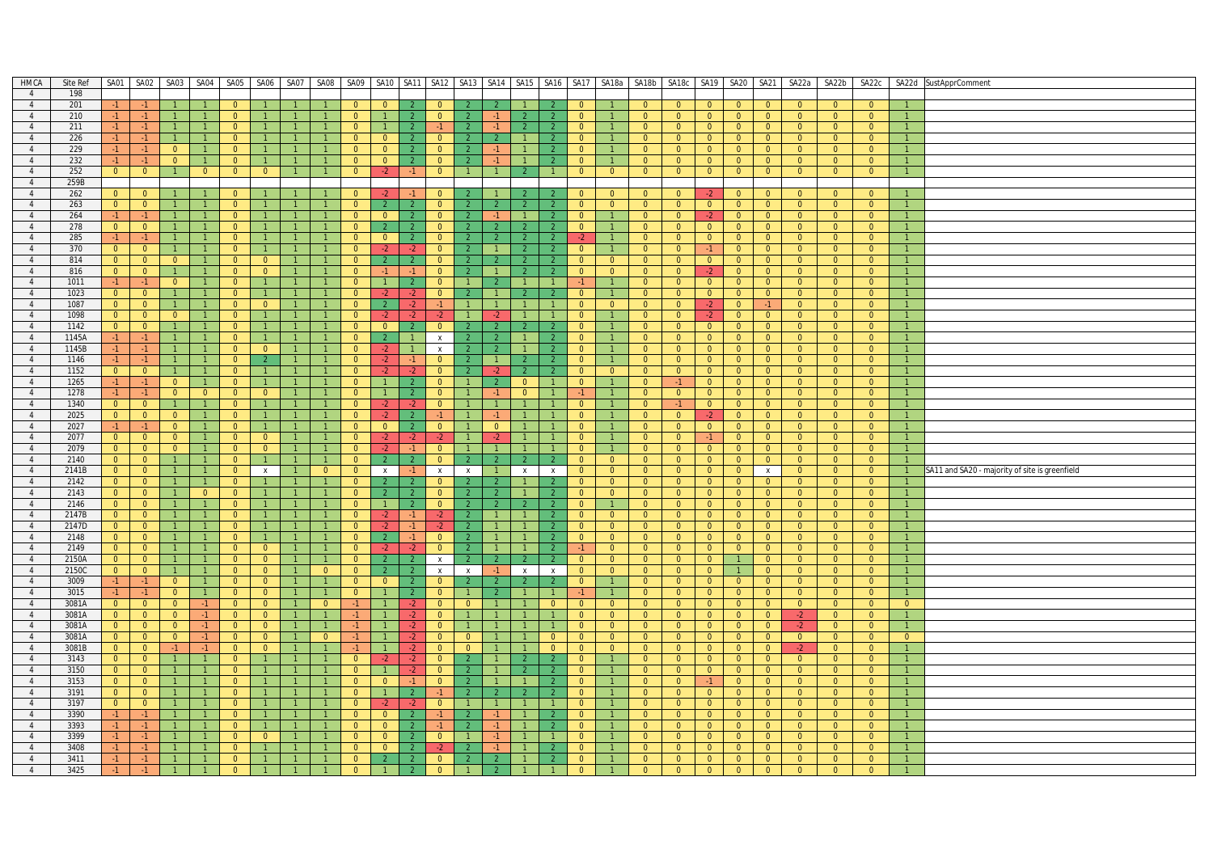| HMCA | Site Ref | SA01 | SA02 | SA03 | SA04 | SA05 | SA06 | SA07 | SA08 | SA09 | SA10 | SA11 | SA12 | SA13 | SA14 | SA15 | SA16 | SA17 | SA18a | SA18b | SA18c | SA19 | SA20 | SA21 | SA22a | SA22b | SA22c | SA22d | SustApprComment |
|---|---|---|---|---|---|---|---|---|---|---|---|---|---|---|---|---|---|---|---|---|---|---|---|---|---|---|---|---|---|
| 4 | 198 | | | | | | | | | | | | | | | | | | | | | | | | | | | | |
| 4 | 201 | -1 | -1 | 1 | 1 | 0 | 1 | 1 | 1 | 0 | 0 | 2 | 0 | 2 | 2 | 1 | 2 | 0 | 1 | 0 | 0 | 0 | 0 | 0 | 0 | 0 | 0 | 1 | |
| 4 | 210 | -1 | -1 | 1 | 1 | 0 | 1 | 1 | 1 | 0 | 1 | 2 | 0 | 2 | -1 | 2 | 2 | 0 | 1 | 0 | 0 | 0 | 0 | 0 | 0 | 0 | 0 | 1 | |
| 4 | 211 | -1 | -1 | 1 | 1 | 0 | 1 | 1 | 1 | 0 | 1 | 2 | -1 | 2 | -1 | 2 | 2 | 0 | 1 | 0 | 0 | 0 | 0 | 0 | 0 | 0 | 0 | 1 | |
| 4 | 226 | -1 | -1 | 1 | 1 | 0 | 1 | 1 | 1 | 0 | 0 | 2 | 0 | 2 | 2 | 1 | 2 | 0 | 1 | 0 | 0 | 0 | 0 | 0 | 0 | 0 | 0 | 1 | |
| 4 | 229 | -1 | -1 | 0 | 1 | 0 | 1 | 1 | 1 | 0 | 0 | 2 | 0 | 2 | -1 | 1 | 2 | 0 | 1 | 0 | 0 | 0 | 0 | 0 | 0 | 0 | 0 | 1 | |
| 4 | 232 | -1 | -1 | 0 | 1 | 0 | 1 | 1 | 1 | 0 | 0 | 2 | 0 | 2 | -1 | 1 | 2 | 0 | 1 | 0 | 0 | 0 | 0 | 0 | 0 | 0 | 0 | 1 | |
| 4 | 252 | 0 | 0 | 1 | 0 | 0 | 0 | 1 | 1 | 0 | -2 | -1 | 0 | 1 | 1 | 2 | 1 | 0 | 0 | 0 | 0 | 0 | 0 | 0 | 0 | 0 | 0 | 1 | |
| 4 | 259B | | | | | | | | | | | | | | | | | | | | | | | | | | | | |
| 4 | 262 | 0 | 0 | 1 | 1 | 0 | 1 | 1 | 1 | 0 | -2 | -1 | 0 | 2 | 1 | 2 | 2 | 0 | 0 | 0 | 0 | -2 | 0 | 0 | 0 | 0 | 0 | 1 | |
| 4 | 263 | 0 | 0 | 1 | 1 | 0 | 1 | 1 | 1 | 0 | 2 | 2 | 0 | 2 | 2 | 2 | 2 | 0 | 0 | 0 | 0 | 0 | 0 | 0 | 0 | 0 | 0 | 1 | |
| 4 | 264 | -1 | -1 | 1 | 1 | 0 | 1 | 1 | 1 | 0 | 0 | 2 | 0 | 2 | -1 | 1 | 2 | 0 | 1 | 0 | 0 | -2 | 0 | 0 | 0 | 0 | 0 | 1 | |
| 4 | 278 | 0 | 0 | 1 | 1 | 0 | 1 | 1 | 1 | 0 | 2 | 2 | 0 | 2 | 2 | 2 | 2 | 0 | 1 | 0 | 0 | 0 | 0 | 0 | 0 | 0 | 0 | 1 | |
| 4 | 285 | -1 | -1 | 1 | 1 | 0 | 1 | 1 | 1 | 0 | 0 | 2 | 0 | 2 | 2 | 2 | 2 | -2 | 1 | 0 | 0 | 0 | 0 | 0 | 0 | 0 | 0 | 1 | |
| 4 | 370 | 0 | 0 | 1 | 1 | 0 | 1 | 1 | 1 | 0 | -2 | -2 | 0 | 2 | 1 | 2 | 2 | 0 | 1 | 0 | 0 | -1 | 0 | 0 | 0 | 0 | 0 | 1 | |
| 4 | 814 | 0 | 0 | 0 | 1 | 0 | 0 | 1 | 1 | 0 | 2 | 2 | 0 | 2 | 2 | 2 | 2 | 0 | 0 | 0 | 0 | 0 | 0 | 0 | 0 | 0 | 0 | 1 | |
| 4 | 816 | 0 | 0 | 1 | 1 | 0 | 0 | 1 | 1 | 0 | -1 | -1 | 0 | 2 | 1 | 2 | 2 | 0 | 0 | 0 | 0 | -2 | 0 | 0 | 0 | 0 | 0 | 1 | |
| 4 | 1011 | -1 | -1 | 0 | 1 | 0 | 1 | 1 | 1 | 0 | 1 | 2 | 0 | 1 | 2 | 1 | 1 | -1 | 1 | 0 | 0 | 0 | 0 | 0 | 0 | 0 | 0 | 1 | |
| 4 | 1023 | 0 | 0 | 1 | 1 | 0 | 1 | 1 | 1 | 0 | -2 | -2 | 0 | 2 | 1 | 2 | 2 | 0 | 1 | 0 | 0 | 0 | 0 | 0 | 0 | 0 | 0 | 1 | |
| 4 | 1087 | 0 | 0 | 1 | 1 | 0 | 0 | 1 | 1 | 0 | 2 | -2 | -1 | 1 | 1 | 1 | 1 | 0 | 0 | 0 | 0 | -2 | 0 | -1 | 0 | 0 | 0 | 1 | |
| 4 | 1098 | 0 | 0 | 0 | 1 | 0 | 1 | 1 | 1 | 0 | -2 | -2 | -2 | 1 | -2 | 1 | 1 | 0 | 1 | 0 | 0 | -2 | 0 | 0 | 0 | 0 | 0 | 1 | |
| 4 | 1142 | 0 | 0 | 1 | 1 | 0 | 1 | 1 | 1 | 0 | 0 | 2 | 0 | 2 | 2 | 2 | 2 | 0 | 1 | 0 | 0 | 0 | 0 | 0 | 0 | 0 | 0 | 1 | |
| 4 | 1145A | -1 | -1 | 1 | 1 | 0 | 1 | 1 | 1 | 0 | 2 | 1 | x | 2 | 2 | 1 | 2 | 0 | 1 | 0 | 0 | 0 | 0 | 0 | 0 | 0 | 0 | 1 | |
| 4 | 1145B | -1 | -1 | 1 | 1 | 0 | 0 | 1 | 1 | 0 | -2 | 1 | x | 2 | 2 | 1 | 2 | 0 | 1 | 0 | 0 | 0 | 0 | 0 | 0 | 0 | 0 | 1 | |
| 4 | 1146 | -1 | -1 | 1 | 1 | 0 | 2 | 1 | 1 | 0 | -2 | -1 | 0 | 2 | 1 | 2 | 2 | 0 | 1 | 0 | 0 | 0 | 0 | 0 | 0 | 0 | 0 | 1 | |
| 4 | 1152 | 0 | 0 | 1 | 1 | 0 | 1 | 1 | 1 | 0 | -2 | -2 | 0 | 2 | -2 | 2 | 2 | 0 | 0 | 0 | 0 | 0 | 0 | 0 | 0 | 0 | 0 | 1 | |
| 4 | 1265 | -1 | -1 | 0 | 1 | 0 | 1 | 1 | 1 | 0 | 1 | 2 | 0 | 1 | 2 | 0 | 1 | 0 | 1 | 0 | -1 | 0 | 0 | 0 | 0 | 0 | 0 | 1 | |
| 4 | 1278 | -1 | -1 | 0 | 0 | 0 | 0 | 1 | 1 | 0 | 1 | 2 | 0 | 1 | -1 | 0 | 1 | -1 | 1 | 0 | 0 | 0 | 0 | 0 | 0 | 0 | 0 | 1 | |
| 4 | 1340 | 0 | 0 | 1 | 1 | 0 | 1 | 1 | 1 | 0 | -2 | -2 | 0 | 1 | 1 | 1 | 1 | 0 | 1 | 0 | -1 | 0 | 0 | 0 | 0 | 0 | 0 | 1 | |
| 4 | 2025 | 0 | 0 | 0 | 1 | 0 | 1 | 1 | 1 | 0 | -2 | 2 | -1 | 1 | -1 | 1 | 1 | 0 | 1 | 0 | 0 | -2 | 0 | 0 | 0 | 0 | 0 | 1 | |
| 4 | 2027 | -1 | -1 | 0 | 1 | 0 | 1 | 1 | 1 | 0 | 0 | 2 | 0 | 1 | 0 | 1 | 1 | 0 | 1 | 0 | 0 | 0 | 0 | 0 | 0 | 0 | 0 | 1 | |
| 4 | 2077 | 0 | 0 | 0 | 1 | 0 | 0 | 1 | 1 | 0 | -2 | -2 | -2 | 1 | -2 | 1 | 1 | 0 | 1 | 0 | 0 | -1 | 0 | 0 | 0 | 0 | 0 | 1 | |
| 4 | 2079 | 0 | 0 | 0 | 1 | 0 | 0 | 1 | 1 | 0 | -2 | -1 | 0 | 1 | 1 | 1 | 1 | 0 | 1 | 0 | 0 | 0 | 0 | 0 | 0 | 0 | 0 | 1 | |
| 4 | 2140 | 0 | 0 | 1 | 1 | 0 | 1 | 1 | 1 | 0 | 2 | 2 | 0 | 2 | 2 | 2 | 2 | 0 | 0 | 0 | 0 | 0 | 0 | 0 | 0 | 0 | 0 | 1 | |
| 4 | 2141B | 0 | 0 | 1 | 1 | 0 | x | 1 | 0 | 0 | x | -1 | x | x | 1 | x | x | 0 | 0 | 0 | 0 | 0 | 0 | x | 0 | 0 | 0 | 1 | SA11 and SA20 - majority of site is greenfield |
| 4 | 2142 | 0 | 0 | 1 | 1 | 0 | 1 | 1 | 1 | 0 | 2 | 2 | 0 | 2 | 2 | 1 | 2 | 0 | 0 | 0 | 0 | 0 | 0 | 0 | 0 | 0 | 0 | 1 | |
| 4 | 2143 | 0 | 0 | 1 | 0 | 0 | 1 | 1 | 1 | 0 | 2 | 2 | 0 | 2 | 2 | 1 | 2 | 0 | 0 | 0 | 0 | 0 | 0 | 0 | 0 | 0 | 0 | 1 | |
| 4 | 2146 | 0 | 0 | 1 | 1 | 0 | 1 | 1 | 1 | 0 | 1 | 2 | 0 | 2 | 2 | 2 | 2 | 0 | 1 | 0 | 0 | 0 | 0 | 0 | 0 | 0 | 0 | 1 | |
| 4 | 2147B | 0 | 0 | 1 | 1 | 0 | 1 | 1 | 1 | 0 | -2 | -1 | -2 | 2 | 1 | 1 | 2 | 0 | 0 | 0 | 0 | 0 | 0 | 0 | 0 | 0 | 0 | 1 | |
| 4 | 2147D | 0 | 0 | 1 | 1 | 0 | 1 | 1 | 1 | 0 | -2 | -1 | -2 | 2 | 1 | 1 | 2 | 0 | 0 | 0 | 0 | 0 | 0 | 0 | 0 | 0 | 0 | 1 | |
| 4 | 2148 | 0 | 0 | 1 | 1 | 0 | 1 | 1 | 1 | 0 | 2 | -1 | 0 | 2 | 1 | 1 | 2 | 0 | 0 | 0 | 0 | 0 | 0 | 0 | 0 | 0 | 0 | 1 | |
| 4 | 2149 | 0 | 0 | 1 | 1 | 0 | 0 | 1 | 1 | 0 | -2 | -2 | 0 | 2 | 1 | 1 | 2 | -1 | 0 | 0 | 0 | 0 | 0 | 0 | 0 | 0 | 0 | 1 | |
| 4 | 2150A | 0 | 0 | 1 | 1 | 0 | 0 | 1 | 1 | 0 | 2 | 2 | x | 2 | 2 | 2 | 2 | 0 | 0 | 0 | 0 | 0 | 1 | 0 | 0 | 0 | 0 | 1 | |
| 4 | 2150C | 0 | 0 | 1 | 1 | 0 | 0 | 1 | 0 | 0 | 2 | 2 | x | x | -1 | x | x | 0 | 0 | 0 | 0 | 0 | 1 | 0 | 0 | 0 | 0 | 1 | |
| 4 | 3009 | -1 | -1 | 0 | 1 | 0 | 0 | 1 | 1 | 0 | 0 | 2 | 0 | 2 | 2 | 2 | 2 | 0 | 1 | 0 | 0 | 0 | 0 | 0 | 0 | 0 | 0 | 1 | |
| 4 | 3015 | -1 | -1 | 0 | 1 | 0 | 0 | 1 | 1 | 0 | 1 | 2 | 0 | 1 | 2 | 1 | 1 | -1 | 1 | 0 | 0 | 0 | 0 | 0 | 0 | 0 | 0 | 1 | |
| 4 | 3081A | 0 | 0 | 0 | -1 | 0 | 0 | 1 | 0 | -1 | 1 | -2 | 0 | 0 | 1 | 1 | 0 | 0 | 0 | 0 | 0 | 0 | 0 | 0 | 0 | 0 | 0 | 0 | |
| 4 | 3081A | 0 | 0 | 0 | -1 | 0 | 0 | 1 | 1 | -1 | 1 | -2 | 0 | 1 | 1 | 1 | 1 | 0 | 0 | 0 | 0 | 0 | 0 | 0 | -2 | 0 | 0 | 1 | |
| 4 | 3081A | 0 | 0 | 0 | -1 | 0 | 0 | 1 | 1 | -1 | 1 | -2 | 0 | 1 | 1 | 1 | 1 | 0 | 0 | 0 | 0 | 0 | 0 | 0 | -2 | 0 | 0 | 1 | |
| 4 | 3081A | 0 | 0 | 0 | -1 | 0 | 0 | 1 | 0 | -1 | 1 | -2 | 0 | 0 | 1 | 1 | 0 | 0 | 0 | 0 | 0 | 0 | 0 | 0 | 0 | 0 | 0 | 0 | |
| 4 | 3081B | 0 | 0 | -1 | -1 | 0 | 0 | 1 | 1 | -1 | 1 | -2 | 0 | 0 | 1 | 1 | 0 | 0 | 0 | 0 | 0 | 0 | 0 | 0 | -2 | 0 | 0 | 1 | |
| 4 | 3143 | 0 | 0 | 1 | 1 | 0 | 1 | 1 | 1 | 0 | -2 | -2 | 0 | 2 | 1 | 2 | 2 | 0 | 1 | 0 | 0 | 0 | 0 | 0 | 0 | 0 | 0 | 1 | |
| 4 | 3150 | 0 | 0 | 1 | 1 | 0 | 1 | 1 | 1 | 0 | 1 | -2 | 0 | 2 | 1 | 2 | 2 | 0 | 1 | 0 | 0 | 0 | 0 | 0 | 0 | 0 | 0 | 1 | |
| 4 | 3153 | 0 | 0 | 1 | 1 | 0 | 1 | 1 | 1 | 0 | 0 | -1 | 0 | 2 | 1 | 1 | 2 | 0 | 1 | 0 | 0 | -1 | 0 | 0 | 0 | 0 | 0 | 1 | |
| 4 | 3191 | 0 | 0 | 1 | 1 | 0 | 1 | 1 | 1 | 0 | 1 | 2 | -1 | 2 | 2 | 2 | 2 | 0 | 1 | 0 | 0 | 0 | 0 | 0 | 0 | 0 | 0 | 1 | |
| 4 | 3197 | 0 | 0 | 1 | 1 | 0 | 1 | 1 | 1 | 0 | -2 | -2 | 0 | 1 | 1 | 1 | 1 | 0 | 1 | 0 | 0 | 0 | 0 | 0 | 0 | 0 | 0 | 1 | |
| 4 | 3390 | -1 | -1 | 1 | 1 | 0 | 1 | 1 | 1 | 0 | 0 | 2 | -1 | 2 | -1 | 1 | 2 | 0 | 1 | 0 | 0 | 0 | 0 | 0 | 0 | 0 | 0 | 1 | |
| 4 | 3393 | -1 | -1 | 1 | 1 | 0 | 1 | 1 | 1 | 0 | 0 | 2 | -1 | 2 | -1 | 1 | 2 | 0 | 1 | 0 | 0 | 0 | 0 | 0 | 0 | 0 | 0 | 1 | |
| 4 | 3399 | -1 | -1 | 1 | 1 | 0 | 0 | 1 | 1 | 0 | 0 | 2 | 0 | 1 | -1 | 1 | 1 | 0 | 1 | 0 | 0 | 0 | 0 | 0 | 0 | 0 | 0 | 1 | |
| 4 | 3408 | -1 | -1 | 1 | 1 | 0 | 1 | 1 | 1 | 0 | 0 | 2 | -2 | 2 | -1 | 1 | 2 | 0 | 1 | 0 | 0 | 0 | 0 | 0 | 0 | 0 | 0 | 1 | |
| 4 | 3411 | -1 | -1 | 1 | 1 | 0 | 1 | 1 | 1 | 0 | 2 | 2 | 0 | 2 | 2 | 1 | 2 | 0 | 1 | 0 | 0 | 0 | 0 | 0 | 0 | 0 | 0 | 1 | |
| 4 | 3425 | -1 | -1 | 1 | 1 | 0 | 1 | 1 | 1 | 0 | 1 | 2 | 0 | 1 | 2 | 1 | 1 | 0 | 1 | 0 | 0 | 0 | 0 | 0 | 0 | 0 | 0 | 1 | |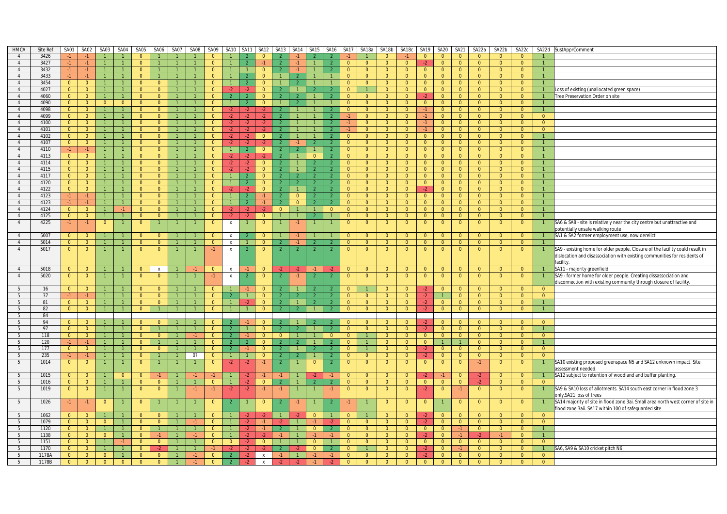| HMCA | Site Ref | SA01 | SA02 | SA03 | SA04 | SA05 | SA06 | SA07 | SA08 | SA09 | SA10 | SA11 | SA12 | SA13 | SA14 | SA15 | SA16 | SA17 | SA18a | SA18b | SA18c | SA19 | SA20 | SA21 | SA22a | SA22b | SA22c | SA22d | SustApprComment |
|---|---|---|---|---|---|---|---|---|---|---|---|---|---|---|---|---|---|---|---|---|---|---|---|---|---|---|---|---|---|
| 4 | 3426 | -1 | -1 | 1 | 1 | 0 | 1 | 1 | 1 | 0 | 1 | 2 | 0 | 2 | -1 | 2 | 2 | -1 | 1 | 0 | -1 | 0 | 0 | 0 | 0 | 0 | 0 | 1 | |
| 4 | 3427 | -1 | -1 | 1 | 1 | 0 | 1 | 1 | 1 | 0 | 1 | 2 | -1 | 2 | -1 | 1 | 2 | 0 | 0 | 0 | 0 | -2 | 0 | 0 | 0 | 0 | 0 | 1 | |
| 4 | 3432 | -1 | -1 | 1 | 1 | 0 | 1 | 1 | 1 | 0 | 1 | 1 | 0 | 2 | -1 | 1 | 2 | 0 | 0 | 0 | 0 | 0 | 0 | 0 | 0 | 0 | 0 | 1 | |
| 4 | 3433 | -1 | -1 | 1 | 1 | 0 | 1 | 1 | 1 | 0 | 1 | 2 | 0 | 1 | 2 | 1 | 1 | 0 | 0 | 0 | 0 | 0 | 0 | 0 | 0 | 0 | 0 | 1 | |
| 4 | 3454 | 0 | 0 | 1 | 1 | 0 | 0 | 1 | 1 | 0 | 1 | 2 | 0 | 1 | 2 | 1 | 1 | 0 | 0 | 0 | 0 | 0 | 0 | 0 | 0 | 0 | 0 | 1 | |
| 4 | 4027 | 0 | 0 | 1 | 1 | 0 | 0 | 1 | 1 | 0 | -2 | -2 | 0 | 2 | 1 | 2 | 2 | 0 | 1 | 0 | 0 | 0 | 0 | 0 | 0 | 0 | 0 | 1 | Loss of existing (unallocated green space) |
| 4 | 4060 | 0 | 0 | 1 | 1 | 0 | 0 | 1 | 1 | 0 | 2 | 2 | 0 | 2 | 2 | 1 | 2 | 0 | 0 | 0 | 0 | -2 | 0 | 0 | 0 | 0 | 0 | 1 | Tree Preservation Order on site |
| 4 | 4090 | 0 | 0 | 0 | 0 | 0 | 0 | 1 | 1 | 0 | 1 | 2 | 0 | 1 | 2 | 1 | 1 | 0 | 0 | 0 | 0 | 0 | 0 | 0 | 0 | 0 | 0 | 1 | |
| 4 | 4098 | 0 | 0 | 1 | 1 | 0 | 0 | 1 | 1 | 0 | -2 | -2 | -2 | 2 | 1 | 1 | 2 | 0 | 0 | 0 | 0 | -1 | 0 | 0 | 0 | 0 | 0 | 1 | |
| 4 | 4099 | 0 | 0 | 1 | 1 | 0 | 0 | 1 | 1 | 0 | -2 | -2 | -2 | 2 | 1 | 1 | 2 | -1 | 0 | 0 | 0 | -1 | 0 | 0 | 0 | 0 | 0 | 0 | |
| 4 | 4100 | 0 | 0 | 1 | 1 | 0 | 0 | 1 | 1 | 0 | -2 | -2 | -2 | 2 | 1 | 1 | 2 | -1 | 0 | 0 | 0 | -1 | 0 | 0 | 0 | 0 | 0 | 0 | |
| 4 | 4101 | 0 | 0 | 1 | 1 | 0 | 0 | 1 | 1 | 0 | -2 | -2 | -2 | 2 | 1 | 1 | 2 | -1 | 0 | 0 | 0 | -1 | 0 | 0 | 0 | 0 | 0 | 0 | |
| 4 | 4102 | 0 | 0 | 1 | 1 | 0 | 0 | 1 | 1 | 0 | -2 | -2 | 0 | 2 | 1 | 1 | 2 | 0 | 0 | 0 | 0 | 0 | 0 | 0 | 0 | 0 | 0 | 1 | |
| 4 | 4107 | 0 | 0 | 1 | 1 | 0 | 0 | 1 | 1 | 0 | -2 | -2 | -2 | 2 | -1 | 2 | 2 | 0 | 0 | 0 | 0 | 0 | 0 | 0 | 0 | 0 | 0 | 1 | |
| 4 | 4110 | -1 | -1 | 1 | 1 | 0 | 0 | 1 | 1 | 0 | 1 | 2 | 0 | 2 | 2 | 1 | 2 | 0 | 0 | 0 | 0 | 0 | 0 | 0 | 0 | 0 | 0 | 1 | |
| 4 | 4113 | 0 | 0 | 1 | 1 | 0 | 0 | 1 | 1 | 0 | -2 | -2 | -2 | 2 | 1 | 0 | 2 | 0 | 0 | 0 | 0 | 0 | 0 | 0 | 0 | 0 | 0 | 1 | |
| 4 | 4114 | 0 | 0 | 1 | 1 | 0 | 0 | 1 | 1 | 0 | -2 | -2 | 0 | 2 | 1 | 2 | 2 | 0 | 0 | 0 | 0 | 0 | 0 | 0 | 0 | 0 | 0 | 1 | |
| 4 | 4115 | 0 | 0 | 1 | 1 | 0 | 0 | 1 | 1 | 0 | -2 | -2 | 0 | 2 | 1 | 2 | 2 | 0 | 0 | 0 | 0 | 0 | 0 | 0 | 0 | 0 | 0 | 1 | |
| 4 | 4117 | 0 | 0 | 1 | 1 | 0 | 0 | 1 | 1 | 0 | 1 | 2 | 0 | 2 | 2 | 2 | 2 | 0 | 0 | 0 | 0 | 0 | 0 | 0 | 0 | 0 | 0 | 1 | |
| 4 | 4120 | 0 | 0 | 1 | 1 | 0 | 0 | 1 | 1 | 0 | 1 | 2 | 0 | 2 | 2 | 2 | 2 | 0 | 0 | 0 | 0 | 0 | 0 | 0 | 0 | 0 | 0 | 1 | |
| 4 | 4122 | 0 | 0 | 1 | 1 | 0 | 0 | 1 | 1 | 0 | -2 | -2 | 0 | 2 | 1 | 2 | 2 | 0 | 0 | 0 | 0 | -2 | 0 | 0 | 0 | 0 | 0 | 1 | |
| 4 | 4123 | -1 | -1 | 1 | 1 | 0 | 0 | 1 | 1 | 0 | 1 | 2 | -1 | 2 | 0 | 2 | 2 | 0 | 0 | 0 | 0 | 0 | 0 | 0 | 0 | 0 | 0 | 1 | |
| 4 | 4123 | -1 | -1 | 1 | 1 | 0 | 0 | 1 | 1 | 0 | 1 | 2 | -1 | 2 | 0 | 2 | 2 | 0 | 0 | 0 | 0 | 0 | 0 | 0 | 0 | 0 | 0 | 1 | |
| 4 | 4124 | 0 | 0 | 1 | -1 | 0 | 0 | 1 | 1 | 0 | -2 | -2 | -2 | 0 | 1 | 1 | 0 | 0 | 0 | 0 | 0 | 0 | 0 | 0 | 0 | 0 | 0 | 1 | |
| 4 | 4125 | 0 | 0 | 1 | 1 | 0 | 0 | 1 | 1 | 0 | -2 | -2 | 0 | 1 | 1 | 2 | 1 | 0 | 0 | 0 | 0 | 0 | 0 | 0 | 0 | 0 | 0 | 1 | |
| 4 | 4225 | -1 | -1 | 0 | 1 | 0 | 1 | 1 | 1 | 0 | x | 1 | 0 | 1 | -1 | 1 | 1 | 0 | 0 | 0 | 0 | 0 | 0 | 0 | 0 | 0 | 0 | 1 | SA6 & SA8 - site is relatively near the city centre but unattractive and potentially unsafe walking route |
| 4 | 5007 | 0 | 0 | 1 | 1 | 0 | 0 | 1 | 1 | 0 | x | 2 | 0 | 1 | -1 | 1 | 1 | 0 | 0 | 0 | 0 | 0 | 0 | 0 | 0 | 0 | 0 | 1 | SA1 & SA2 former employment use, now derelict |
| 4 | 5014 | 0 | 0 | 1 | 1 | 0 | 0 | 1 | 1 | 0 | x | 1 | 0 | 2 | -1 | 2 | 2 | 0 | 0 | 0 | 0 | 0 | 0 | 0 | 0 | 0 | 0 | 1 | |
| 4 | 5017 | 0 | 0 | 1 | 1 | 0 | 0 | 1 | 1 | -1 | x | 2 | 0 | 2 | 2 | 2 | 2 | 0 | 0 | 0 | 0 | 0 | 0 | 0 | 0 | 0 | 0 | 1 | SA9 - existing home for older people. Closure of the facility could result in dislocation and disassociation with existing communities for residents of facility. |
| 4 | 5018 | 0 | 0 | 1 | 1 | 0 | x | 1 | -1 | 0 | x | -1 | 0 | -2 | -2 | -1 | -2 | 0 | 0 | 0 | 0 | 0 | 0 | 0 | 0 | 0 | 0 | 1 | SA11 - majority greenfield |
| 4 | 5020 | 0 | 0 | 1 | 1 | 0 | 0 | 1 | 1 | -1 | x | 2 | 0 | 2 | -1 | 2 | 2 | 0 | 0 | 0 | 0 | 0 | 0 | 0 | 0 | 0 | 0 | 1 | SA9 - former home for older people. Creating dissassociation and disconnection with existing community through closure of facility. |
| 5 | 16 | 0 | 0 | 1 | 1 | 0 | 0 | 1 | 1 | 0 | 1 | -1 | 0 | 2 | 1 | 2 | 2 | 0 | 1 | 0 | 0 | -2 | 0 | 0 | 0 | 0 | 0 | 0 | |
| 5 | 37 | -1 | -1 | 1 | 1 | 0 | 0 | 1 | 1 | 0 | 2 | 1 | 0 | 2 | 2 | 2 | 2 | 0 | 0 | 0 | 0 | -2 | 1 | 0 | 0 | 0 | 0 | 0 | |
| 5 | 81 | 0 | 0 | 1 | 1 | 0 | 0 | 1 | 1 | 0 | 1 | -2 | 0 | 2 | 1 | 2 | 2 | 0 | 0 | 0 | 0 | -2 | 0 | 0 | 0 | 0 | 0 | 1 | |
| 5 | 82 | 0 | 0 | 1 | 1 | 0 | 1 | 1 | 1 | 0 | 1 | 1 | 0 | 2 | 2 | 1 | 2 | 0 | 0 | 0 | 0 | -2 | 0 | 0 | 0 | 0 | 0 | 1 | |
| 5 | 84 | | | | | | | | | | | | | | | | | | | | | | | | | | | | |
| 5 | 94 | 0 | 0 | 1 | 1 | 0 | 0 | 1 | 1 | 0 | 2 | -1 | 0 | 2 | 1 | 2 | 2 | 0 | 0 | 0 | 0 | -2 | 0 | 0 | 0 | 0 | 0 | 0 | |
| 5 | 97 | 0 | 0 | 1 | 1 | 0 | 1 | 1 | 1 | 0 | 2 | 1 | 0 | 2 | 2 | 1 | 2 | 0 | 0 | 0 | 0 | -2 | 0 | 0 | 0 | 0 | 0 | 1 | |
| 5 | 118 | 0 | 0 | 1 | 1 | 0 | 0 | 1 | -1 | 0 | 2 | -1 | 0 | 0 | 1 | 1 | 0 | 0 | 1 | 0 | 0 | 0 | 0 | 0 | 0 | 0 | 0 | 0 | |
| 5 | 120 | -1 | -1 | 1 | 1 | 0 | 1 | 1 | 1 | 0 | 2 | 2 | 0 | 2 | 2 | 1 | 2 | 0 | 1 | 0 | 0 | 0 | 1 | 1 | 0 | 0 | 0 | 1 | |
| 5 | 177 | 0 | 0 | 1 | 1 | 0 | 0 | 1 | 1 | 0 | 2 | -1 | 0 | 2 | 1 | 2 | 2 | 0 | 1 | 0 | 0 | -2 | 0 | 0 | 0 | 0 | 0 | 0 | |
| 5 | 235 | -1 | -1 | 1 | 1 | 0 | 1 | 1 | 0? | 0 | 1 | 1 | 0 | 2 | 2 | 1 | 2 | 0 | 0 | 0 | 0 | -2 | 0 | 0 | 0 | 0 | 0 | 0 | |
| 5 | 1014 | 0 | 0 | 1 | 1 | 0 | 1 | 1 | 1 | 0 | -2 | -2 | -1 | 2 | 1 | 0 | 2 | 0 | 0 | 0 | 0 | 0 | 0 | 0 | -1 | 0 | 0 | 1 | SA10 existing proposed greenspace N5 and SA12 unknown impact. Site assessment needed. |
| 5 | 1015 | 0 | 0 | 1 | 0 | 0 | -1 | 1 | -1 | -1 | 1 | -2 | -1 | -1 | 1 | -2 | -1 | 0 | 0 | 0 | 0 | -2 | -1 | 0 | -2 | 0 | 0 | 1 | SA12 subject to retention of woodland and buffer planting. |
| 5 | 1016 | 0 | 0 | 1 | 1 | 0 | 0 | 1 | 1 | 0 | 1 | -2 | 0 | 2 | 1 | 2 | 2 | 0 | 0 | 0 | 0 | 0 | 0 | 0 | -2 | 0 | 0 | 0 | |
| 5 | 1019 | 0 | 0 | 1 | 1 | 0 | 0 | 1 | -1 | -1 | -2 | -2 | -1 | -1 | 1 | 1 | -1 | 0 | 0 | 0 | 0 | -2 | 0 | -1 | 0 | 0 | 0 | 1 | SA9 & SA10 loss of allotments. SA14 south east corner in flood zone 3 only.SA21 loss of trees |
| 5 | 1026 | -1 | -1 | 0 | 1 | 0 | 1 | 1 | 1 | 0 | 2 | 1 | 0 | 2 | -1 | 1 | 2 | -1 | 1 | 0 | 0 | 0 | 1 | 0 | 0 | 0 | 0 | 1 | SA14 majority of site in flood zone 3ai. Small area north west corner of site in flood zone 3aii. SA17 within 100 of safeguarded site |
| 5 | 1062 | 0 | 0 | 1 | 1 | 0 | 0 | 1 | 1 | 0 | 1 | -2 | -2 | 1 | -2 | 0 | 1 | 0 | 1 | 0 | 0 | -2 | 0 | 0 | 0 | 0 | 0 | 0 | |
| 5 | 1079 | 0 | 0 | 0 | 1 | 0 | 0 | 1 | -1 | 0 | 1 | -2 | -1 | -2 | 1 | -1 | -2 | 0 | 0 | 0 | 0 | -2 | 0 | 0 | 0 | 0 | 0 | 0 | |
| 5 | 1120 | 0 | 0 | 1 | 1 | 0 | 1 | 1 | 1 | 0 | 1 | -2 | -1 | 2 | 1 | 0 | 2 | 0 | 0 | 0 | 0 | 0 | 0 | -1 | 0 | 0 | 0 | 1 | |
| 5 | 1138 | 0 | 0 | 0 | 1 | 0 | -1 | 1 | -1 | 0 | 1 | -2 | -2 | -1 | 1 | -1 | -1 | 0 | 0 | 0 | 0 | -2 | 0 | -1 | -2 | -1 | 0 | 1 | |
| 5 | 1151 | 0 | 0 | 1 | -1 | 0 | 0 | 1 | 1 | 0 | 0 | -2 | 0 | 1 | 1 | 0 | 1 | 0 | 0 | 0 | 0 | 0 | 0 | 0 | 0 | 0 | 0 | 0 | |
| 5 | 1170 | 0 | 0 | 1 | 1 | 0 | -2 | 1 | 1 | -1 | -2 | -2 | -2 | 2 | -2 | 0 | 2 | 0 | 1 | 0 | 0 | -2 | 0 | -1 | 0 | 0 | 0 | 1 | SA6, SA9 & SA10 cricket pitch N6 |
| 5 | 1178A | 0 | 0 | 0 | 1 | 0 | 0 | 1 | -1 | 0 | 2 | -2 | x | -1 | 1 | -1 | -1 | 0 | 0 | 0 | 0 | -2 | 0 | 0 | 0 | 0 | 0 | 0 | |
| 5 | 1178B | 0 | 0 | 0 | 0 | 0 | 0 | 1 | -1 | 0 | 2 | -2 | x | -2 | -2 | -1 | -2 | 0 | 0 | 0 | 0 | 0 | 0 | 0 | 0 | 0 | 0 | 0 | |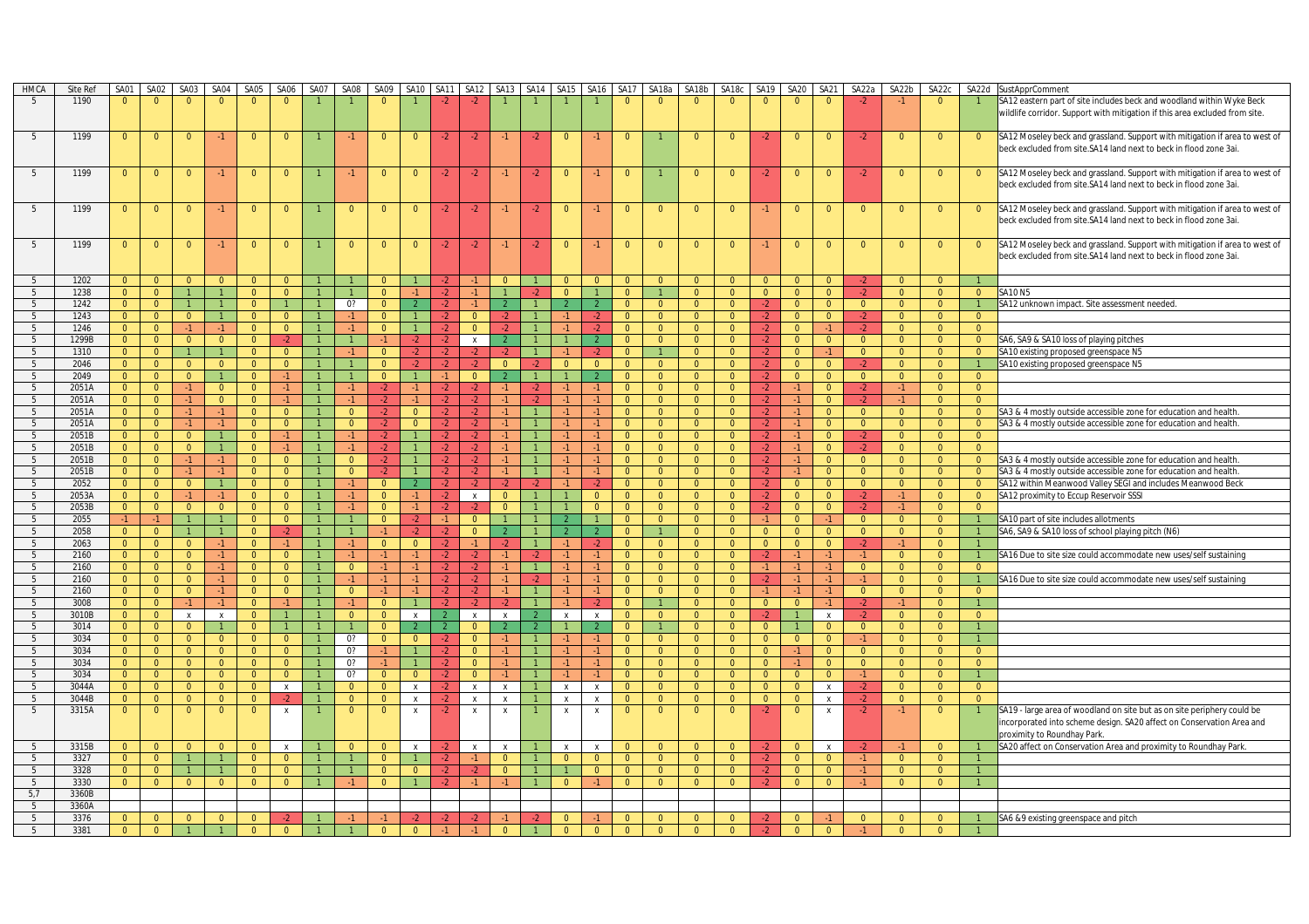| HMCA | Site Ref | SA01 | SA02 | SA03 | SA04 | SA05 | SA06 | SA07 | SA08 | SA09 | SA10 | SA11 | SA12 | SA13 | SA14 | SA15 | SA16 | SA17 | SA18a | SA18b | SA18c | SA19 | SA20 | SA21 | SA22a | SA22b | SA22c | SA22d | SustApprComment |
|---|---|---|---|---|---|---|---|---|---|---|---|---|---|---|---|---|---|---|---|---|---|---|---|---|---|---|---|---|---|
| 5 | 1190 | 0 | 0 | 0 | 0 | 0 | 0 | 1 | 1 | 0 | 1 | -2 | -2 | 1 | 1 | 1 | 1 | 0 | 0 | 0 | 0 | 0 | 0 | 0 | -2 | -1 | 0 | 1 | SA12 eastern part of site includes beck and woodland within Wyke Beck wildlife corridor. Support with mitigation if this area excluded from site. |
| 5 | 1199 | 0 | 0 | 0 | -1 | 0 | 0 | 1 | -1 | 0 | 0 | -2 | -2 | -1 | -2 | 0 | -1 | 0 | 1 | 0 | 0 | -2 | 0 | 0 | -2 | 0 | 0 | 0 | SA12 Moseley beck and grassland. Support with mitigation if area to west of beck excluded from site.SA14 land next to beck in flood zone 3ai. |
| 5 | 1199 | 0 | 0 | 0 | -1 | 0 | 0 | 1 | -1 | 0 | 0 | -2 | -2 | -1 | -2 | 0 | -1 | 0 | 1 | 0 | 0 | -2 | 0 | 0 | -2 | 0 | 0 | 0 | SA12 Moseley beck and grassland. Support with mitigation if area to west of beck excluded from site.SA14 land next to beck in flood zone 3ai. |
| 5 | 1199 | 0 | 0 | 0 | -1 | 0 | 0 | 1 | 0 | 0 | 0 | -2 | -2 | -1 | -2 | 0 | -1 | 0 | 0 | 0 | 0 | -1 | 0 | 0 | 0 | 0 | 0 | 0 | SA12 Moseley beck and grassland. Support with mitigation if area to west of beck excluded from site.SA14 land next to beck in flood zone 3ai. |
| 5 | 1199 | 0 | 0 | 0 | -1 | 0 | 0 | 1 | 0 | 0 | 0 | -2 | -2 | -1 | -2 | 0 | -1 | 0 | 0 | 0 | 0 | -1 | 0 | 0 | 0 | 0 | 0 | 0 | SA12 Moseley beck and grassland. Support with mitigation if area to west of beck excluded from site.SA14 land next to beck in flood zone 3ai. |
| 5 | 1202 | 0 | 0 | 0 | 0 | 0 | 0 | 1 | 1 | 0 | 1 | -2 | -1 | 0 | 1 | 0 | 0 | 0 | 0 | 0 | 0 | 0 | 0 | 0 | -2 | 0 | 0 | 1 | |
| 5 | 1238 | 0 | 0 | 1 | 1 | 0 | 0 | 1 | 1 | 0 | -1 | -2 | -1 | 1 | -2 | 0 | 1 | 0 | 1 | 0 | 0 | 0 | 0 | 0 | -2 | 0 | 0 | 0 | SA10 N5 |
| 5 | 1242 | 0 | 0 | 1 | 1 | 0 | 1 | 1 | 0? | 0 | 2 | -2 | -1 | 2 | 1 | 2 | 2 | 0 | 0 | 0 | 0 | -2 | 0 | 0 | 0 | 0 | 0 | 1 | SA12 unknown impact. Site assessment needed. |
| 5 | 1243 | 0 | 0 | 0 | 1 | 0 | 0 | 1 | -1 | 0 | 1 | -2 | 0 | -2 | 1 | -1 | -2 | 0 | 0 | 0 | 0 | -2 | 0 | 0 | -2 | 0 | 0 | 0 | |
| 5 | 1246 | 0 | 0 | -1 | -1 | 0 | 0 | 1 | -1 | 0 | 1 | -2 | 0 | -2 | 1 | -1 | -2 | 0 | 0 | 0 | 0 | -2 | 0 | -1 | -2 | 0 | 0 | 0 | |
| 5 | 1299B | 0 | 0 | 0 | 0 | 0 | -2 | 1 | 1 | -1 | -2 | -2 | x | 2 | 1 | 1 | 2 | 0 | 0 | 0 | 0 | -2 | 0 | 0 | 0 | 0 | 0 | 0 | SA6, SA9 & SA10 loss of playing pitches |
| 5 | 1310 | 0 | 0 | 1 | 1 | 0 | 0 | 1 | -1 | 0 | -2 | -2 | -2 | -2 | 1 | -1 | -2 | 0 | 1 | 0 | 0 | -2 | 0 | -1 | 0 | 0 | 0 | 0 | SA10 existing proposed greenspace N5 |
| 5 | 2046 | 0 | 0 | 0 | 0 | 0 | 0 | 1 | 1 | 0 | -2 | -2 | -2 | 0 | -2 | 0 | 0 | 0 | 0 | 0 | 0 | -2 | 0 | 0 | -2 | 0 | 0 | 1 | SA10 existing proposed greenspace N5 |
| 5 | 2049 | 0 | 0 | 0 | 1 | 0 | -1 | 1 | 1 | 0 | 1 | -1 | 0 | 2 | 1 | 1 | 2 | 0 | 0 | 0 | 0 | -2 | 0 | 0 | 0 | 0 | 0 | 0 | |
| 5 | 2051A | 0 | 0 | -1 | 0 | 0 | -1 | 1 | -1 | -2 | -1 | -2 | -2 | -1 | -2 | -1 | -1 | 0 | 0 | 0 | 0 | -2 | -1 | 0 | -2 | -1 | 0 | 0 | |
| 5 | 2051A | 0 | 0 | -1 | 0 | 0 | -1 | 1 | -1 | -2 | -1 | -2 | -2 | -1 | -2 | -1 | -1 | 0 | 0 | 0 | 0 | -2 | -1 | 0 | -2 | -1 | 0 | 0 | |
| 5 | 2051A | 0 | 0 | -1 | -1 | 0 | 0 | 1 | 0 | -2 | 0 | -2 | -2 | -1 | 1 | -1 | -1 | 0 | 0 | 0 | 0 | -2 | -1 | 0 | 0 | 0 | 0 | 0 | SA3 & 4 mostly outside accessible zone for education and health. |
| 5 | 2051A | 0 | 0 | -1 | -1 | 0 | 0 | 1 | 0 | -2 | 0 | -2 | -2 | -1 | 1 | -1 | -1 | 0 | 0 | 0 | 0 | -2 | -1 | 0 | 0 | 0 | 0 | 0 | SA3 & 4 mostly outside accessible zone for education and health. |
| 5 | 2051B | 0 | 0 | 0 | 1 | 0 | -1 | 1 | -1 | -2 | 1 | -2 | -2 | -1 | 1 | -1 | -1 | 0 | 0 | 0 | 0 | -2 | -1 | 0 | -2 | 0 | 0 | 0 | |
| 5 | 2051B | 0 | 0 | 0 | 1 | 0 | -1 | 1 | -1 | -2 | 1 | -2 | -2 | -1 | 1 | -1 | -1 | 0 | 0 | 0 | 0 | -2 | -1 | 0 | -2 | 0 | 0 | 0 | |
| 5 | 2051B | 0 | 0 | -1 | -1 | 0 | 0 | 1 | 0 | -2 | 1 | -2 | -2 | -1 | 1 | -1 | -1 | 0 | 0 | 0 | 0 | -2 | -1 | 0 | 0 | 0 | 0 | 0 | SA3 & 4 mostly outside accessible zone for education and health. |
| 5 | 2051B | 0 | 0 | -1 | -1 | 0 | 0 | 1 | 0 | -2 | 1 | -2 | -2 | -1 | 1 | -1 | -1 | 0 | 0 | 0 | 0 | -2 | -1 | 0 | 0 | 0 | 0 | 0 | SA3 & 4 mostly outside accessible zone for education and health. |
| 5 | 2052 | 0 | 0 | 0 | 1 | 0 | 0 | 1 | -1 | 0 | 2 | -2 | -2 | -2 | -2 | -1 | -2 | 0 | 0 | 0 | 0 | -2 | 0 | 0 | 0 | 0 | 0 | 0 | SA12 within Meanwood Valley SEGI and includes Meanwood Beck |
| 5 | 2053A | 0 | 0 | -1 | -1 | 0 | 0 | 1 | -1 | 0 | -1 | -2 | x | 0 | 1 | 1 | 0 | 0 | 0 | 0 | 0 | -2 | 0 | 0 | -2 | -1 | 0 | 0 | SA12 proximity to Eccup Reservoir SSSI |
| 5 | 2053B | 0 | 0 | 0 | 0 | 0 | 0 | 1 | -1 | 0 | -1 | -2 | -2 | 0 | 1 | 1 | 0 | 0 | 0 | 0 | 0 | -2 | 0 | 0 | -2 | -1 | 0 | 0 | |
| 5 | 2055 | -1 | -1 | 1 | 1 | 0 | 0 | 1 | 1 | 0 | -2 | -1 | 0 | 1 | 1 | 2 | 1 | 0 | 0 | 0 | 0 | -1 | 0 | -1 | 0 | 0 | 0 | 1 | SA10 part of site includes allotments |
| 5 | 2058 | 0 | 0 | 1 | 1 | 0 | -2 | 1 | 1 | -1 | -2 | -2 | 0 | 2 | 1 | 2 | 2 | 0 | 1 | 0 | 0 | 0 | 0 | 0 | 0 | 0 | 0 | 1 | SA6, SA9 & SA10 loss of school playing pitch (N6) |
| 5 | 2063 | 0 | 0 | 0 | -1 | 0 | -1 | 1 | -1 | 0 | 0 | -2 | -1 | -2 | 1 | -1 | -2 | 0 | 0 | 0 | 0 | 0 | 0 | 0 | -2 | -1 | 0 | 1 | |
| 5 | 2160 | 0 | 0 | 0 | -1 | 0 | 0 | 1 | -1 | -1 | -1 | -2 | -2 | -1 | -2 | -1 | -1 | 0 | 0 | 0 | 0 | -2 | -1 | -1 | -1 | 0 | 0 | 1 | SA16 Due to site size could accommodate new uses/self sustaining |
| 5 | 2160 | 0 | 0 | 0 | -1 | 0 | 0 | 1 | 0 | -1 | -1 | -2 | -2 | -1 | 1 | -1 | -1 | 0 | 0 | 0 | 0 | -1 | -1 | -1 | 0 | 0 | 0 | 0 | |
| 5 | 2160 | 0 | 0 | 0 | -1 | 0 | 0 | 1 | -1 | -1 | -1 | -2 | -2 | -1 | -2 | -1 | -1 | 0 | 0 | 0 | 0 | -2 | -1 | -1 | -1 | 0 | 0 | 1 | SA16 Due to site size could accommodate new uses/self sustaining |
| 5 | 2160 | 0 | 0 | 0 | -1 | 0 | 0 | 1 | 0 | -1 | -1 | -2 | -2 | -1 | 1 | -1 | -1 | 0 | 0 | 0 | 0 | -1 | -1 | -1 | 0 | 0 | 0 | 0 | |
| 5 | 3008 | 0 | 0 | -1 | -1 | 0 | -1 | 1 | -1 | 0 | 1 | -2 | -2 | -2 | 1 | -1 | -2 | 0 | 1 | 0 | 0 | 0 | 0 | -1 | -2 | -1 | 0 | 1 | |
| 5 | 3010B | 0 | 0 | x | x | 0 | 1 | 1 | 0 | 0 | x | 2 | x | x | 2 | x | x | 0 | 0 | 0 | 0 | -2 | 1 | x | -2 | 0 | 0 | 0 | |
| 5 | 3014 | 0 | 0 | 0 | 1 | 0 | 1 | 1 | 1 | 0 | 2 | 2 | 0 | 2 | 2 | 1 | 2 | 0 | 1 | 0 | 0 | 0 | 1 | 0 | 0 | 0 | 0 | 1 | |
| 5 | 3034 | 0 | 0 | 0 | 0 | 0 | 0 | 1 | 0? | 0 | 0 | -2 | 0 | -1 | 1 | -1 | -1 | 0 | 0 | 0 | 0 | 0 | 0 | 0 | -1 | 0 | 0 | 1 | |
| 5 | 3034 | 0 | 0 | 0 | 0 | 0 | 0 | 1 | 0? | -1 | 1 | -2 | 0 | -1 | 1 | -1 | -1 | 0 | 0 | 0 | 0 | 0 | -1 | 0 | 0 | 0 | 0 | 0 | |
| 5 | 3034 | 0 | 0 | 0 | 0 | 0 | 0 | 1 | 0? | -1 | 1 | -2 | 0 | -1 | 1 | -1 | -1 | 0 | 0 | 0 | 0 | 0 | -1 | 0 | 0 | 0 | 0 | 0 | |
| 5 | 3034 | 0 | 0 | 0 | 0 | 0 | 0 | 1 | 0? | 0 | 0 | -2 | 0 | -1 | 1 | -1 | -1 | 0 | 0 | 0 | 0 | 0 | 0 | 0 | -1 | 0 | 0 | 1 | |
| 5 | 3044A | 0 | 0 | 0 | 0 | 0 | x | 1 | 0 | 0 | x | -2 | x | x | 1 | x | x | 0 | 0 | 0 | 0 | 0 | 0 | x | -2 | 0 | 0 | 0 | |
| 5 | 3044B | 0 | 0 | 0 | 0 | 0 | -2 | 1 | 0 | 0 | x | -2 | x | x | 1 | x | x | 0 | 0 | 0 | 0 | 0 | 0 | x | -2 | 0 | 0 | 0 | |
| 5 | 3315A | 0 | 0 | 0 | 0 | 0 | x | 1 | 0 | 0 | x | -2 | x | x | 1 | x | x | 0 | 0 | 0 | 0 | -2 | 0 | x | -2 | -1 | 0 | 1 | SA19 - large area of woodland on site but as on site periphery could be incorporated into scheme design. SA20 affect on Conservation Area and proximity to Roundhay Park. |
| 5 | 3315B | 0 | 0 | 0 | 0 | 0 | x | 1 | 0 | 0 | x | -2 | x | x | 1 | x | x | 0 | 0 | 0 | 0 | -2 | 0 | x | -2 | -1 | 0 | 1 | SA20 affect on Conservation Area and proximity to Roundhay Park. |
| 5 | 3327 | 0 | 0 | 1 | 1 | 0 | 0 | 1 | 1 | 0 | 1 | -2 | -1 | 0 | 1 | 0 | 0 | 0 | 0 | 0 | 0 | -2 | 0 | 0 | -1 | 0 | 0 | 1 | |
| 5 | 3328 | 0 | 0 | 1 | 1 | 0 | 0 | 1 | 1 | 0 | 0 | -2 | -2 | 0 | 1 | 1 | 0 | 0 | 0 | 0 | 0 | -2 | 0 | 0 | -1 | 0 | 0 | 1 | |
| 5 | 3330 | 0 | 0 | 0 | 0 | 0 | 0 | 1 | -1 | 0 | 1 | -2 | -1 | -1 | 1 | 0 | -1 | 0 | 0 | 0 | 0 | -2 | 0 | 0 | -1 | 0 | 0 | 1 | |
| 5,7 | 3360B | | | | | | | | | | | | | | | | | | | | | | | | | | | | |
| 5 | 3360A | | | | | | | | | | | | | | | | | | | | | | | | | | | | |
| 5 | 3376 | 0 | 0 | 0 | 0 | 0 | -2 | 1 | -1 | -1 | -2 | -2 | -2 | -1 | -2 | 0 | -1 | 0 | 0 | 0 | 0 | -2 | 0 | -1 | 0 | 0 | 0 | 1 | SA6 &9 existing greenspace and pitch |
| 5 | 3381 | 0 | 0 | 1 | 1 | 0 | 0 | 1 | 1 | 0 | 0 | -1 | -1 | 0 | 1 | 0 | 0 | 0 | 0 | 0 | 0 | -2 | 0 | 0 | -1 | 0 | 0 | 1 | |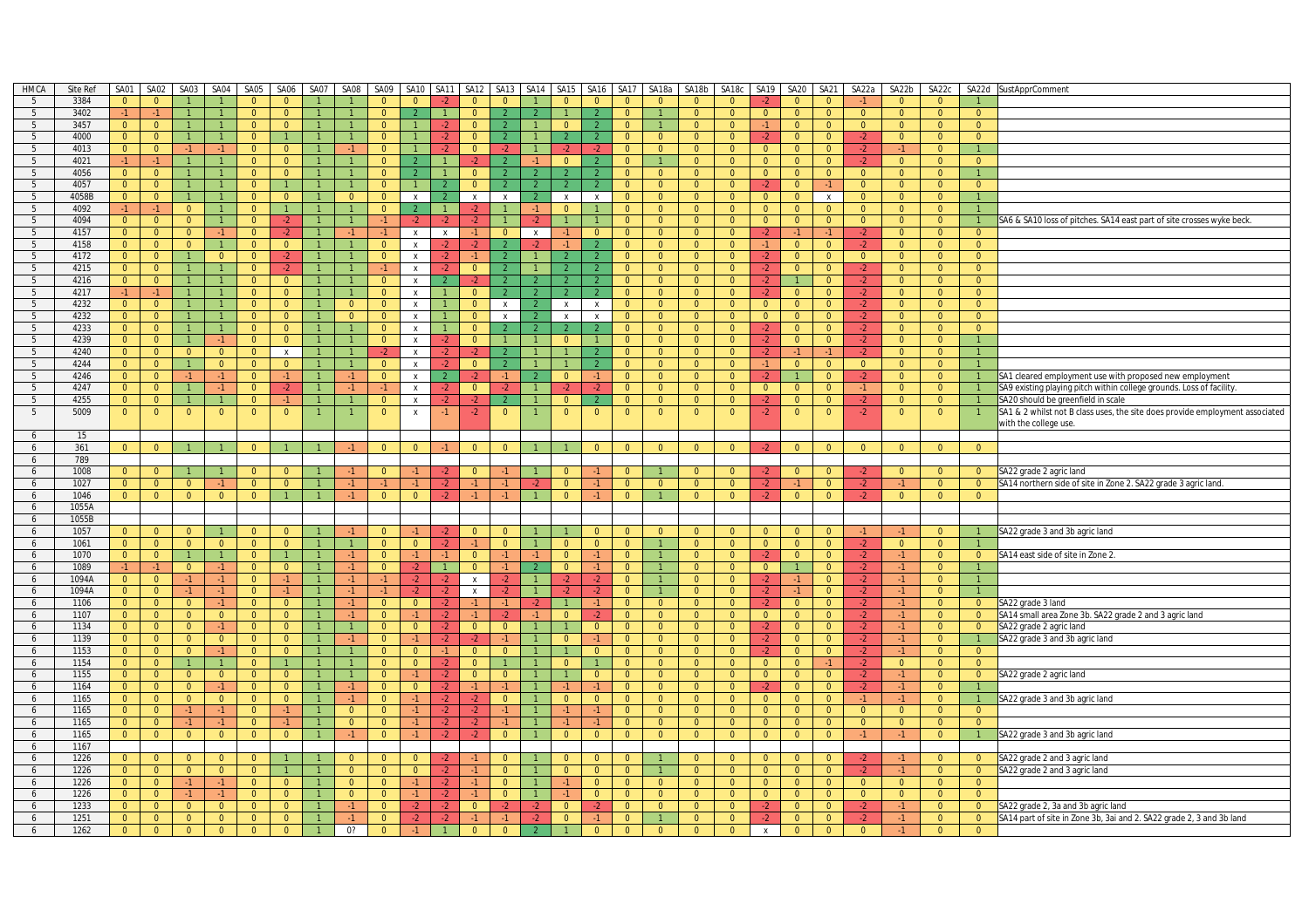| HMCA | Site Ref | SA01 | SA02 | SA03 | SA04 | SA05 | SA06 | SA07 | SA08 | SA09 | SA10 | SA11 | SA12 | SA13 | SA14 | SA15 | SA16 | SA17 | SA18a | SA18b | SA18c | SA19 | SA20 | SA21 | SA22a | SA22b | SA22c | SA22d | SustApprComment |
|---|---|---|---|---|---|---|---|---|---|---|---|---|---|---|---|---|---|---|---|---|---|---|---|---|---|---|---|---|---|
| 5 | 3384 | 0 | 0 | 1 | 1 | 0 | 0 | 1 | 1 | 0 | 0 | -2 | 0 | 0 | 1 | 0 | 0 | 0 | 0 | 0 | 0 | -2 | 0 | 0 | -1 | 0 | 0 | 1 | |
| 5 | 3402 | -1 | -1 | 1 | 1 | 0 | 0 | 1 | 1 | 0 | 2 | 1 | 0 | 2 | 2 | 1 | 2 | 0 | 1 | 0 | 0 | 0 | 0 | 0 | 0 | 0 | 0 | 0 | |
| 5 | 3457 | 0 | 0 | 1 | 1 | 0 | 0 | 1 | 1 | 0 | 1 | -2 | 0 | 2 | 1 | 0 | 2 | 0 | 1 | 0 | 0 | -1 | 0 | 0 | 0 | 0 | 0 | 0 | |
| 5 | 4000 | 0 | 0 | 1 | 1 | 0 | 1 | 1 | 1 | 0 | 1 | -2 | 0 | 2 | 1 | 2 | 2 | 0 | 0 | 0 | 0 | -2 | 0 | 0 | -2 | 0 | 0 | 0 | |
| 5 | 4013 | 0 | 0 | -1 | -1 | 0 | 0 | 1 | -1 | 0 | 1 | -2 | 0 | -2 | 1 | -2 | -2 | 0 | 0 | 0 | 0 | 0 | 0 | 0 | -2 | -1 | 0 | 1 | |
| 5 | 4021 | -1 | -1 | 1 | 1 | 0 | 0 | 1 | 1 | 0 | 2 | 1 | -2 | 2 | -1 | 0 | 2 | 0 | 1 | 0 | 0 | 0 | 0 | 0 | -2 | 0 | 0 | 0 | |
| 5 | 4056 | 0 | 0 | 1 | 1 | 0 | 0 | 1 | 1 | 0 | 2 | 1 | 0 | 2 | 2 | 2 | 2 | 0 | 0 | 0 | 0 | 0 | 0 | 0 | 0 | 0 | 0 | 1 | |
| 5 | 4057 | 0 | 0 | 1 | 1 | 0 | 1 | 1 | 1 | 0 | 1 | 2 | 0 | 2 | 2 | 2 | 2 | 0 | 0 | 0 | 0 | -2 | 0 | -1 | 0 | 0 | 0 | 0 | |
| 5 | 4058B | 0 | 0 | 1 | 1 | 0 | 0 | 1 | 0 | 0 | x | 2 | x | x | 2 | x | x | 0 | 0 | 0 | 0 | 0 | 0 | x | 0 | 0 | 0 | 1 | |
| 5 | 4092 | -1 | -1 | 0 | 1 | 0 | 1 | 1 | 1 | 0 | 2 | 1 | -2 | 1 | -1 | 0 | 1 | 0 | 0 | 0 | 0 | 0 | 0 | 0 | 0 | 0 | 0 | 1 | |
| 5 | 4094 | 0 | 0 | 0 | 1 | 0 | -2 | 1 | 1 | -1 | -2 | -2 | -2 | 1 | -2 | 1 | 1 | 0 | 0 | 0 | 0 | 0 | 0 | 0 | 0 | 0 | 0 | 1 | SA6 & SA10 loss of pitches. SA14 east part of site crosses wyke beck. |
| 5 | 4157 | 0 | 0 | 0 | -1 | 0 | -2 | 1 | -1 | -1 | x | x | -1 | 0 | x | -1 | 0 | 0 | 0 | 0 | 0 | -2 | -1 | -1 | -2 | 0 | 0 | 0 | |
| 5 | 4158 | 0 | 0 | 0 | 1 | 0 | 0 | 1 | 1 | 0 | x | -2 | -2 | 2 | -2 | -1 | 2 | 0 | 0 | 0 | 0 | -1 | 0 | 0 | -2 | 0 | 0 | 0 | |
| 5 | 4172 | 0 | 0 | 1 | 0 | 0 | -2 | 1 | 1 | 0 | x | -2 | -1 | 2 | 1 | 2 | 2 | 0 | 0 | 0 | 0 | -2 | 0 | 0 | 0 | 0 | 0 | 0 | |
| 5 | 4215 | 0 | 0 | 1 | 1 | 0 | -2 | 1 | 1 | -1 | x | -2 | 0 | 2 | 1 | 2 | 2 | 0 | 0 | 0 | 0 | -2 | 0 | 0 | -2 | 0 | 0 | 0 | |
| 5 | 4216 | 0 | 0 | 1 | 1 | 0 | 0 | 1 | 1 | 0 | x | 2 | -2 | 2 | 2 | 2 | 2 | 0 | 0 | 0 | 0 | -2 | 1 | 0 | -2 | 0 | 0 | 0 | |
| 5 | 4217 | -1 | -1 | 1 | 1 | 0 | 0 | 1 | 1 | 0 | x | 1 | 0 | 2 | 2 | 2 | 2 | 0 | 0 | 0 | 0 | -2 | 0 | 0 | -2 | 0 | 0 | 0 | |
| 5 | 4232 | 0 | 0 | 1 | 1 | 0 | 0 | 1 | 0 | 0 | x | 1 | 0 | x | 2 | x | x | 0 | 0 | 0 | 0 | 0 | 0 | 0 | -2 | 0 | 0 | 0 | |
| 5 | 4232 | 0 | 0 | 1 | 1 | 0 | 0 | 1 | 0 | 0 | x | 1 | 0 | x | 2 | x | x | 0 | 0 | 0 | 0 | 0 | 0 | 0 | -2 | 0 | 0 | 0 | |
| 5 | 4233 | 0 | 0 | 1 | 1 | 0 | 0 | 1 | 1 | 0 | x | 1 | 0 | 2 | 2 | 2 | 2 | 0 | 0 | 0 | 0 | -2 | 0 | 0 | -2 | 0 | 0 | 0 | |
| 5 | 4239 | 0 | 0 | 1 | -1 | 0 | 0 | 1 | 1 | 0 | x | -2 | 0 | 1 | 1 | 0 | 1 | 0 | 0 | 0 | 0 | -2 | 0 | 0 | -2 | 0 | 0 | 1 | |
| 5 | 4240 | 0 | 0 | 0 | 0 | 0 | x | 1 | 1 | -2 | x | -2 | -2 | 2 | 1 | 1 | 2 | 0 | 0 | 0 | 0 | -2 | -1 | -1 | -2 | 0 | 0 | 1 | |
| 5 | 4244 | 0 | 0 | 1 | 0 | 0 | 0 | 1 | 1 | 0 | x | -2 | 0 | 2 | 1 | 1 | 2 | 0 | 0 | 0 | 0 | -1 | 0 | 0 | 0 | 0 | 0 | 1 | |
| 5 | 4246 | 0 | 0 | -1 | -1 | 0 | -1 | 1 | -1 | 0 | x | 2 | -2 | -1 | 2 | 0 | -1 | 0 | 0 | 0 | 0 | -2 | 1 | 0 | -2 | 0 | 0 | 1 | SA1 cleared employment use with proposed new employment |
| 5 | 4247 | 0 | 0 | 1 | -1 | 0 | -2 | 1 | -1 | -1 | x | -2 | 0 | -2 | 1 | -2 | -2 | 0 | 0 | 0 | 0 | 0 | 0 | 0 | -1 | 0 | 0 | 1 | SA9 existing playing pitch within college grounds. Loss of facility. |
| 5 | 4255 | 0 | 0 | 1 | 1 | 0 | -1 | 1 | 1 | 0 | x | -2 | -2 | 2 | 1 | 0 | 2 | 0 | 0 | 0 | 0 | -2 | 0 | 0 | -2 | 0 | 0 | 1 | SA20 should be greenfield in scale |
| 5 | 5009 | 0 | 0 | 0 | 0 | 0 | 0 | 1 | 1 | 0 | x | -1 | -2 | 0 | 1 | 0 | 0 | 0 | 0 | 0 | 0 | -2 | 0 | 0 | -2 | 0 | 0 | 1 | SA1 & 2 whilst not B class uses, the site does provide employment associated with the college use. |
| 6 | 15 | | | | | | | | | | | | | | | | | | | | | | | | | | | | |
| 6 | 361 | 0 | 0 | 1 | 1 | 0 | 1 | 1 | -1 | 0 | 0 | -1 | 0 | 0 | 1 | 1 | 0 | 0 | 0 | 0 | 0 | -2 | 0 | 0 | 0 | 0 | 0 | 0 | |
| 6 | 789 | | | | | | | | | | | | | | | | | | | | | | | | | | | | |
| 6 | 1008 | 0 | 0 | 1 | 1 | 0 | 0 | 1 | -1 | 0 | -1 | -2 | 0 | -1 | 1 | 0 | -1 | 0 | 1 | 0 | 0 | -2 | 0 | 0 | -2 | 0 | 0 | 0 | SA22 grade 2 agric land |
| 6 | 1027 | 0 | 0 | 0 | -1 | 0 | 0 | 1 | -1 | -1 | -1 | -2 | -1 | -1 | -2 | 0 | -1 | 0 | 0 | 0 | 0 | -2 | -1 | 0 | -2 | -1 | 0 | 0 | SA14 northern side of site in Zone 2. SA22 grade 3 agric land. |
| 6 | 1046 | 0 | 0 | 0 | 0 | 0 | 1 | 1 | -1 | 0 | 0 | -2 | -1 | -1 | 1 | 0 | -1 | 0 | 1 | 0 | 0 | -2 | 0 | 0 | -2 | 0 | 0 | 0 | |
| 6 | 1055A | | | | | | | | | | | | | | | | | | | | | | | | | | | | |
| 6 | 1055B | | | | | | | | | | | | | | | | | | | | | | | | | | | | |
| 6 | 1057 | 0 | 0 | 0 | 1 | 0 | 0 | 1 | -1 | 0 | -1 | -2 | 0 | 0 | 1 | 1 | 0 | 0 | 0 | 0 | 0 | 0 | 0 | 0 | -1 | -1 | 0 | 1 | SA22 grade 3 and 3b agric land |
| 6 | 1061 | 0 | 0 | 0 | 0 | 0 | 0 | 1 | 1 | 0 | 0 | -2 | -1 | 0 | 1 | 0 | 0 | 0 | 1 | 0 | 0 | 0 | 0 | 0 | -2 | 0 | 0 | 1 | |
| 6 | 1070 | 0 | 0 | 1 | 1 | 0 | 1 | 1 | -1 | 0 | -1 | -1 | 0 | -1 | -1 | 0 | -1 | 0 | 1 | 0 | 0 | -2 | 0 | 0 | -2 | -1 | 0 | 0 | SA14 east side of site in Zone 2. |
| 6 | 1089 | -1 | -1 | 0 | -1 | 0 | 0 | 1 | -1 | 0 | -2 | 1 | 0 | -1 | 2 | 0 | -1 | 0 | 1 | 0 | 0 | 0 | 1 | 0 | -2 | -1 | 0 | 1 | |
| 6 | 1094A | 0 | 0 | -1 | -1 | 0 | -1 | 1 | -1 | -1 | -2 | -2 | x | -2 | 1 | -2 | -2 | 0 | 1 | 0 | 0 | -2 | -1 | 0 | -2 | -1 | 0 | 1 | |
| 6 | 1094A | 0 | 0 | -1 | -1 | 0 | -1 | 1 | -1 | -1 | -2 | -2 | x | -2 | 1 | -2 | -2 | 0 | 1 | 0 | 0 | -2 | -1 | 0 | -2 | -1 | 0 | 1 | |
| 6 | 1106 | 0 | 0 | 0 | -1 | 0 | 0 | 1 | -1 | 0 | 0 | -2 | -1 | -1 | -2 | 1 | -1 | 0 | 0 | 0 | 0 | -2 | 0 | 0 | -2 | -1 | 0 | 0 | SA22 grade 3 land |
| 6 | 1107 | 0 | 0 | 0 | 0 | 0 | 0 | 1 | -1 | 0 | -1 | -2 | -1 | -2 | -1 | 0 | -2 | 0 | 0 | 0 | 0 | 0 | 0 | 0 | -2 | -1 | 0 | 0 | SA14 small area Zone 3b. SA22 grade 2 and 3 agric land |
| 6 | 1134 | 0 | 0 | 0 | -1 | 0 | 0 | 1 | 1 | 0 | 0 | -2 | 0 | 0 | 1 | 1 | 0 | 0 | 0 | 0 | 0 | -2 | 0 | 0 | -2 | -1 | 0 | 0 | SA22 grade 2 agric land |
| 6 | 1139 | 0 | 0 | 0 | 0 | 0 | 0 | 1 | -1 | 0 | -1 | -2 | -2 | -1 | 1 | 0 | -1 | 0 | 0 | 0 | 0 | -2 | 0 | 0 | -2 | -1 | 0 | 1 | SA22 grade 3 and 3b agric land |
| 6 | 1153 | 0 | 0 | 0 | -1 | 0 | 0 | 1 | 1 | 0 | 0 | -1 | 0 | 0 | 1 | 1 | 0 | 0 | 0 | 0 | 0 | -2 | 0 | 0 | -2 | -1 | 0 | 0 | |
| 6 | 1154 | 0 | 0 | 1 | 1 | 0 | 1 | 1 | 1 | 0 | 0 | -2 | 0 | 1 | 1 | 0 | 1 | 0 | 0 | 0 | 0 | 0 | 0 | -1 | -2 | 0 | 0 | 0 | |
| 6 | 1155 | 0 | 0 | 0 | 0 | 0 | 0 | 1 | 1 | 0 | -1 | -2 | 0 | 0 | 1 | 1 | 0 | 0 | 0 | 0 | 0 | 0 | 0 | 0 | -2 | -1 | 0 | 0 | SA22 grade 2 agric land |
| 6 | 1164 | 0 | 0 | 0 | -1 | 0 | 0 | 1 | -1 | 0 | 0 | -2 | -1 | -1 | 1 | -1 | -1 | 0 | 0 | 0 | 0 | -2 | 0 | 0 | -2 | -1 | 0 | 1 | |
| 6 | 1165 | 0 | 0 | 0 | 0 | 0 | 0 | 1 | -1 | 0 | -1 | -2 | -2 | 0 | 1 | 0 | 0 | 0 | 0 | 0 | 0 | 0 | 0 | 0 | -1 | -1 | 0 | 1 | SA22 grade 3 and 3b agric land |
| 6 | 1165 | 0 | 0 | -1 | -1 | 0 | -1 | 1 | 0 | 0 | -1 | -2 | -2 | -1 | 1 | -1 | -1 | 0 | 0 | 0 | 0 | 0 | 0 | 0 | 0 | 0 | 0 | 0 | |
| 6 | 1165 | 0 | 0 | -1 | -1 | 0 | -1 | 1 | 0 | 0 | -1 | -2 | -2 | -1 | 1 | -1 | -1 | 0 | 0 | 0 | 0 | 0 | 0 | 0 | 0 | 0 | 0 | 0 | |
| 6 | 1165 | 0 | 0 | 0 | 0 | 0 | 0 | 1 | -1 | 0 | -1 | -2 | -2 | 0 | 1 | 0 | 0 | 0 | 0 | 0 | 0 | 0 | 0 | 0 | -1 | -1 | 0 | 1 | SA22 grade 3 and 3b agric land |
| 6 | 1167 | | | | | | | | | | | | | | | | | | | | | | | | | | | | |
| 6 | 1226 | 0 | 0 | 0 | 0 | 0 | 1 | 1 | 0 | 0 | 0 | -2 | -1 | 0 | 1 | 0 | 0 | 0 | 1 | 0 | 0 | 0 | 0 | 0 | -2 | -1 | 0 | 0 | SA22 grade 2 and 3 agric land |
| 6 | 1226 | 0 | 0 | 0 | 0 | 0 | 1 | 1 | 0 | 0 | 0 | -2 | -1 | 0 | 1 | 0 | 0 | 0 | 1 | 0 | 0 | 0 | 0 | 0 | -2 | -1 | 0 | 0 | SA22 grade 2 and 3 agric land |
| 6 | 1226 | 0 | 0 | -1 | -1 | 0 | 0 | 1 | 0 | 0 | -1 | -2 | -1 | 0 | 1 | -1 | 0 | 0 | 0 | 0 | 0 | 0 | 0 | 0 | 0 | 0 | 0 | 0 | |
| 6 | 1226 | 0 | 0 | -1 | -1 | 0 | 0 | 1 | 0 | 0 | -1 | -2 | -1 | 0 | 1 | -1 | 0 | 0 | 0 | 0 | 0 | 0 | 0 | 0 | 0 | 0 | 0 | 0 | |
| 6 | 1233 | 0 | 0 | 0 | 0 | 0 | 0 | 1 | -1 | 0 | -2 | -2 | 0 | -2 | -2 | 0 | -2 | 0 | 0 | 0 | 0 | -2 | 0 | 0 | -2 | -1 | 0 | 0 | SA22 grade 2, 3a and 3b agric land |
| 6 | 1251 | 0 | 0 | 0 | 0 | 0 | 0 | 1 | -1 | 0 | -2 | -2 | -1 | -1 | -2 | 0 | -1 | 0 | 1 | 0 | 0 | -2 | 0 | 0 | -2 | -1 | 0 | 0 | SA14 part of site in Zone 3b, 3ai and 2. SA22 grade 2, 3 and 3b land |
| 6 | 1262 | 0 | 0 | 0 | 0 | 0 | 0 | 1 | 0? | 0 | -1 | 1 | 0 | 0 | 2 | 1 | 0 | 0 | 0 | 0 | 0 | x | 0 | 0 | 0 | -1 | 0 | 0 | |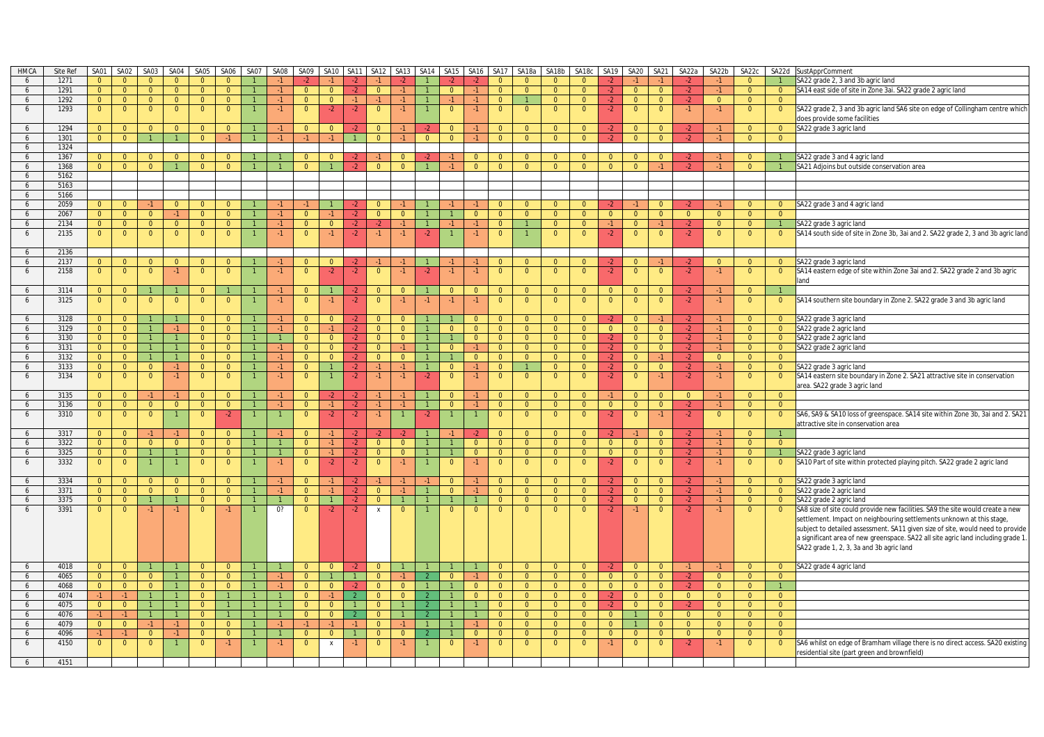| HMCA | Site Ref | SA01 | SA02 | SA03 | SA04 | SA05 | SA06 | SA07 | SA08 | SA09 | SA10 | SA11 | SA12 | SA13 | SA14 | SA15 | SA16 | SA17 | SA18a | SA18b | SA18c | SA19 | SA20 | SA21 | SA22a | SA22b | SA22c | SA22d | SustApprComment |
|---|---|---|---|---|---|---|---|---|---|---|---|---|---|---|---|---|---|---|---|---|---|---|---|---|---|---|---|---|---|
| 6 | 1271 | 0 | 0 | 0 | 0 | 0 | 0 | 1 | -1 | -2 | -1 | -2 | -1 | -2 | 1 | -2 | -2 | 0 | 0 | 0 | 0 | -2 | -1 | -1 | -2 | -1 | 0 | 1 | SA22 grade 2, 3 and 3b agric land |
| 6 | 1291 | 0 | 0 | 0 | 0 | 0 | 0 | 1 | -1 | 0 | 0 | -2 | 0 | -1 | 1 | 0 | -1 | 0 | 0 | 0 | 0 | -2 | 0 | 0 | -2 | -1 | 0 | 0 | SA14 east side of site in Zone 3ai. SA22 grade 2 agric land |
| 6 | 1292 | 0 | 0 | 0 | 0 | 0 | 0 | 1 | -1 | 0 | 0 | -1 | -1 | -1 | 1 | -1 | -1 | 0 | 1 | 0 | 0 | -2 | 0 | 0 | -2 | 0 | 0 | 0 | |
| 6 | 1293 | 0 | 0 | 0 | 0 | 0 | 0 | 1 | -1 | 0 | -2 | -2 | 0 | -1 | 1 | 0 | -1 | 0 | 0 | 0 | 0 | -2 | 0 | 0 | -1 | -1 | 0 | 0 | SA22 grade 2, 3 and 3b agric land SA6 site on edge of Collingham centre which does provide some facilities |
| 6 | 1294 | 0 | 0 | 0 | 0 | 0 | 0 | 1 | -1 | 0 | 0 | -2 | 0 | -1 | -2 | 0 | -1 | 0 | 0 | 0 | 0 | -2 | 0 | 0 | -2 | -1 | 0 | 0 | SA22 grade 3 agric land |
| 6 | 1301 | 0 | 0 | 1 | 1 | 0 | -1 | 1 | -1 | -1 | -1 | 1 | 0 | -1 | 0 | 0 | -1 | 0 | 0 | 0 | 0 | -2 | 0 | 0 | -2 | -1 | 0 | 0 | |
| 6 | 1324 | | | | | | | | | | | | | | | | | | | | | | | | | | | | |
| 6 | 1367 | 0 | 0 | 0 | 0 | 0 | 0 | 1 | 1 | 0 | 0 | -2 | -1 | 0 | -2 | -1 | 0 | 0 | 0 | 0 | 0 | 0 | 0 | 0 | -2 | -1 | 0 | 1 | SA22 grade 3 and 4 agric land |
| 6 | 1368 | 0 | 0 | 0 | 1 | 0 | 0 | 1 | 1 | 0 | 1 | -2 | 0 | 0 | 1 | -1 | 0 | 0 | 0 | 0 | 0 | 0 | 0 | -1 | -2 | -1 | 0 | 1 | SA21 Adjoins but outside conservation area |
| 6 | 5162 | | | | | | | | | | | | | | | | | | | | | | | | | | | | |
| 6 | 5163 | | | | | | | | | | | | | | | | | | | | | | | | | | | | |
| 6 | 5166 | | | | | | | | | | | | | | | | | | | | | | | | | | | | |
| 6 | 2059 | 0 | 0 | -1 | 0 | 0 | 0 | 1 | -1 | -1 | 1 | -2 | 0 | -1 | 1 | -1 | -1 | 0 | 0 | 0 | 0 | -2 | -1 | 0 | -2 | -1 | 0 | 0 | SA22 grade 3 and 4 agric land |
| 6 | 2067 | 0 | 0 | 0 | -1 | 0 | 0 | 1 | -1 | 0 | -1 | -2 | 0 | 0 | 1 | 1 | 0 | 0 | 0 | 0 | 0 | 0 | 0 | 0 | 0 | 0 | 0 | 0 | |
| 6 | 2134 | 0 | 0 | 0 | 0 | 0 | 0 | 1 | -1 | 0 | 0 | -2 | -2 | -1 | 1 | -1 | -1 | 0 | 1 | 0 | 0 | -1 | 0 | -1 | -2 | 0 | 0 | 1 | SA22 grade 3 agric land |
| 6 | 2135 | 0 | 0 | 0 | 0 | 0 | 0 | 1 | -1 | 0 | -1 | -2 | -1 | -1 | -2 | 1 | -1 | 0 | 1 | 0 | 0 | -2 | 0 | 0 | -2 | 0 | 0 | 0 | SA14 south side of site in Zone 3b, 3ai and 2. SA22 grade 2, 3 and 3b agric land |
| 6 | 2136 | | | | | | | | | | | | | | | | | | | | | | | | | | | | |
| 6 | 2137 | 0 | 0 | 0 | 0 | 0 | 0 | 1 | -1 | 0 | 0 | -2 | -1 | -1 | 1 | -1 | -1 | 0 | 0 | 0 | 0 | -2 | 0 | -1 | -2 | 0 | 0 | 0 | SA22 grade 3 agric land |
| 6 | 2158 | 0 | 0 | 0 | -1 | 0 | 0 | 1 | -1 | 0 | -2 | -2 | 0 | -1 | -2 | -1 | -1 | 0 | 0 | 0 | 0 | -2 | 0 | 0 | -2 | -1 | 0 | 0 | SA14 eastern edge of site within Zone 3ai and 2. SA22 grade 2 and 3b agric land |
| 6 | 3114 | 0 | 0 | 1 | 1 | 0 | 1 | 1 | -1 | 0 | 1 | -2 | 0 | 0 | 1 | 0 | 0 | 0 | 0 | 0 | 0 | 0 | 0 | 0 | -2 | -1 | 0 | 1 | |
| 6 | 3125 | 0 | 0 | 0 | 0 | 0 | 0 | 1 | -1 | 0 | -1 | -2 | 0 | -1 | -1 | -1 | -1 | 0 | 0 | 0 | 0 | 0 | 0 | 0 | -2 | -1 | 0 | 0 | SA14 southern site boundary in Zone 2. SA22 grade 3 and 3b agric land |
| 6 | 3128 | 0 | 0 | 1 | 1 | 0 | 0 | 1 | -1 | 0 | 0 | -2 | 0 | 0 | 1 | 1 | 0 | 0 | 0 | 0 | 0 | -2 | 0 | -1 | -2 | -1 | 0 | 0 | SA22 grade 3 agric land |
| 6 | 3129 | 0 | 0 | 1 | -1 | 0 | 0 | 1 | -1 | 0 | -1 | -2 | 0 | 0 | 1 | 0 | 0 | 0 | 0 | 0 | 0 | 0 | 0 | 0 | -2 | -1 | 0 | 0 | SA22 grade 2 agric land |
| 6 | 3130 | 0 | 0 | 1 | 1 | 0 | 0 | 1 | 1 | 0 | 0 | -2 | 0 | 0 | 1 | 1 | 0 | 0 | 0 | 0 | 0 | -2 | 0 | 0 | -2 | -1 | 0 | 0 | SA22 grade 2 agric land |
| 6 | 3131 | 0 | 0 | 1 | 1 | 0 | 0 | 1 | -1 | 0 | 0 | -2 | 0 | -1 | 1 | 0 | -1 | 0 | 0 | 0 | 0 | -2 | 0 | 0 | -2 | -1 | 0 | 0 | SA22 grade 2 agric land |
| 6 | 3132 | 0 | 0 | 1 | 1 | 0 | 0 | 1 | -1 | 0 | 0 | -2 | 0 | 0 | 1 | 1 | 0 | 0 | 0 | 0 | 0 | -2 | 0 | -1 | -2 | 0 | 0 | 0 | |
| 6 | 3133 | 0 | 0 | 0 | -1 | 0 | 0 | 1 | -1 | 0 | 1 | -2 | -1 | -1 | 1 | 0 | -1 | 0 | 1 | 0 | 0 | -2 | 0 | 0 | -2 | -1 | 0 | 0 | SA22 grade 3 agric land |
| 6 | 3134 | 0 | 0 | 0 | -1 | 0 | 0 | 1 | -1 | 0 | 1 | -2 | -1 | -1 | -2 | 0 | -1 | 0 | 0 | 0 | 0 | -2 | 0 | -1 | -2 | -1 | 0 | 0 | SA14 eastern site boundary in Zone 2. SA21 attractive site in conservation area. SA22 grade 3 agric land |
| 6 | 3135 | 0 | 0 | -1 | -1 | 0 | 0 | 1 | -1 | 0 | -2 | -2 | -1 | -1 | 1 | 0 | -1 | 0 | 0 | 0 | 0 | -1 | 0 | 0 | 0 | -1 | 0 | 0 | |
| 6 | 3136 | 0 | 0 | 0 | 0 | 0 | 0 | 1 | -1 | 0 | -1 | -2 | -1 | -1 | 1 | 0 | -1 | 0 | 0 | 0 | 0 | 0 | 0 | 0 | -2 | -1 | 0 | 0 | |
| 6 | 3310 | 0 | 0 | 0 | 1 | 0 | -2 | 1 | 1 | 0 | -2 | -2 | -1 | 1 | -2 | 1 | 1 | 0 | 0 | 0 | 0 | -2 | 0 | -1 | -2 | 0 | 0 | 0 | SA6, SA9 & SA10 loss of greenspace. SA14 site within Zone 3b, 3ai and 2. SA21 attractive site in conservation area |
| 6 | 3317 | 0 | 0 | -1 | -1 | 0 | 0 | 1 | -1 | 0 | -1 | -2 | -2 | -2 | 1 | -1 | -2 | 0 | 0 | 0 | 0 | -2 | -1 | 0 | -2 | -1 | 0 | 1 | |
| 6 | 3322 | 0 | 0 | 0 | 0 | 0 | 0 | 1 | 1 | 0 | -1 | -2 | 0 | 0 | 1 | 1 | 0 | 0 | 0 | 0 | 0 | 0 | 0 | 0 | -2 | -1 | 0 | 0 | |
| 6 | 3325 | 0 | 0 | 1 | 1 | 0 | 0 | 1 | 1 | 0 | -1 | -2 | 0 | 0 | 1 | 1 | 0 | 0 | 0 | 0 | 0 | 0 | 0 | 0 | -2 | -1 | 0 | 1 | SA22 grade 3 agric land |
| 6 | 3332 | 0 | 0 | 1 | 1 | 0 | 0 | 1 | -1 | 0 | -2 | -2 | 0 | -1 | 1 | 0 | -1 | 0 | 0 | 0 | 0 | -2 | 0 | 0 | -2 | -1 | 0 | 0 | SA10 Part of site within protected playing pitch. SA22 grade 2 agric land |
| 6 | 3334 | 0 | 0 | 0 | 0 | 0 | 0 | 1 | -1 | 0 | -1 | -2 | -1 | -1 | -1 | 0 | -1 | 0 | 0 | 0 | 0 | -2 | 0 | 0 | -2 | -1 | 0 | 0 | SA22 grade 3 agric land |
| 6 | 3371 | 0 | 0 | 0 | 0 | 0 | 0 | 1 | -1 | 0 | -1 | -2 | 0 | -1 | 1 | 0 | -1 | 0 | 0 | 0 | 0 | -2 | 0 | 0 | -2 | -1 | 0 | 0 | SA22 grade 2 agric land |
| 6 | 3375 | 0 | 0 | 1 | 1 | 0 | 0 | 1 | 1 | 0 | 1 | -2 | 0 | 1 | 1 | 1 | 1 | 0 | 0 | 0 | 0 | -2 | 0 | 0 | -2 | -1 | 0 | 0 | SA22 grade 2 agric land |
| 6 | 3391 | 0 | 0 | -1 | -1 | 0 | -1 | 1 | 0? | 0 | -2 | -2 | x | 0 | 1 | 0 | 0 | 0 | 0 | 0 | 0 | -2 | -1 | 0 | -2 | -1 | 0 | 0 | SA8 size of site could provide new facilities. SA9 the site would create a new settlement. Impact on neighbouring settlements unknown at this stage, subject to detailed assessment. SA11 given size of site, would need to provide a significant area of new greenspace. SA22 all site agric land including grade 1. SA22 grade 1, 2, 3, 3a and 3b agric land |
| 6 | 4018 | 0 | 0 | 1 | 1 | 0 | 0 | 1 | 1 | 0 | 0 | -2 | 0 | 1 | 1 | 1 | 1 | 0 | 0 | 0 | 0 | -2 | 0 | 0 | -1 | -1 | 0 | 0 | SA22 grade 4 agric land |
| 6 | 4065 | 0 | 0 | 0 | 1 | 0 | 0 | 1 | -1 | 0 | 1 | 1 | 0 | -1 | 2 | 0 | -1 | 0 | 0 | 0 | 0 | 0 | 0 | 0 | -2 | 0 | 0 | 0 | |
| 6 | 4068 | 0 | 0 | 0 | 1 | 0 | 0 | 1 | -1 | 0 | 0 | -2 | 0 | 0 | 1 | 1 | 0 | 0 | 0 | 0 | 0 | 0 | 0 | 0 | -2 | 0 | 0 | 1 | |
| 6 | 4074 | -1 | -1 | 1 | 1 | 0 | 1 | 1 | 1 | 0 | -1 | 2 | 0 | 0 | 2 | 1 | 0 | 0 | 0 | 0 | 0 | -2 | 0 | 0 | 0 | 0 | 0 | 0 | |
| 6 | 4075 | 0 | 0 | 1 | 1 | 0 | 1 | 1 | 1 | 0 | 0 | 1 | 0 | 1 | 2 | 1 | 1 | 0 | 0 | 0 | 0 | -2 | 0 | 0 | -2 | 0 | 0 | 0 | |
| 6 | 4076 | -1 | -1 | 1 | 1 | 0 | 1 | 1 | 1 | 0 | 0 | 2 | 0 | 1 | 2 | 1 | 1 | 0 | 0 | 0 | 0 | 0 | 1 | 0 | 0 | 0 | 0 | 0 | |
| 6 | 4079 | 0 | 0 | -1 | -1 | 0 | 0 | 1 | -1 | -1 | -1 | -1 | 0 | -1 | 1 | 1 | -1 | 0 | 0 | 0 | 0 | 0 | 1 | 0 | 0 | 0 | 0 | 0 | |
| 6 | 4096 | -1 | -1 | 0 | -1 | 0 | 0 | 1 | 1 | 0 | 0 | 1 | 0 | 0 | 2 | 1 | 0 | 0 | 0 | 0 | 0 | 0 | 0 | 0 | 0 | 0 | 0 | 0 | |
| 6 | 4150 | 0 | 0 | 0 | 1 | 0 | -1 | 1 | -1 | 0 | x | -1 | 0 | -1 | 1 | 0 | -1 | 0 | 0 | 0 | 0 | -1 | 0 | 0 | -2 | -1 | 0 | 0 | SA6 whilst on edge of Bramham village there is no direct access. SA20 existing residential site (part green and brownfield) |
| 6 | 4151 | | | | | | | | | | | | | | | | | | | | | | | | | | | | |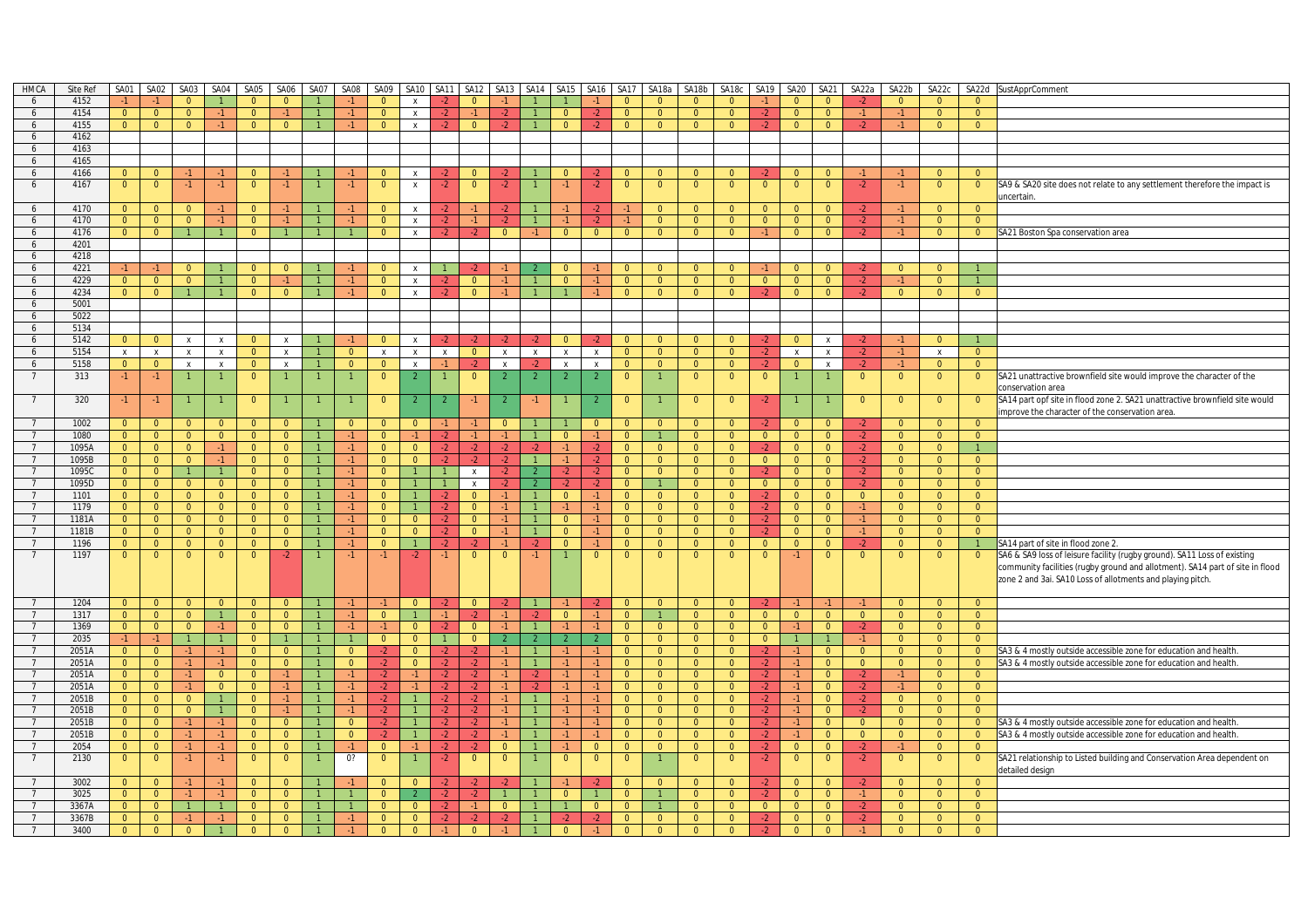| HMCA | Site Ref | SA01 | SA02 | SA03 | SA04 | SA05 | SA06 | SA07 | SA08 | SA09 | SA10 | SA11 | SA12 | SA13 | SA14 | SA15 | SA16 | SA17 | SA18a | SA18b | SA18c | SA19 | SA20 | SA21 | SA22a | SA22b | SA22c | SA22d | SustApprComment |
|---|---|---|---|---|---|---|---|---|---|---|---|---|---|---|---|---|---|---|---|---|---|---|---|---|---|---|---|---|---|
| 6 | 4152 | -1 | -1 | 0 | 1 | 0 | 0 | 1 | -1 | 0 | x | -2 | 0 | -1 | 1 | 1 | -1 | 0 | 0 | 0 | 0 | -1 | 0 | 0 | -2 | 0 | 0 | 0 | |
| 6 | 4154 | 0 | 0 | 0 | -1 | 0 | -1 | 1 | -1 | 0 | x | -2 | -1 | -2 | 1 | 0 | -2 | 0 | 0 | 0 | 0 | -2 | 0 | 0 | -1 | -1 | 0 | 0 | |
| 6 | 4155 | 0 | 0 | 0 | -1 | 0 | 0 | 1 | -1 | 0 | x | -2 | 0 | -2 | 1 | 0 | -2 | 0 | 0 | 0 | 0 | -2 | 0 | 0 | -2 | -1 | 0 | 0 | |
| 6 | 4162 | | | | | | | | | | | | | | | | | | | | | | | | | | | | |
| 6 | 4163 | | | | | | | | | | | | | | | | | | | | | | | | | | | | |
| 6 | 4165 | | | | | | | | | | | | | | | | | | | | | | | | | | | | |
| 6 | 4166 | 0 | 0 | -1 | -1 | 0 | -1 | 1 | -1 | 0 | x | -2 | 0 | -2 | 1 | 0 | -2 | 0 | 0 | 0 | 0 | -2 | 0 | 0 | -1 | -1 | 0 | 0 | |
| 6 | 4167 | 0 | 0 | -1 | -1 | 0 | -1 | 1 | -1 | 0 | x | -2 | 0 | -2 | 1 | -1 | -2 | 0 | 0 | 0 | 0 | 0 | 0 | 0 | -2 | -1 | 0 | 0 | SA9 & SA20 site does not relate to any settlement therefore the impact is uncertain. |
| 6 | 4170 | 0 | 0 | 0 | -1 | 0 | -1 | 1 | -1 | 0 | x | -2 | -1 | -2 | 1 | -1 | -2 | -1 | 0 | 0 | 0 | 0 | 0 | 0 | -2 | -1 | 0 | 0 | |
| 6 | 4170 | 0 | 0 | 0 | -1 | 0 | -1 | 1 | -1 | 0 | x | -2 | -1 | -2 | 1 | -1 | -2 | -1 | 0 | 0 | 0 | 0 | 0 | 0 | -2 | -1 | 0 | 0 | |
| 6 | 4176 | 0 | 0 | 1 | 1 | 0 | 1 | 1 | 1 | 0 | x | -2 | -2 | 0 | -1 | 0 | 0 | 0 | 0 | 0 | 0 | -1 | 0 | 0 | -2 | -1 | 0 | 0 | SA21 Boston Spa conservation area |
| 6 | 4201 | | | | | | | | | | | | | | | | | | | | | | | | | | | | |
| 6 | 4218 | | | | | | | | | | | | | | | | | | | | | | | | | | | | |
| 6 | 4221 | -1 | -1 | 0 | 1 | 0 | 0 | 1 | -1 | 0 | x | 1 | -2 | -1 | 2 | 0 | -1 | 0 | 0 | 0 | 0 | -1 | 0 | 0 | -2 | 0 | 0 | 1 | |
| 6 | 4229 | 0 | 0 | 0 | 1 | 0 | -1 | 1 | -1 | 0 | x | -2 | 0 | -1 | 1 | 0 | -1 | 0 | 0 | 0 | 0 | 0 | 0 | 0 | -2 | -1 | 0 | 1 | |
| 6 | 4234 | 0 | 0 | 1 | 1 | 0 | 0 | 1 | -1 | 0 | x | -2 | 0 | -1 | 1 | 1 | -1 | 0 | 0 | 0 | 0 | -2 | 0 | 0 | -2 | 0 | 0 | 0 | |
| 6 | 5001 | | | | | | | | | | | | | | | | | | | | | | | | | | | | |
| 6 | 5022 | | | | | | | | | | | | | | | | | | | | | | | | | | | | |
| 6 | 5134 | | | | | | | | | | | | | | | | | | | | | | | | | | | | |
| 6 | 5142 | 0 | 0 | x | x | 0 | x | 1 | -1 | 0 | x | -2 | -2 | -2 | -2 | 0 | -2 | 0 | 0 | 0 | 0 | -2 | 0 | x | -2 | -1 | 0 | 1 | |
| 6 | 5154 | x | x | x | x | 0 | x | 1 | 0 | x | x | x | 0 | x | x | x | x | 0 | 0 | 0 | 0 | -2 | x | x | -2 | -1 | x | 0 | |
| 6 | 5158 | 0 | 0 | x | x | 0 | x | 1 | 0 | 0 | x | -1 | -2 | x | -2 | x | x | 0 | 0 | 0 | 0 | -2 | 0 | x | -2 | -1 | 0 | 0 | |
| 7 | 313 | -1 | -1 | 1 | 1 | 0 | 1 | 1 | 1 | 0 | 2 | 1 | 0 | 2 | 2 | 2 | 2 | 0 | 1 | 0 | 0 | 0 | 1 | 1 | 0 | 0 | 0 | 0 | SA21 unattractive brownfield site would improve the character of the conservation area |
| 7 | 320 | -1 | -1 | 1 | 1 | 0 | 1 | 1 | 1 | 0 | 2 | 2 | -1 | 2 | -1 | 1 | 2 | 0 | 1 | 0 | 0 | -2 | 1 | 1 | 0 | 0 | 0 | 0 | SA14 part opf site in flood zone 2. SA21 unattractive brownfield site would improve the character of the conservation area. |
| 7 | 1002 | 0 | 0 | 0 | 0 | 0 | 0 | 1 | 0 | 0 | 0 | -1 | -1 | 0 | 1 | 1 | 0 | 0 | 0 | 0 | 0 | -2 | 0 | 0 | -2 | 0 | 0 | 0 | |
| 7 | 1080 | 0 | 0 | 0 | 0 | 0 | 0 | 1 | -1 | 0 | -1 | -2 | -1 | -1 | 1 | 0 | -1 | 0 | 1 | 0 | 0 | 0 | 0 | 0 | -2 | 0 | 0 | 0 | |
| 7 | 1095A | 0 | 0 | 0 | -1 | 0 | 0 | 1 | -1 | 0 | 0 | -2 | -2 | -2 | -2 | -1 | -2 | 0 | 0 | 0 | 0 | -2 | 0 | 0 | -2 | 0 | 0 | 1 | |
| 7 | 1095B | 0 | 0 | 0 | -1 | 0 | 0 | 1 | -1 | 0 | 0 | -2 | -2 | -2 | 1 | -1 | -2 | 0 | 0 | 0 | 0 | 0 | 0 | 0 | -2 | 0 | 0 | 0 | |
| 7 | 1095C | 0 | 0 | 1 | 1 | 0 | 0 | 1 | -1 | 0 | 1 | 1 | x | -2 | 2 | -2 | -2 | 0 | 0 | 0 | 0 | -2 | 0 | 0 | -2 | 0 | 0 | 0 | |
| 7 | 1095D | 0 | 0 | 0 | 0 | 0 | 0 | 1 | -1 | 0 | 1 | 1 | x | -2 | 2 | -2 | -2 | 0 | 1 | 0 | 0 | 0 | 0 | 0 | -2 | 0 | 0 | 0 | |
| 7 | 1101 | 0 | 0 | 0 | 0 | 0 | 0 | 1 | -1 | 0 | 1 | -2 | 0 | -1 | 1 | 0 | -1 | 0 | 0 | 0 | 0 | -2 | 0 | 0 | 0 | 0 | 0 | 0 | |
| 7 | 1179 | 0 | 0 | 0 | 0 | 0 | 0 | 1 | -1 | 0 | 1 | -2 | 0 | -1 | 1 | -1 | -1 | 0 | 0 | 0 | 0 | -2 | 0 | 0 | -1 | 0 | 0 | 0 | |
| 7 | 1181A | 0 | 0 | 0 | 0 | 0 | 0 | 1 | -1 | 0 | 0 | -2 | 0 | -1 | 1 | 0 | -1 | 0 | 0 | 0 | 0 | -2 | 0 | 0 | -1 | 0 | 0 | 0 | |
| 7 | 1181B | 0 | 0 | 0 | 0 | 0 | 0 | 1 | -1 | 0 | 0 | -2 | 0 | -1 | 1 | 0 | -1 | 0 | 0 | 0 | 0 | -2 | 0 | 0 | -1 | 0 | 0 | 0 | |
| 7 | 1196 | 0 | 0 | 0 | 0 | 0 | 0 | 1 | -1 | 0 | 1 | -2 | -2 | -1 | -2 | 0 | -1 | 0 | 0 | 0 | 0 | 0 | 0 | 0 | -2 | 0 | 0 | 1 | SA14 part of site in flood zone 2. |
| 7 | 1197 | 0 | 0 | 0 | 0 | 0 | -2 | 1 | -1 | -1 | -2 | -1 | 0 | 0 | -1 | 1 | 0 | 0 | 0 | 0 | 0 | 0 | -1 | 0 | 0 | 0 | 0 | 0 | SA6 & SA9 loss of leisure facility (rugby ground). SA11 Loss of existing community facilities (rugby ground and allotment). SA14 part of site in flood zone 2 and 3ai. SA10 Loss of allotments and playing pitch. |
| 7 | 1204 | 0 | 0 | 0 | 0 | 0 | 0 | 1 | -1 | -1 | 0 | -2 | 0 | -2 | 1 | -1 | -2 | 0 | 0 | 0 | 0 | -2 | -1 | -1 | -1 | 0 | 0 | 0 | |
| 7 | 1317 | 0 | 0 | 0 | 1 | 0 | 0 | 1 | -1 | 0 | 1 | -1 | -2 | -1 | -2 | 0 | -1 | 0 | 1 | 0 | 0 | 0 | 0 | 0 | 0 | 0 | 0 | 0 | |
| 7 | 1369 | 0 | 0 | 0 | -1 | 0 | 0 | 1 | -1 | -1 | 0 | -2 | 0 | -1 | 1 | -1 | -1 | 0 | 0 | 0 | 0 | 0 | -1 | 0 | -2 | 0 | 0 | 0 | |
| 7 | 2035 | -1 | -1 | 1 | 1 | 0 | 1 | 1 | 1 | 0 | 0 | 1 | 0 | 2 | 2 | 2 | 2 | 0 | 0 | 0 | 0 | 0 | 1 | 1 | -1 | 0 | 0 | 0 | |
| 7 | 2051A | 0 | 0 | -1 | -1 | 0 | 0 | 1 | 0 | -2 | 0 | -2 | -2 | -1 | 1 | -1 | -1 | 0 | 0 | 0 | 0 | -2 | -1 | 0 | 0 | 0 | 0 | 0 | SA3 & 4 mostly outside accessible zone for education and health. |
| 7 | 2051A | 0 | 0 | -1 | -1 | 0 | 0 | 1 | 0 | -2 | 0 | -2 | -2 | -1 | 1 | -1 | -1 | 0 | 0 | 0 | 0 | -2 | -1 | 0 | 0 | 0 | 0 | 0 | SA3 & 4 mostly outside accessible zone for education and health. |
| 7 | 2051A | 0 | 0 | -1 | 0 | 0 | -1 | 1 | -1 | -2 | -1 | -2 | -2 | -1 | -2 | -1 | -1 | 0 | 0 | 0 | 0 | -2 | -1 | 0 | -2 | -1 | 0 | 0 | |
| 7 | 2051A | 0 | 0 | -1 | 0 | 0 | -1 | 1 | -1 | -2 | -1 | -2 | -2 | -1 | -2 | -1 | -1 | 0 | 0 | 0 | 0 | -2 | -1 | 0 | -2 | -1 | 0 | 0 | |
| 7 | 2051B | 0 | 0 | 0 | 1 | 0 | -1 | 1 | -1 | -2 | 1 | -2 | -2 | -1 | 1 | -1 | -1 | 0 | 0 | 0 | 0 | -2 | -1 | 0 | -2 | 0 | 0 | 0 | |
| 7 | 2051B | 0 | 0 | 0 | 1 | 0 | -1 | 1 | -1 | -2 | 1 | -2 | -2 | -1 | 1 | -1 | -1 | 0 | 0 | 0 | 0 | -2 | -1 | 0 | -2 | 0 | 0 | 0 | |
| 7 | 2051B | 0 | 0 | -1 | -1 | 0 | 0 | 1 | 0 | -2 | 1 | -2 | -2 | -1 | 1 | -1 | -1 | 0 | 0 | 0 | 0 | -2 | -1 | 0 | 0 | 0 | 0 | 0 | SA3 & 4 mostly outside accessible zone for education and health. |
| 7 | 2051B | 0 | 0 | -1 | -1 | 0 | 0 | 1 | 0 | -2 | 1 | -2 | -2 | -1 | 1 | -1 | -1 | 0 | 0 | 0 | 0 | -2 | -1 | 0 | 0 | 0 | 0 | 0 | SA3 & 4 mostly outside accessible zone for education and health. |
| 7 | 2054 | 0 | 0 | -1 | -1 | 0 | 0 | 1 | -1 | 0 | -1 | -2 | -2 | 0 | 1 | -1 | 0 | 0 | 0 | 0 | 0 | -2 | 0 | 0 | -2 | -1 | 0 | 0 | |
| 7 | 2130 | 0 | 0 | -1 | -1 | 0 | 0 | 1 | 0? | 0 | 1 | -2 | 0 | 0 | 1 | 0 | 0 | 0 | 1 | 0 | 0 | -2 | 0 | 0 | -2 | 0 | 0 | 0 | SA21 relationship to Listed building and Conservation Area dependent on detailed design |
| 7 | 3002 | 0 | 0 | -1 | -1 | 0 | 0 | 1 | -1 | 0 | 0 | -2 | -2 | -2 | 1 | -1 | -2 | 0 | 0 | 0 | 0 | -2 | 0 | 0 | -2 | 0 | 0 | 0 | |
| 7 | 3025 | 0 | 0 | -1 | -1 | 0 | 0 | 1 | 1 | 0 | 2 | -2 | -2 | 1 | 1 | 0 | 1 | 0 | 1 | 0 | 0 | -2 | 0 | 0 | -1 | 0 | 0 | 0 | |
| 7 | 3367A | 0 | 0 | 1 | 1 | 0 | 0 | 1 | 1 | 0 | 0 | -2 | -1 | 0 | 1 | 1 | 0 | 0 | 1 | 0 | 0 | 0 | 0 | 0 | -2 | 0 | 0 | 0 | |
| 7 | 3367B | 0 | 0 | -1 | -1 | 0 | 0 | 1 | -1 | 0 | 0 | -2 | -2 | -2 | 1 | -2 | -2 | 0 | 0 | 0 | 0 | -2 | 0 | 0 | -2 | 0 | 0 | 0 | |
| 7 | 3400 | 0 | 0 | 0 | 1 | 0 | 0 | 1 | -1 | 0 | 0 | -1 | 0 | -1 | 1 | 0 | -1 | 0 | 0 | 0 | 0 | -2 | 0 | 0 | -1 | 0 | 0 | 0 | |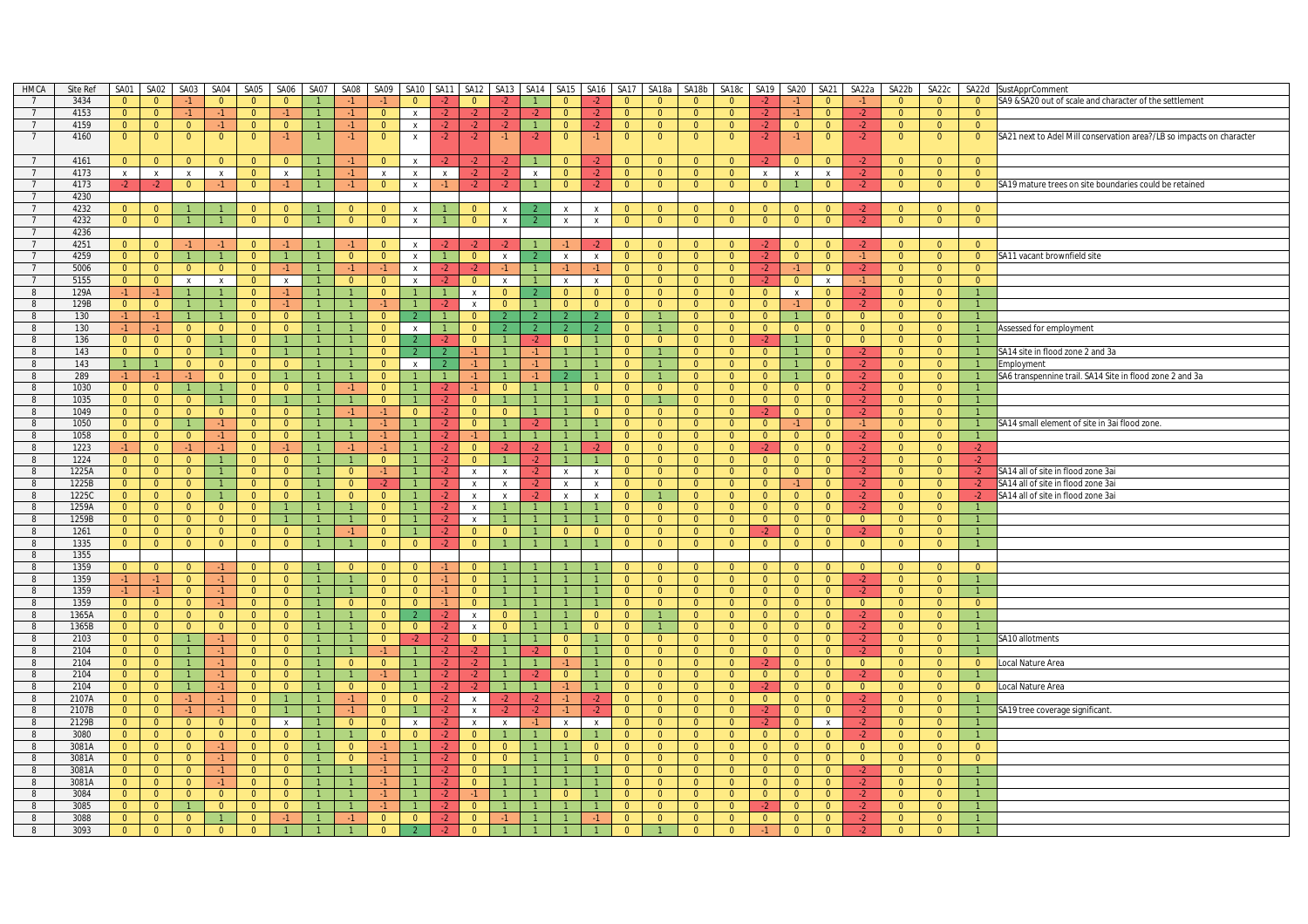| HMCA | Site Ref | SA01 | SA02 | SA03 | SA04 | SA05 | SA06 | SA07 | SA08 | SA09 | SA10 | SA11 | SA12 | SA13 | SA14 | SA15 | SA16 | SA17 | SA18a | SA18b | SA18c | SA19 | SA20 | SA21 | SA22a | SA22b | SA22c | SA22d | SustApprComment |
|---|---|---|---|---|---|---|---|---|---|---|---|---|---|---|---|---|---|---|---|---|---|---|---|---|---|---|---|---|---|
| 7 | 3434 | 0 | 0 | -1 | 0 | 0 | 0 | 1 | -1 | -1 | 0 | -2 | 0 | -2 | 1 | 0 | -2 | 0 | 0 | 0 | 0 | -2 | -1 | 0 | -1 | 0 | 0 | 0 | SA9 & SA20 out of scale and character of the settlement |
| 7 | 4153 | 0 | 0 | -1 | -1 | 0 | -1 | 1 | -1 | 0 | x | -2 | -2 | -2 | -2 | 0 | -2 | 0 | 0 | 0 | 0 | -2 | -1 | 0 | -2 | 0 | 0 | 0 | |
| 7 | 4159 | 0 | 0 | 0 | -1 | 0 | 0 | 1 | -1 | 0 | x | -2 | -2 | -2 | 1 | 0 | -2 | 0 | 0 | 0 | 0 | -2 | 0 | 0 | -2 | 0 | 0 | 0 | |
| 7 | 4160 | 0 | 0 | 0 | 0 | 0 | -1 | 1 | -1 | 0 | x | -2 | -2 | -1 | -2 | 0 | -1 | 0 | 0 | 0 | 0 | -2 | -1 | 0 | -2 | 0 | 0 | 0 | SA21 next to Adel Mill conservation area?/LB so impacts on character |
| 7 | 4161 | 0 | 0 | 0 | 0 | 0 | 0 | 1 | -1 | 0 | x | -2 | -2 | -2 | 1 | 0 | -2 | 0 | 0 | 0 | 0 | -2 | 0 | 0 | -2 | 0 | 0 | 0 | |
| 7 | 4173 | x | x | x | x | 0 | x | 1 | -1 | x | x | x | -2 | -2 | x | 0 | -2 | 0 | 0 | 0 | 0 | x | x | x | -2 | 0 | 0 | 0 | |
| 7 | 4173 | -2 | -2 | 0 | -1 | 0 | -1 | 1 | -1 | 0 | x | -1 | -2 | -2 | 1 | 0 | -2 | 0 | 0 | 0 | 0 | 0 | 1 | 0 | -2 | 0 | 0 | 0 | SA19 mature trees on site boundaries could be retained |
| 7 | 4230 | | | | | | | | | | | | | | | | | | | | | | | | | | | | |
| 7 | 4232 | 0 | 0 | 1 | 1 | 0 | 0 | 1 | 0 | 0 | x | 1 | 0 | x | 2 | x | x | 0 | 0 | 0 | 0 | 0 | 0 | 0 | -2 | 0 | 0 | 0 | |
| 7 | 4232 | 0 | 0 | 1 | 1 | 0 | 0 | 1 | 0 | 0 | x | 1 | 0 | x | 2 | x | x | 0 | 0 | 0 | 0 | 0 | 0 | 0 | -2 | 0 | 0 | 0 | |
| 7 | 4236 | | | | | | | | | | | | | | | | | | | | | | | | | | | | |
| 7 | 4251 | 0 | 0 | -1 | -1 | 0 | -1 | 1 | -1 | 0 | x | -2 | -2 | -2 | 1 | -1 | -2 | 0 | 0 | 0 | 0 | -2 | 0 | 0 | -2 | 0 | 0 | 0 | |
| 7 | 4259 | 0 | 0 | 1 | 1 | 0 | 1 | 1 | 0 | 0 | x | 1 | 0 | x | 2 | x | x | 0 | 0 | 0 | 0 | -2 | 0 | 0 | -1 | 0 | 0 | 0 | SA11 vacant brownfield site |
| 7 | 5006 | 0 | 0 | 0 | 0 | 0 | -1 | 1 | -1 | -1 | x | -2 | -2 | -1 | 1 | -1 | -1 | 0 | 0 | 0 | 0 | -2 | -1 | 0 | -2 | 0 | 0 | 0 | |
| 7 | 5155 | 0 | 0 | x | x | 0 | x | 1 | 0 | 0 | x | -2 | 0 | x | 1 | x | x | 0 | 0 | 0 | 0 | -2 | 0 | x | -1 | 0 | 0 | 0 | |
| 8 | 129A | -1 | -1 | 1 | 1 | 0 | -1 | 1 | 1 | 0 | 1 | 1 | x | 0 | 2 | 0 | 0 | 0 | 0 | 0 | 0 | 0 | x | 0 | -2 | 0 | 0 | 1 | |
| 8 | 129B | 0 | 0 | 1 | 1 | 0 | -1 | 1 | 1 | -1 | 1 | -2 | x | 0 | 1 | 0 | 0 | 0 | 0 | 0 | 0 | 0 | -1 | 0 | -2 | 0 | 0 | 1 | |
| 8 | 130 | -1 | -1 | 1 | 1 | 0 | 0 | 1 | 1 | 0 | 2 | 1 | 0 | 2 | 2 | 2 | 2 | 0 | 1 | 0 | 0 | 0 | 1 | 0 | 0 | 0 | 0 | 1 | |
| 8 | 130 | -1 | -1 | 0 | 0 | 0 | 0 | 1 | 1 | 0 | x | 1 | 0 | 2 | 2 | 2 | 2 | 0 | 1 | 0 | 0 | 0 | 0 | 0 | 0 | 0 | 0 | 1 | Assessed for employment |
| 8 | 136 | 0 | 0 | 0 | 1 | 0 | 1 | 1 | 1 | 0 | 2 | -2 | 0 | 1 | -2 | 0 | 1 | 0 | 0 | 0 | 0 | -2 | 1 | 0 | 0 | 0 | 0 | 1 | |
| 8 | 143 | 0 | 0 | 0 | 1 | 0 | 1 | 1 | 1 | 0 | 2 | 2 | -1 | 1 | -1 | 1 | 1 | 0 | 1 | 0 | 0 | 0 | 1 | 0 | -2 | 0 | 0 | 1 | SA14 site in flood zone 2 and 3a |
| 8 | 143 | 1 | 1 | 0 | 0 | 0 | 0 | 1 | 1 | 0 | x | 2 | -1 | 1 | -1 | 1 | 1 | 0 | 1 | 0 | 0 | 0 | 1 | 0 | -2 | 0 | 0 | 1 | Employment |
| 8 | 289 | -1 | -1 | -1 | 0 | 0 | 1 | 1 | 1 | 0 | 1 | 1 | -1 | 1 | -1 | 2 | 1 | 0 | 1 | 0 | 0 | 0 | 1 | 0 | -2 | 0 | 0 | 1 | SA6 transpennine trail. SA14 Site in flood zone 2 and 3a |
| 8 | 1030 | 0 | 0 | 1 | 1 | 0 | 0 | 1 | -1 | 0 | 1 | -2 | -1 | 0 | 1 | 1 | 0 | 0 | 0 | 0 | 0 | 0 | 0 | 0 | -2 | 0 | 0 | 1 | |
| 8 | 1035 | 0 | 0 | 0 | 1 | 0 | 1 | 1 | 1 | 0 | 1 | -2 | 0 | 1 | 1 | 1 | 1 | 0 | 1 | 0 | 0 | 0 | 0 | 0 | -2 | 0 | 0 | 1 | |
| 8 | 1049 | 0 | 0 | 0 | 0 | 0 | 0 | 1 | -1 | -1 | 0 | -2 | 0 | 0 | 1 | 1 | 0 | 0 | 0 | 0 | 0 | -2 | 0 | 0 | -2 | 0 | 0 | 1 | |
| 8 | 1050 | 0 | 0 | 1 | -1 | 0 | 0 | 1 | 1 | -1 | 1 | -2 | 0 | 1 | -2 | 1 | 1 | 0 | 0 | 0 | 0 | 0 | -1 | 0 | -1 | 0 | 0 | 1 | SA14 small element of site in 3ai flood zone. |
| 8 | 1058 | 0 | 0 | 0 | -1 | 0 | 0 | 1 | 1 | -1 | 1 | -2 | -1 | 1 | 1 | 1 | 1 | 0 | 0 | 0 | 0 | 0 | 0 | 0 | -2 | 0 | 0 | 1 | |
| 8 | 1223 | -1 | 0 | -1 | -1 | 0 | -1 | 1 | -1 | -1 | 1 | -2 | 0 | -2 | -2 | 1 | -2 | 0 | 0 | 0 | 0 | -2 | 0 | 0 | -2 | 0 | 0 | -2 | |
| 8 | 1224 | 0 | 0 | 0 | 1 | 0 | 0 | 1 | 1 | 0 | 1 | -2 | 0 | 1 | -2 | 1 | 1 | 0 | 0 | 0 | 0 | 0 | 0 | 0 | -2 | 0 | 0 | -2 | |
| 8 | 1225A | 0 | 0 | 0 | 1 | 0 | 0 | 1 | 0 | -1 | 1 | -2 | x | x | -2 | x | x | 0 | 0 | 0 | 0 | 0 | 0 | 0 | -2 | 0 | 0 | -2 | SA14 all of site in flood zone 3ai |
| 8 | 1225B | 0 | 0 | 0 | 1 | 0 | 0 | 1 | 0 | -2 | 1 | -2 | x | x | -2 | x | x | 0 | 0 | 0 | 0 | 0 | -1 | 0 | -2 | 0 | 0 | -2 | SA14 all of site in flood zone 3ai |
| 8 | 1225C | 0 | 0 | 0 | 1 | 0 | 0 | 1 | 0 | 0 | 1 | -2 | x | x | -2 | x | x | 0 | 1 | 0 | 0 | 0 | 0 | 0 | -2 | 0 | 0 | -2 | SA14 all of site in flood zone 3ai |
| 8 | 1259A | 0 | 0 | 0 | 0 | 0 | 1 | 1 | 1 | 0 | 1 | -2 | x | 1 | 1 | 1 | 1 | 0 | 0 | 0 | 0 | 0 | 0 | 0 | -2 | 0 | 0 | 1 | |
| 8 | 1259B | 0 | 0 | 0 | 0 | 0 | 1 | 1 | 1 | 0 | 1 | -2 | x | 1 | 1 | 1 | 1 | 0 | 0 | 0 | 0 | 0 | 0 | 0 | 0 | 0 | 0 | 1 | |
| 8 | 1261 | 0 | 0 | 0 | 0 | 0 | 0 | 1 | -1 | 0 | 1 | -2 | 0 | 0 | 1 | 0 | 0 | 0 | 0 | 0 | 0 | -2 | 0 | 0 | -2 | 0 | 0 | 1 | |
| 8 | 1335 | 0 | 0 | 0 | 0 | 0 | 0 | 1 | 1 | 0 | 0 | -2 | 0 | 1 | 1 | 1 | 1 | 0 | 0 | 0 | 0 | 0 | 0 | 0 | 0 | 0 | 0 | 1 | |
| 8 | 1355 | | | | | | | | | | | | | | | | | | | | | | | | | | | | |
| 8 | 1359 | 0 | 0 | 0 | -1 | 0 | 0 | 1 | 0 | 0 | 0 | -1 | 0 | 1 | 1 | 1 | 1 | 0 | 0 | 0 | 0 | 0 | 0 | 0 | 0 | 0 | 0 | 0 | |
| 8 | 1359 | -1 | -1 | 0 | -1 | 0 | 0 | 1 | 1 | 0 | 0 | -1 | 0 | 1 | 1 | 1 | 1 | 0 | 0 | 0 | 0 | 0 | 0 | 0 | -2 | 0 | 0 | 1 | |
| 8 | 1359 | -1 | -1 | 0 | -1 | 0 | 0 | 1 | 1 | 0 | 0 | -1 | 0 | 1 | 1 | 1 | 1 | 0 | 0 | 0 | 0 | 0 | 0 | 0 | -2 | 0 | 0 | 1 | |
| 8 | 1359 | 0 | 0 | 0 | -1 | 0 | 0 | 1 | 0 | 0 | 0 | -1 | 0 | 1 | 1 | 1 | 1 | 0 | 0 | 0 | 0 | 0 | 0 | 0 | 0 | 0 | 0 | 0 | |
| 8 | 1365A | 0 | 0 | 0 | 0 | 0 | 0 | 1 | 1 | 0 | 2 | -2 | x | 0 | 1 | 1 | 0 | 0 | 1 | 0 | 0 | 0 | 0 | 0 | -2 | 0 | 0 | 1 | |
| 8 | 1365B | 0 | 0 | 0 | 0 | 0 | 0 | 1 | 1 | 0 | 0 | -2 | x | 0 | 1 | 1 | 0 | 0 | 1 | 0 | 0 | 0 | 0 | 0 | -2 | 0 | 0 | 1 | |
| 8 | 2103 | 0 | 0 | 1 | -1 | 0 | 0 | 1 | 1 | 0 | -2 | -2 | 0 | 1 | 1 | 0 | 1 | 0 | 0 | 0 | 0 | 0 | 0 | 0 | -2 | 0 | 0 | 1 | SA10 allotments |
| 8 | 2104 | 0 | 0 | 1 | -1 | 0 | 0 | 1 | 1 | -1 | 1 | -2 | -2 | 1 | -2 | 0 | 1 | 0 | 0 | 0 | 0 | 0 | 0 | 0 | -2 | 0 | 0 | 1 | |
| 8 | 2104 | 0 | 0 | 1 | -1 | 0 | 0 | 1 | 0 | 0 | 1 | -2 | -2 | 1 | 1 | -1 | 1 | 0 | 0 | 0 | 0 | -2 | 0 | 0 | 0 | 0 | 0 | 0 | Local Nature Area |
| 8 | 2104 | 0 | 0 | 1 | -1 | 0 | 0 | 1 | 1 | -1 | 1 | -2 | -2 | 1 | -2 | 0 | 1 | 0 | 0 | 0 | 0 | 0 | 0 | 0 | -2 | 0 | 0 | 1 | |
| 8 | 2104 | 0 | 0 | 1 | -1 | 0 | 0 | 1 | 0 | 0 | 1 | -2 | -2 | 1 | 1 | -1 | 1 | 0 | 0 | 0 | 0 | -2 | 0 | 0 | 0 | 0 | 0 | 0 | Local Nature Area |
| 8 | 2107A | 0 | 0 | -1 | -1 | 0 | 1 | 1 | -1 | 0 | 0 | -2 | x | -2 | -2 | -1 | -2 | 0 | 0 | 0 | 0 | 0 | 0 | 0 | -2 | 0 | 0 | 1 | |
| 8 | 2107B | 0 | 0 | -1 | -1 | 0 | 1 | 1 | -1 | 0 | 1 | -2 | x | -2 | -2 | -1 | -2 | 0 | 0 | 0 | 0 | -2 | 0 | 0 | -2 | 0 | 0 | 1 | SA19 tree coverage significant. |
| 8 | 2129B | 0 | 0 | 0 | 0 | 0 | x | 1 | 0 | 0 | x | -2 | x | x | -1 | x | x | 0 | 0 | 0 | 0 | -2 | 0 | x | -2 | 0 | 0 | 1 | |
| 8 | 3080 | 0 | 0 | 0 | 0 | 0 | 0 | 1 | 1 | 0 | 0 | -2 | 0 | 1 | 1 | 0 | 1 | 0 | 0 | 0 | 0 | 0 | 0 | 0 | -2 | 0 | 0 | 1 | |
| 8 | 3081A | 0 | 0 | 0 | -1 | 0 | 0 | 1 | 0 | -1 | 1 | -2 | 0 | 0 | 1 | 1 | 0 | 0 | 0 | 0 | 0 | 0 | 0 | 0 | 0 | 0 | 0 | 0 | |
| 8 | 3081A | 0 | 0 | 0 | -1 | 0 | 0 | 1 | 0 | -1 | 1 | -2 | 0 | 0 | 1 | 1 | 0 | 0 | 0 | 0 | 0 | 0 | 0 | 0 | 0 | 0 | 0 | 0 | |
| 8 | 3081A | 0 | 0 | 0 | -1 | 0 | 0 | 1 | 1 | -1 | 1 | -2 | 0 | 1 | 1 | 1 | 1 | 0 | 0 | 0 | 0 | 0 | 0 | 0 | -2 | 0 | 0 | 1 | |
| 8 | 3081A | 0 | 0 | 0 | -1 | 0 | 0 | 1 | 1 | -1 | 1 | -2 | 0 | 1 | 1 | 1 | 1 | 0 | 0 | 0 | 0 | 0 | 0 | 0 | -2 | 0 | 0 | 1 | |
| 8 | 3084 | 0 | 0 | 0 | 0 | 0 | 0 | 1 | 1 | -1 | 1 | -2 | -1 | 1 | 1 | 0 | 1 | 0 | 0 | 0 | 0 | 0 | 0 | 0 | -2 | 0 | 0 | 1 | |
| 8 | 3085 | 0 | 0 | 1 | 0 | 0 | 0 | 1 | 1 | -1 | 1 | -2 | 0 | 1 | 1 | 1 | 1 | 0 | 0 | 0 | 0 | -2 | 0 | 0 | -2 | 0 | 0 | 1 | |
| 8 | 3088 | 0 | 0 | 0 | 1 | 0 | -1 | 1 | -1 | 0 | 0 | -2 | 0 | -1 | 1 | 1 | -1 | 0 | 0 | 0 | 0 | 0 | 0 | 0 | -2 | 0 | 0 | 1 | |
| 8 | 3093 | 0 | 0 | 0 | 0 | 0 | 1 | 1 | 1 | 0 | 2 | -2 | 0 | 1 | 1 | 1 | 1 | 0 | 1 | 0 | 0 | -1 | 0 | 0 | -2 | 0 | 0 | 1 | |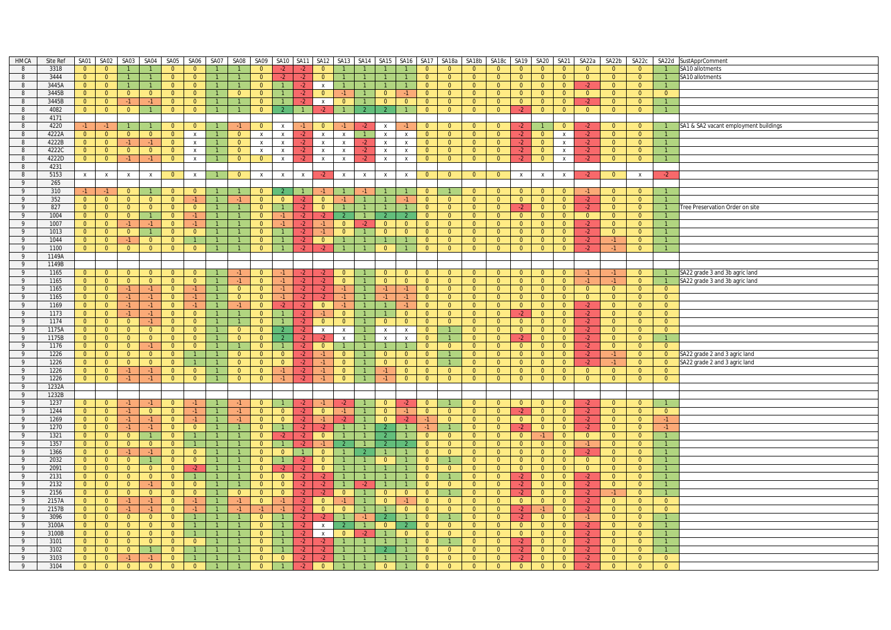| HMCA | Site Ref | SA01 | SA02 | SA03 | SA04 | SA05 | SA06 | SA07 | SA08 | SA09 | SA10 | SA11 | SA12 | SA13 | SA14 | SA15 | SA16 | SA17 | SA18a | SA18b | SA18c | SA19 | SA20 | SA21 | SA22a | SA22b | SA22c | SA22d | SustApprComment |
|---|---|---|---|---|---|---|---|---|---|---|---|---|---|---|---|---|---|---|---|---|---|---|---|---|---|---|---|---|---|
| 8 | 3318 | 0 | 0 | 1 | 1 | 0 | 0 | 1 | 1 | 0 | -2 | -2 | 0 | 1 | 1 | 1 | 1 | 0 | 0 | 0 | 0 | 0 | 0 | 0 | 0 | 0 | 0 | 1 | SA10 allotments |
| 8 | 3444 | 0 | 0 | 1 | 1 | 0 | 0 | 1 | 1 | 0 | -2 | -2 | 0 | 1 | 1 | 1 | 1 | 0 | 0 | 0 | 0 | 0 | 0 | 0 | 0 | 0 | 0 | 1 | SA10 allotments |
| 8 | 3445A | 0 | 0 | 1 | 1 | 0 | 0 | 1 | 1 | 0 | 1 | -2 | x | 1 | 1 | 1 | 1 | 0 | 0 | 0 | 0 | 0 | 0 | 0 | -2 | 0 | 0 | 1 | |
| 8 | 3445B | 0 | 0 | 0 | 0 | 0 | 0 | 1 | 0 | 0 | 1 | -2 | 0 | -1 | 1 | 0 | -1 | 0 | 0 | 0 | 0 | 0 | 0 | 0 | 0 | 0 | 0 | 0 | |
| 8 | 3445B | 0 | 0 | -1 | -1 | 0 | 0 | 1 | 1 | 0 | 1 | -2 | x | 0 | 1 | 0 | 0 | 0 | 0 | 0 | 0 | 0 | 0 | 0 | -2 | 0 | 0 | 1 | |
| 8 | 4082 | 0 | 0 | 0 | 1 | 0 | 0 | 1 | 1 | 0 | 2 | 1 | -2 | 1 | 2 | 2 | 1 | 0 | 0 | 0 | 0 | -2 | 0 | 0 | 0 | 0 | 0 | 1 | |
| 8 | 4171 | | | | | | | | | | | | | | | | | | | | | | | | | | | | |
| 8 | 4220 | -1 | -1 | 1 | 1 | 0 | 0 | 1 | -1 | 0 | x | -1 | 0 | -1 | -2 | x | -1 | 0 | 0 | 0 | 0 | -2 | 1 | 0 | -2 | 0 | 0 | 1 | SA1 & SA2 vacant employment buildings |
| 8 | 4222A | 0 | 0 | 0 | 0 | 0 | x | 1 | 0 | x | x | -2 | x | x | 1 | x | x | 0 | 0 | 0 | 0 | -2 | 0 | x | -2 | 0 | 0 | 1 | |
| 8 | 4222B | 0 | 0 | -1 | -1 | 0 | x | 1 | 0 | x | x | -2 | x | x | -2 | x | x | 0 | 0 | 0 | 0 | -2 | 0 | x | -2 | 0 | 0 | 1 | |
| 8 | 4222C | 0 | 0 | 0 | 0 | 0 | x | 1 | 0 | x | x | -2 | x | x | -2 | x | x | 0 | 0 | 0 | 0 | -2 | 0 | x | -2 | 0 | 0 | 1 | |
| 8 | 4222D | 0 | 0 | -1 | -1 | 0 | x | 1 | 0 | 0 | x | -2 | x | x | -2 | x | x | 0 | 0 | 0 | 0 | -2 | 0 | x | -2 | 0 | 0 | 1 | |
| 8 | 4231 | | | | | | | | | | | | | | | | | | | | | | | | | | | | |
| 8 | 5153 | x | x | x | x | 0 | x | 1 | 0 | x | x | x | -2 | x | x | x | x | 0 | 0 | 0 | 0 | x | x | x | -2 | 0 | x | -2 | |
| 9 | 265 | | | | | | | | | | | | | | | | | | | | | | | | | | | | |
| 9 | 310 | -1 | -1 | 0 | 1 | 0 | 0 | 1 | 1 | 0 | 2 | 1 | -1 | 1 | -1 | 1 | 1 | 0 | 1 | 0 | 0 | 0 | 0 | 0 | -1 | 0 | 0 | 1 | |
| 9 | 352 | 0 | 0 | 0 | 0 | 0 | -1 | 1 | -1 | 0 | 0 | -2 | 0 | -1 | 1 | 1 | -1 | 0 | 0 | 0 | 0 | 0 | 0 | 0 | -2 | 0 | 0 | 1 | |
| 9 | 827 | 0 | 0 | 0 | 0 | 0 | 0 | 1 | 1 | 0 | 1 | -2 | 0 | 1 | 1 | 1 | 1 | 0 | 0 | 0 | 0 | -2 | 0 | 0 | -2 | 0 | 0 | 1 | Tree Preservation Order on site |
| 9 | 1004 | 0 | 0 | 0 | 1 | 0 | -1 | 1 | 1 | 0 | -1 | -2 | -2 | 2 | 1 | 2 | 2 | 0 | 0 | 0 | 0 | 0 | 0 | 0 | 0 | 0 | 0 | 1 | |
| 9 | 1007 | 0 | 0 | -1 | -1 | 0 | -1 | 1 | 1 | 0 | -1 | -2 | -1 | 0 | -2 | 0 | 0 | 0 | 0 | 0 | 0 | 0 | 0 | 0 | -2 | 0 | 0 | 1 | |
| 9 | 1013 | 0 | 0 | 0 | 1 | 0 | 0 | 1 | 1 | 0 | 1 | -2 | -1 | 0 | 1 | 0 | 0 | 0 | 0 | 0 | 0 | 0 | 0 | 0 | -2 | 0 | 0 | 1 | |
| 9 | 1044 | 0 | 0 | -1 | 0 | 0 | 1 | 1 | 1 | 0 | 1 | -2 | 0 | 1 | 1 | 1 | 1 | 0 | 0 | 0 | 0 | 0 | 0 | 0 | -2 | -1 | 0 | 1 | |
| 9 | 1100 | 0 | 0 | 0 | 0 | 0 | 0 | 1 | 1 | 0 | 1 | -2 | -2 | 1 | 1 | 0 | 1 | 0 | 0 | 0 | 0 | 0 | 0 | 0 | -2 | -1 | 0 | 1 | |
| 9 | 1149A | | | | | | | | | | | | | | | | | | | | | | | | | | | | |
| 9 | 1149B | | | | | | | | | | | | | | | | | | | | | | | | | | | | |
| 9 | 1165 | 0 | 0 | 0 | 0 | 0 | 0 | 1 | -1 | 0 | -1 | -2 | -2 | 0 | 1 | 0 | 0 | 0 | 0 | 0 | 0 | 0 | 0 | 0 | -1 | -1 | 0 | 1 | SA22 grade 3 and 3b agric land |
| 9 | 1165 | 0 | 0 | 0 | 0 | 0 | 0 | 1 | -1 | 0 | -1 | -2 | -2 | 0 | 1 | 0 | 0 | 0 | 0 | 0 | 0 | 0 | 0 | 0 | -1 | -1 | 0 | 1 | SA22 grade 3 and 3b agric land |
| 9 | 1165 | 0 | 0 | -1 | -1 | 0 | -1 | 1 | 0 | 0 | -1 | -2 | -2 | -1 | 1 | -1 | -1 | 0 | 0 | 0 | 0 | 0 | 0 | 0 | 0 | 0 | 0 | 0 | |
| 9 | 1165 | 0 | 0 | -1 | -1 | 0 | -1 | 1 | 0 | 0 | -1 | -2 | -2 | -1 | 1 | -1 | -1 | 0 | 0 | 0 | 0 | 0 | 0 | 0 | 0 | 0 | 0 | 0 | |
| 9 | 1169 | 0 | 0 | -1 | -1 | 0 | -1 | 1 | -1 | 0 | -2 | -2 | 0 | -1 | 1 | 1 | -1 | 0 | 0 | 0 | 0 | 0 | 0 | 0 | -2 | 0 | 0 | 0 | |
| 9 | 1173 | 0 | 0 | -1 | -1 | 0 | 0 | 1 | 1 | 0 | 1 | -2 | -1 | 0 | 1 | 1 | 0 | 0 | 0 | 0 | 0 | -2 | 0 | 0 | -2 | 0 | 0 | 0 | |
| 9 | 1174 | 0 | 0 | 0 | -1 | 0 | 0 | 1 | 1 | 0 | 1 | -2 | 0 | 0 | 1 | 0 | 0 | 0 | 0 | 0 | 0 | 0 | 0 | 0 | -2 | 0 | 0 | 0 | |
| 9 | 1175A | 0 | 0 | 0 | 0 | 0 | 0 | 1 | 0 | 0 | 2 | -2 | x | x | 1 | x | x | 0 | 1 | 0 | 0 | 0 | 0 | 0 | -2 | 0 | 0 | 0 | |
| 9 | 1175B | 0 | 0 | 0 | 0 | 0 | 0 | 1 | 0 | 0 | 2 | -2 | -2 | x | 1 | x | x | 0 | 1 | 0 | 0 | -2 | 0 | 0 | -2 | 0 | 0 | 1 | |
| 9 | 1176 | 0 | 0 | 0 | -1 | 0 | 0 | 1 | 1 | 0 | 1 | -2 | 0 | 1 | 1 | 1 | 1 | 0 | 0 | 0 | 0 | 0 | 0 | 0 | -2 | 0 | 0 | 0 | |
| 9 | 1226 | 0 | 0 | 0 | 0 | 0 | 1 | 1 | 0 | 0 | 0 | -2 | -1 | 0 | 1 | 0 | 0 | 0 | 1 | 0 | 0 | 0 | 0 | 0 | -2 | -1 | 0 | 0 | SA22 grade 2 and 3 agric land |
| 9 | 1226 | 0 | 0 | 0 | 0 | 0 | 1 | 1 | 0 | 0 | 0 | -2 | -1 | 0 | 1 | 0 | 0 | 0 | 1 | 0 | 0 | 0 | 0 | 0 | -2 | -1 | 0 | 0 | SA22 grade 2 and 3 agric land |
| 9 | 1226 | 0 | 0 | -1 | -1 | 0 | 0 | 1 | 0 | 0 | -1 | -2 | -1 | 0 | 1 | -1 | 0 | 0 | 0 | 0 | 0 | 0 | 0 | 0 | 0 | 0 | 0 | 0 | |
| 9 | 1226 | 0 | 0 | -1 | -1 | 0 | 0 | 1 | 0 | 0 | -1 | -2 | -1 | 0 | 1 | -1 | 0 | 0 | 0 | 0 | 0 | 0 | 0 | 0 | 0 | 0 | 0 | 0 | |
| 9 | 1232A | | | | | | | | | | | | | | | | | | | | | | | | | | | | |
| 9 | 1232B | | | | | | | | | | | | | | | | | | | | | | | | | | | | |
| 9 | 1237 | 0 | 0 | -1 | -1 | 0 | -1 | 1 | -1 | 0 | 1 | -2 | -1 | -2 | 1 | 0 | -2 | 0 | 1 | 0 | 0 | 0 | 0 | 0 | -2 | 0 | 0 | 1 | |
| 9 | 1244 | 0 | 0 | -1 | 0 | 0 | -1 | 1 | -1 | 0 | 0 | -2 | 0 | -1 | 1 | 0 | -1 | 0 | 0 | 0 | 0 | -2 | 0 | 0 | -2 | 0 | 0 | 0 | |
| 9 | 1269 | 0 | 0 | -1 | -1 | 0 | -1 | 1 | -1 | 0 | 0 | -2 | -1 | -2 | 1 | 0 | -2 | -1 | 0 | 0 | 0 | 0 | 0 | 0 | -2 | 0 | 0 | -1 | |
| 9 | 1270 | 0 | 0 | -1 | -1 | 0 | 0 | 1 | 1 | 0 | 1 | -2 | -2 | 1 | 1 | 2 | 1 | -1 | 1 | 0 | 0 | -2 | 0 | 0 | -2 | 0 | 0 | -1 | |
| 9 | 1321 | 0 | 0 | 0 | 1 | 0 | 1 | 1 | 1 | 0 | -2 | -2 | 0 | 1 | 1 | 2 | 1 | 0 | 0 | 0 | 0 | 0 | -1 | 0 | 0 | 0 | 0 | 1 | |
| 9 | 1357 | 0 | 0 | 0 | 0 | 0 | 1 | 1 | 1 | 0 | 1 | -2 | -1 | 2 | 1 | 2 | 2 | 0 | 0 | 0 | 0 | 0 | 0 | 0 | -1 | 0 | 0 | 1 | |
| 9 | 1366 | 0 | 0 | -1 | -1 | 0 | 0 | 1 | 1 | 0 | 0 | 1 | 0 | 1 | 2 | 1 | 1 | 0 | 0 | 0 | 0 | 0 | 0 | 0 | -2 | 0 | 0 | 1 | |
| 9 | 2032 | 0 | 0 | 0 | 1 | 0 | 0 | 1 | 1 | 0 | 1 | -2 | 0 | 1 | 1 | 0 | 1 | 0 | 1 | 0 | 0 | 0 | 0 | 0 | 0 | 0 | 0 | 1 | |
| 9 | 2091 | 0 | 0 | 0 | 0 | 0 | -2 | 1 | 1 | 0 | -2 | -2 | 0 | 1 | 1 | 1 | 1 | 0 | 0 | 0 | 0 | 0 | 0 | 0 | 0 | 0 | 0 | 1 | |
| 9 | 2131 | 0 | 0 | 0 | 0 | 0 | 1 | 1 | 1 | 0 | 0 | -2 | -2 | 1 | 1 | 1 | 1 | 0 | 1 | 0 | 0 | -2 | 0 | 0 | -2 | 0 | 0 | 1 | |
| 9 | 2132 | 0 | 0 | 0 | -1 | 0 | 0 | 1 | 1 | 0 | 0 | -2 | -2 | 1 | -2 | 1 | 1 | 0 | 0 | 0 | 0 | -2 | 0 | 0 | -2 | 0 | 0 | 1 | |
| 9 | 2156 | 0 | 0 | 0 | 0 | 0 | 0 | 1 | 0 | 0 | 0 | -2 | -2 | 0 | 1 | 0 | 0 | 0 | 1 | 0 | 0 | -2 | 0 | 0 | -2 | -1 | 0 | 1 | |
| 9 | 2157A | 0 | 0 | -1 | -1 | 0 | -1 | 1 | -1 | 0 | -1 | -2 | 0 | -1 | 1 | 0 | -1 | 0 | 0 | 0 | 0 | 0 | 0 | 0 | -2 | 0 | 0 | 0 | |
| 9 | 2157B | 0 | 0 | -1 | -1 | 0 | -1 | 1 | -1 | -1 | -1 | -2 | 0 | 0 | 1 | 1 | 0 | 0 | 0 | 0 | 0 | -2 | -1 | 0 | -2 | 0 | 0 | 0 | |
| 9 | 3096 | 0 | 0 | 0 | 0 | 0 | 1 | 1 | 1 | 0 | 1 | -2 | -2 | 1 | -1 | 2 | 1 | 0 | 1 | 0 | 0 | -2 | 0 | 0 | -1 | 0 | 0 | 1 | |
| 9 | 3100A | 0 | 0 | 0 | 0 | 0 | 1 | 1 | 1 | 0 | 1 | -2 | x | 2 | 1 | 0 | 2 | 0 | 0 | 0 | 0 | 0 | 0 | 0 | -2 | 0 | 0 | 1 | |
| 9 | 3100B | 0 | 0 | 0 | 0 | 0 | 1 | 1 | 1 | 0 | 1 | -2 | x | 0 | -2 | 1 | 0 | 0 | 0 | 0 | 0 | 0 | 0 | 0 | -2 | 0 | 0 | 1 | |
| 9 | 3101 | 0 | 0 | 0 | 0 | 0 | 0 | 1 | 1 | 0 | 1 | -2 | -2 | 1 | 1 | 1 | 1 | 0 | 1 | 0 | 0 | -2 | 0 | 0 | -2 | 0 | 0 | 1 | |
| 9 | 3102 | 0 | 0 | 0 | 1 | 0 | 1 | 1 | 1 | 0 | 1 | -2 | -2 | 1 | 1 | 2 | 1 | 0 | 0 | 0 | 0 | -2 | 0 | 0 | -2 | 0 | 0 | 1 | |
| 9 | 3103 | 0 | 0 | -1 | -1 | 0 | 1 | 1 | 1 | 0 | 0 | -2 | -2 | 1 | 1 | 1 | 1 | 0 | 0 | 0 | 0 | -2 | 0 | 0 | -2 | 0 | 0 | 0 | |
| 9 | 3104 | 0 | 0 | 0 | 0 | 0 | 0 | 1 | 1 | 0 | 1 | -2 | 0 | 1 | 1 | 0 | 1 | 0 | 0 | 0 | 0 | 0 | 0 | 0 | -2 | 0 | 0 | 0 | |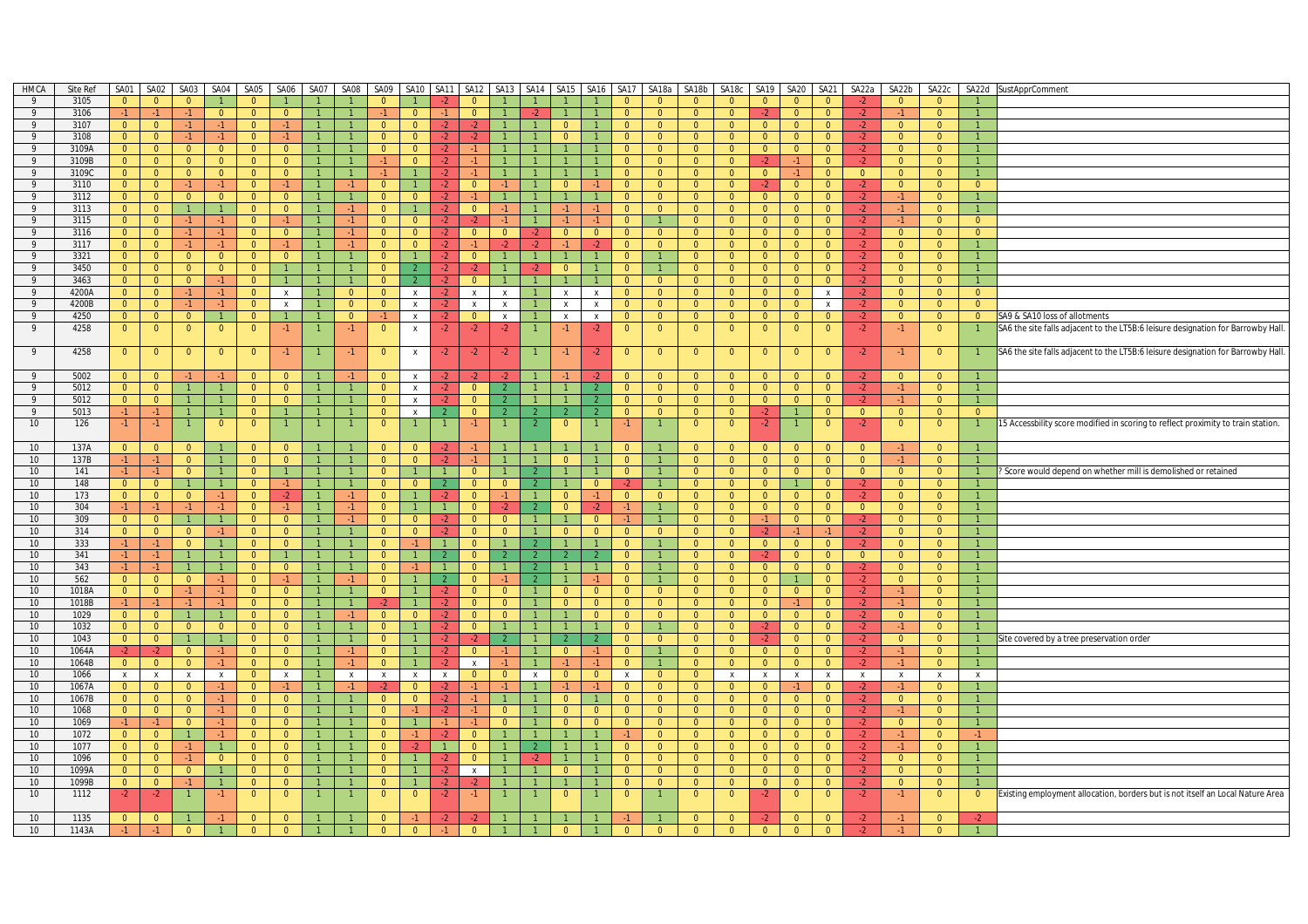| HMCA | Site Ref | SA01 | SA02 | SA03 | SA04 | SA05 | SA06 | SA07 | SA08 | SA09 | SA10 | SA11 | SA12 | SA13 | SA14 | SA15 | SA16 | SA17 | SA18a | SA18b | SA18c | SA19 | SA20 | SA21 | SA22a | SA22b | SA22c | SA22d | SustApprComment |
|---|---|---|---|---|---|---|---|---|---|---|---|---|---|---|---|---|---|---|---|---|---|---|---|---|---|---|---|---|---|
| 9 | 3105 | 0 | 0 | 0 | 1 | 0 | 1 | 1 | 1 | 0 | 1 | -2 | 0 | 1 | 1 | 1 | 1 | 0 | 0 | 0 | 0 | 0 | 0 | 0 | -2 | 0 | 0 | 1 | |
| 9 | 3106 | -1 | -1 | -1 | 0 | 0 | 0 | 1 | 1 | -1 | 0 | -1 | 0 | 1 | -2 | 1 | 1 | 0 | 0 | 0 | 0 | -2 | 0 | 0 | -2 | -1 | 0 | 1 | |
| 9 | 3107 | 0 | 0 | -1 | -1 | 0 | -1 | 1 | 1 | 0 | 0 | -2 | -2 | 1 | 1 | 0 | 1 | 0 | 0 | 0 | 0 | 0 | 0 | 0 | -2 | 0 | 0 | 1 | |
| 9 | 3108 | 0 | 0 | -1 | -1 | 0 | -1 | 1 | 1 | 0 | 0 | -2 | -2 | 1 | 1 | 0 | 1 | 0 | 0 | 0 | 0 | 0 | 0 | 0 | -2 | 0 | 0 | 1 | |
| 9 | 3109A | 0 | 0 | 0 | 0 | 0 | 0 | 1 | 1 | 0 | 0 | -2 | -1 | 1 | 1 | 1 | 1 | 0 | 0 | 0 | 0 | 0 | 0 | 0 | -2 | 0 | 0 | 1 | |
| 9 | 3109B | 0 | 0 | 0 | 0 | 0 | 0 | 1 | 1 | -1 | 0 | -2 | -1 | 1 | 1 | 1 | 1 | 0 | 0 | 0 | 0 | -2 | -1 | 0 | -2 | 0 | 0 | 1 | |
| 9 | 3109C | 0 | 0 | 0 | 0 | 0 | 0 | 1 | 1 | -1 | 1 | -2 | -1 | 1 | 1 | 1 | 1 | 0 | 0 | 0 | 0 | 0 | -1 | 0 | 0 | 0 | 0 | 1 | |
| 9 | 3110 | 0 | 0 | -1 | -1 | 0 | -1 | 1 | -1 | 0 | 1 | -2 | 0 | -1 | 1 | 0 | -1 | 0 | 0 | 0 | 0 | -2 | 0 | 0 | -2 | 0 | 0 | 0 | |
| 9 | 3112 | 0 | 0 | 0 | 0 | 0 | 0 | 1 | 1 | 0 | 0 | -2 | -1 | 1 | 1 | 1 | 1 | 0 | 0 | 0 | 0 | 0 | 0 | 0 | -2 | -1 | 0 | 1 | |
| 9 | 3113 | 0 | 0 | 1 | 1 | 0 | 0 | 1 | -1 | 0 | 1 | -2 | 0 | -1 | 1 | -1 | -1 | 0 | 0 | 0 | 0 | 0 | 0 | 0 | -2 | -1 | 0 | 1 | |
| 9 | 3115 | 0 | 0 | -1 | -1 | 0 | -1 | 1 | -1 | 0 | 0 | -2 | -2 | -1 | 1 | -1 | -1 | 0 | 1 | 0 | 0 | 0 | 0 | 0 | -2 | -1 | 0 | 0 | |
| 9 | 3116 | 0 | 0 | -1 | -1 | 0 | 0 | 1 | -1 | 0 | 0 | -2 | 0 | 0 | -2 | 0 | 0 | 0 | 0 | 0 | 0 | 0 | 0 | 0 | -2 | 0 | 0 | 0 | |
| 9 | 3117 | 0 | 0 | -1 | -1 | 0 | -1 | 1 | -1 | 0 | 0 | -2 | -1 | -2 | -2 | -1 | -2 | 0 | 0 | 0 | 0 | 0 | 0 | 0 | -2 | 0 | 0 | 1 | |
| 9 | 3321 | 0 | 0 | 0 | 0 | 0 | 0 | 1 | 1 | 0 | 1 | -2 | 0 | 1 | 1 | 1 | 1 | 0 | 1 | 0 | 0 | 0 | 0 | 0 | -2 | 0 | 0 | 1 | |
| 9 | 3450 | 0 | 0 | 0 | 0 | 0 | 1 | 1 | 1 | 0 | 2 | -2 | -2 | 1 | -2 | 0 | 1 | 0 | 1 | 0 | 0 | 0 | 0 | 0 | -2 | 0 | 0 | 1 | |
| 9 | 3463 | 0 | 0 | 0 | -1 | 0 | 1 | 1 | 1 | 0 | 2 | -2 | 0 | 1 | 1 | 1 | 1 | 0 | 0 | 0 | 0 | 0 | 0 | 0 | -2 | 0 | 0 | 1 | |
| 9 | 4200A | 0 | 0 | -1 | -1 | 0 | x | 1 | 0 | 0 | x | -2 | x | x | 1 | x | x | 0 | 0 | 0 | 0 | 0 | 0 | x | -2 | 0 | 0 | 0 | |
| 9 | 4200B | 0 | 0 | -1 | -1 | 0 | x | 1 | 0 | 0 | x | -2 | x | x | 1 | x | x | 0 | 0 | 0 | 0 | 0 | 0 | x | -2 | 0 | 0 | 0 | |
| 9 | 4250 | 0 | 0 | 0 | 1 | 0 | 1 | 1 | 0 | -1 | x | -2 | 0 | x | 1 | x | x | 0 | 0 | 0 | 0 | 0 | 0 | 0 | -2 | 0 | 0 | 0 | SA9 & SA10 loss of allotments |
| 9 | 4258 | 0 | 0 | 0 | 0 | 0 | -1 | 1 | -1 | 0 | x | -2 | -2 | -2 | 1 | -1 | -2 | 0 | 0 | 0 | 0 | 0 | 0 | 0 | -2 | -1 | 0 | 1 | SA6 the site falls adjacent to the LT5B:6 leisure designation for Barrowby Hall. |
| 9 | 4258 | 0 | 0 | 0 | 0 | 0 | -1 | 1 | -1 | 0 | x | -2 | -2 | -2 | 1 | -1 | -2 | 0 | 0 | 0 | 0 | 0 | 0 | 0 | -2 | -1 | 0 | 1 | SA6 the site falls adjacent to the LT5B:6 leisure designation for Barrowby Hall. |
| 9 | 5002 | 0 | 0 | -1 | -1 | 0 | 0 | 1 | -1 | 0 | x | -2 | -2 | -2 | 1 | -1 | -2 | 0 | 0 | 0 | 0 | 0 | 0 | 0 | -2 | 0 | 0 | 1 | |
| 9 | 5012 | 0 | 0 | 1 | 1 | 0 | 0 | 1 | 1 | 0 | x | -2 | 0 | 2 | 1 | 1 | 2 | 0 | 0 | 0 | 0 | 0 | 0 | 0 | -2 | -1 | 0 | 1 | |
| 9 | 5012 | 0 | 0 | 1 | 1 | 0 | 0 | 1 | 1 | 0 | x | -2 | 0 | 2 | 1 | 1 | 2 | 0 | 0 | 0 | 0 | 0 | 0 | 0 | -2 | -1 | 0 | 1 | |
| 9 | 5013 | -1 | -1 | 1 | 1 | 0 | 1 | 1 | 1 | 0 | x | 2 | 0 | 2 | 2 | 2 | 2 | 0 | 0 | 0 | 0 | -2 | 1 | 0 | 0 | 0 | 0 | 0 | |
| 10 | 126 | -1 | -1 | 1 | 0 | 0 | 1 | 1 | 1 | 0 | 1 | 1 | -1 | 1 | 2 | 0 | 1 | -1 | 1 | 0 | 0 | -2 | 1 | 0 | -2 | 0 | 0 | 1 | 15 Accessbility score modified in scoring to reflect proximity to train station. |
| 10 | 137A | 0 | 0 | 0 | 1 | 0 | 0 | 1 | 1 | 0 | 0 | -2 | -1 | 1 | 1 | 1 | 1 | 0 | 1 | 0 | 0 | 0 | 0 | 0 | 0 | -1 | 0 | 1 | |
| 10 | 137B | -1 | -1 | 0 | 1 | 0 | 0 | 1 | 1 | 0 | 0 | -2 | -1 | 1 | 1 | 0 | 1 | 0 | 1 | 0 | 0 | 0 | 0 | 0 | 0 | -1 | 0 | 1 | |
| 10 | 141 | -1 | -1 | 0 | 1 | 0 | 1 | 1 | 1 | 0 | 1 | 1 | 0 | 1 | 2 | 1 | 1 | 0 | 1 | 0 | 0 | 0 | 0 | 0 | 0 | 0 | 0 | 1 | ? Score would depend on whether mill is demolished or retained |
| 10 | 148 | 0 | 0 | 1 | 1 | 0 | -1 | 1 | 1 | 0 | 0 | 2 | 0 | 0 | 2 | 1 | 0 | -2 | 1 | 0 | 0 | 0 | 1 | 0 | -2 | 0 | 0 | 1 | |
| 10 | 173 | 0 | 0 | 0 | -1 | 0 | -2 | 1 | -1 | 0 | 1 | -2 | 0 | -1 | 1 | 0 | -1 | 0 | 0 | 0 | 0 | 0 | 0 | 0 | -2 | 0 | 0 | 1 | |
| 10 | 304 | -1 | -1 | -1 | -1 | 0 | -1 | 1 | -1 | 0 | 1 | 1 | 0 | -2 | 2 | 0 | -2 | -1 | 1 | 0 | 0 | 0 | 0 | 0 | 0 | 0 | 0 | 1 | |
| 10 | 309 | 0 | 0 | 1 | 1 | 0 | 0 | 1 | 1 | 0 | 0 | -2 | 0 | 0 | 1 | 1 | 0 | -1 | 1 | 0 | 0 | -1 | 0 | 0 | -2 | 0 | 0 | 1 | |
| 10 | 314 | 0 | 0 | 0 | -1 | 0 | 0 | 1 | 1 | 0 | 0 | -2 | 0 | 0 | 1 | 0 | 0 | 0 | 0 | 0 | 0 | -2 | -1 | -1 | -2 | 0 | 0 | 1 | |
| 10 | 333 | -1 | -1 | 0 | 1 | 0 | 0 | 1 | 1 | 0 | -1 | 1 | 0 | 1 | 2 | 1 | 1 | 0 | 1 | 0 | 0 | 0 | 0 | 0 | -2 | 0 | 0 | 1 | |
| 10 | 341 | -1 | -1 | 1 | 1 | 0 | 1 | 1 | 1 | 0 | 1 | 2 | 0 | 2 | 2 | 2 | 2 | 0 | 1 | 0 | 0 | -2 | 0 | 0 | 0 | 0 | 0 | 1 | |
| 10 | 343 | -1 | -1 | 1 | 1 | 0 | 0 | 1 | 1 | 0 | -1 | 1 | 0 | 1 | 2 | 1 | 1 | 0 | 1 | 0 | 0 | 0 | 0 | 0 | -2 | 0 | 0 | 1 | |
| 10 | 562 | 0 | 0 | 0 | -1 | 0 | -1 | 1 | -1 | 0 | 1 | 2 | 0 | -1 | 2 | 1 | -1 | 0 | 1 | 0 | 0 | 0 | 1 | 0 | -2 | 0 | 0 | 1 | |
| 10 | 1018A | 0 | 0 | -1 | -1 | 0 | 0 | 1 | 1 | 0 | 1 | -2 | 0 | 0 | 1 | 0 | 0 | 0 | 0 | 0 | 0 | 0 | 0 | 0 | -2 | -1 | 0 | 1 | |
| 10 | 1018B | -1 | -1 | -1 | -1 | 0 | 0 | 1 | 1 | -2 | 1 | -2 | 0 | 0 | 1 | 0 | 0 | 0 | 0 | 0 | 0 | 0 | -1 | 0 | -2 | -1 | 0 | 1 | |
| 10 | 1029 | 0 | 0 | 1 | 1 | 0 | 0 | 1 | -1 | 0 | 0 | -2 | 0 | 0 | 1 | 1 | 0 | 0 | 0 | 0 | 0 | 0 | 0 | 0 | -2 | 0 | 0 | 1 | |
| 10 | 1032 | 0 | 0 | 0 | 0 | 0 | 0 | 1 | 1 | 0 | 1 | -2 | 0 | 1 | 1 | 1 | 1 | 0 | 1 | 0 | 0 | -2 | 0 | 0 | -2 | -1 | 0 | 1 | |
| 10 | 1043 | 0 | 0 | 1 | 1 | 0 | 0 | 1 | 1 | 0 | 1 | -2 | -2 | 2 | 1 | 2 | 2 | 0 | 0 | 0 | 0 | -2 | 0 | 0 | -2 | 0 | 0 | 1 | Site covered by a tree preservation order |
| 10 | 1064A | -2 | -2 | 0 | -1 | 0 | 0 | 1 | -1 | 0 | 1 | -2 | 0 | -1 | 1 | 0 | -1 | 0 | 1 | 0 | 0 | 0 | 0 | 0 | -2 | -1 | 0 | 1 | |
| 10 | 1064B | 0 | 0 | 0 | -1 | 0 | 0 | 1 | -1 | 0 | 1 | -2 | x | -1 | 1 | -1 | -1 | 0 | 1 | 0 | 0 | 0 | 0 | 0 | -2 | -1 | 0 | 1 | |
| 10 | 1066 | x | x | x | x | 0 | x | 1 | x | x | x | x | 0 | 0 | x | 0 | 0 | x | 0 | 0 | x | x | x | x | x | x | x | x | |
| 10 | 1067A | 0 | 0 | 0 | -1 | 0 | -1 | 1 | -1 | -2 | 0 | -2 | -1 | -1 | 1 | -1 | -1 | 0 | 0 | 0 | 0 | 0 | -1 | 0 | -2 | -1 | 0 | 1 | |
| 10 | 1067B | 0 | 0 | 0 | -1 | 0 | 0 | 1 | 1 | 0 | 0 | -2 | -1 | 1 | 1 | 0 | 1 | 0 | 0 | 0 | 0 | 0 | 0 | 0 | -2 | 0 | 0 | 1 | |
| 10 | 1068 | 0 | 0 | 0 | -1 | 0 | 0 | 1 | 1 | 0 | -1 | -2 | -1 | 0 | 1 | 0 | 0 | 0 | 0 | 0 | 0 | 0 | 0 | 0 | -2 | -1 | 0 | 1 | |
| 10 | 1069 | -1 | -1 | 0 | -1 | 0 | 0 | 1 | 1 | 0 | 1 | -1 | -1 | 0 | 1 | 0 | 0 | 0 | 0 | 0 | 0 | 0 | 0 | 0 | -2 | 0 | 0 | 1 | |
| 10 | 1072 | 0 | 0 | 1 | -1 | 0 | 0 | 1 | 1 | 0 | -1 | -2 | 0 | 1 | 1 | 1 | 1 | -1 | 0 | 0 | 0 | 0 | 0 | 0 | -2 | -1 | 0 | -1 | |
| 10 | 1077 | 0 | 0 | -1 | 1 | 0 | 0 | 1 | 1 | 0 | -2 | 1 | 0 | 1 | 2 | 1 | 1 | 0 | 0 | 0 | 0 | 0 | 0 | 0 | -2 | -1 | 0 | 1 | |
| 10 | 1096 | 0 | 0 | -1 | 0 | 0 | 0 | 1 | 1 | 0 | 1 | -2 | 0 | 1 | -2 | 1 | 1 | 0 | 0 | 0 | 0 | 0 | 0 | 0 | -2 | 0 | 0 | 1 | |
| 10 | 1099A | 0 | 0 | 0 | 1 | 0 | 0 | 1 | 1 | 0 | 1 | -2 | x | 1 | 1 | 0 | 1 | 0 | 0 | 0 | 0 | 0 | 0 | 0 | -2 | 0 | 0 | 1 | |
| 10 | 1099B | 0 | 0 | -1 | 1 | 0 | 0 | 1 | 1 | 0 | 1 | -2 | -2 | 1 | 1 | 1 | 1 | 0 | 0 | 0 | 0 | 0 | 0 | 0 | -2 | 0 | 0 | 1 | |
| 10 | 1112 | -2 | -2 | 1 | -1 | 0 | 0 | 1 | 1 | 0 | 0 | -2 | -1 | 1 | 1 | 0 | 1 | 0 | 1 | 0 | 0 | -2 | 0 | 0 | -2 | -1 | 0 | 0 | Existing employment allocation, borders but is not itself an Local Nature Area |
| 10 | 1135 | 0 | 0 | 1 | -1 | 0 | 0 | 1 | 1 | 0 | -1 | -2 | -2 | 1 | 1 | 1 | 1 | -1 | 1 | 0 | 0 | -2 | 0 | 0 | -2 | -1 | 0 | -2 | |
| 10 | 1143A | -1 | -1 | 0 | 1 | 0 | 0 | 1 | 1 | 0 | 0 | -1 | 0 | 1 | 1 | 0 | 1 | 0 | 0 | 0 | 0 | 0 | 0 | 0 | -2 | -1 | 0 | 1 | |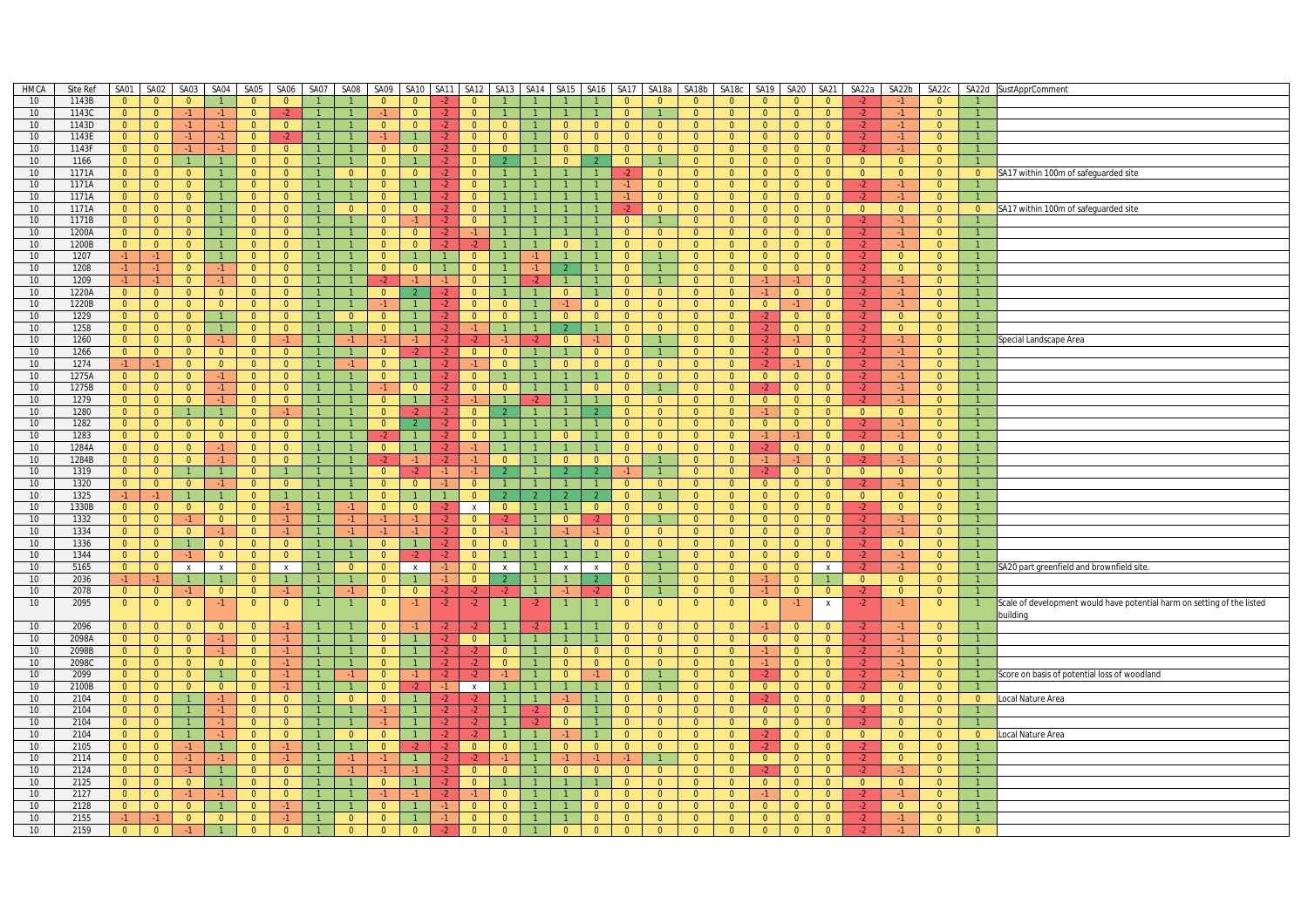| HMCA | Site Ref | SA01 | SA02 | SA03 | SA04 | SA05 | SA06 | SA07 | SA08 | SA09 | SA10 | SA11 | SA12 | SA13 | SA14 | SA15 | SA16 | SA17 | SA18a | SA18b | SA18c | SA19 | SA20 | SA21 | SA22a | SA22b | SA22c | SA22d | SustApprComment |
|---|---|---|---|---|---|---|---|---|---|---|---|---|---|---|---|---|---|---|---|---|---|---|---|---|---|---|---|---|---|
| 10 | 1143B | 0 | 0 | 0 | 1 | 0 | 0 | 1 | 1 | 0 | 0 | -2 | 0 | 1 | 1 | 1 | 1 | 0 | 0 | 0 | 0 | 0 | 0 | 0 | -2 | -1 | 0 | 1 | |
| 10 | 1143C | 0 | 0 | -1 | -1 | 0 | -2 | 1 | 1 | -1 | 0 | -2 | 0 | 1 | 1 | 1 | 1 | 0 | 1 | 0 | 0 | 0 | 0 | 0 | -2 | -1 | 0 | 1 | |
| 10 | 1143D | 0 | 0 | -1 | -1 | 0 | 0 | 1 | 1 | 0 | 0 | -2 | 0 | 0 | 1 | 0 | 0 | 0 | 0 | 0 | 0 | 0 | 0 | 0 | -2 | -1 | 0 | 1 | |
| 10 | 1143E | 0 | 0 | -1 | -1 | 0 | -2 | 1 | 1 | -1 | 1 | -2 | 0 | 0 | 1 | 0 | 0 | 0 | 0 | 0 | 0 | 0 | 0 | 0 | -2 | -1 | 0 | 1 | |
| 10 | 1143F | 0 | 0 | -1 | -1 | 0 | 0 | 1 | 1 | 0 | 0 | -2 | 0 | 0 | 1 | 0 | 0 | 0 | 0 | 0 | 0 | 0 | 0 | 0 | -2 | -1 | 0 | 1 | |
| 10 | 1166 | 0 | 0 | 1 | 1 | 0 | 0 | 1 | 1 | 0 | 1 | -2 | 0 | 2 | 1 | 0 | 2 | 0 | 1 | 0 | 0 | 0 | 0 | 0 | 0 | 0 | 0 | 1 | |
| 10 | 1171A | 0 | 0 | 0 | 1 | 0 | 0 | 1 | 0 | 0 | 0 | -2 | 0 | 1 | 1 | 1 | 1 | -2 | 0 | 0 | 0 | 0 | 0 | 0 | 0 | 0 | 0 | 0 | SA17 within 100m of safeguarded site |
| 10 | 1171A | 0 | 0 | 0 | 1 | 0 | 0 | 1 | 1 | 0 | 1 | -2 | 0 | 1 | 1 | 1 | 1 | -1 | 0 | 0 | 0 | 0 | 0 | 0 | -2 | -1 | 0 | 1 | |
| 10 | 1171A | 0 | 0 | 0 | 1 | 0 | 0 | 1 | 1 | 0 | 1 | -2 | 0 | 1 | 1 | 1 | 1 | -1 | 0 | 0 | 0 | 0 | 0 | 0 | -2 | -1 | 0 | 1 | |
| 10 | 1171A | 0 | 0 | 0 | 1 | 0 | 0 | 1 | 0 | 0 | 0 | -2 | 0 | 1 | 1 | 1 | 1 | -2 | 0 | 0 | 0 | 0 | 0 | 0 | 0 | 0 | 0 | 0 | SA17 within 100m of safeguarded site |
| 10 | 1171B | 0 | 0 | 0 | 1 | 0 | 0 | 1 | 1 | 0 | -1 | -2 | 0 | 1 | 1 | 1 | 1 | 0 | 1 | 0 | 0 | 0 | 0 | 0 | -2 | -1 | 0 | 1 | |
| 10 | 1200A | 0 | 0 | 0 | 1 | 0 | 0 | 1 | 1 | 0 | 0 | -2 | -1 | 1 | 1 | 1 | 1 | 0 | 0 | 0 | 0 | 0 | 0 | 0 | -2 | -1 | 0 | 1 | |
| 10 | 1200B | 0 | 0 | 0 | 1 | 0 | 0 | 1 | 1 | 0 | 0 | -2 | -2 | 1 | 1 | 0 | 1 | 0 | 0 | 0 | 0 | 0 | 0 | 0 | -2 | -1 | 0 | 1 | |
| 10 | 1207 | -1 | -1 | 0 | 1 | 0 | 0 | 1 | 1 | 0 | 1 | 1 | 0 | 1 | -1 | 1 | 1 | 0 | 1 | 0 | 0 | 0 | 0 | 0 | -2 | 0 | 0 | 1 | |
| 10 | 1208 | -1 | -1 | 0 | -1 | 0 | 0 | 1 | 1 | 0 | 0 | 1 | 0 | 1 | -1 | 2 | 1 | 0 | 1 | 0 | 0 | 0 | 0 | 0 | -2 | 0 | 0 | 1 | |
| 10 | 1209 | -1 | -1 | 0 | -1 | 0 | 0 | 1 | 1 | -2 | -1 | -1 | 0 | 1 | -2 | 1 | 1 | 0 | 1 | 0 | 0 | -1 | -1 | 0 | -2 | -1 | 0 | 1 | |
| 10 | 1220A | 0 | 0 | 0 | 0 | 0 | 0 | 1 | 1 | 0 | 2 | -2 | 0 | 1 | 1 | 0 | 1 | 0 | 0 | 0 | 0 | -1 | 0 | 0 | -2 | -1 | 0 | 1 | |
| 10 | 1220B | 0 | 0 | 0 | 0 | 0 | 0 | 1 | 1 | -1 | 1 | -2 | 0 | 0 | 1 | -1 | 0 | 0 | 0 | 0 | 0 | 0 | -1 | 0 | -2 | -1 | 0 | 1 | |
| 10 | 1229 | 0 | 0 | 0 | 1 | 0 | 0 | 1 | 0 | 0 | 1 | -2 | 0 | 0 | 1 | 0 | 0 | 0 | 0 | 0 | 0 | -2 | 0 | 0 | -2 | 0 | 0 | 1 | |
| 10 | 1258 | 0 | 0 | 0 | 1 | 0 | 0 | 1 | 1 | 0 | 1 | -2 | -1 | 1 | 1 | 2 | 1 | 0 | 0 | 0 | 0 | -2 | 0 | 0 | -2 | 0 | 0 | 1 | |
| 10 | 1260 | 0 | 0 | 0 | -1 | 0 | -1 | 1 | -1 | -1 | -1 | -2 | -2 | -1 | -2 | 0 | -1 | 0 | 1 | 0 | 0 | -2 | -1 | 0 | -2 | -1 | 0 | 1 | Special Landscape Area |
| 10 | 1266 | 0 | 0 | 0 | 0 | 0 | 0 | 1 | 1 | 0 | -2 | -2 | 0 | 0 | 1 | 1 | 0 | 0 | 1 | 0 | 0 | -2 | 0 | 0 | -2 | -1 | 0 | 1 | |
| 10 | 1274 | -1 | -1 | 0 | 0 | 0 | 0 | 1 | -1 | 0 | 1 | -2 | -1 | 0 | 1 | 0 | 0 | 0 | 0 | 0 | 0 | -2 | -1 | 0 | -2 | -1 | 0 | 1 | |
| 10 | 1275A | 0 | 0 | 0 | -1 | 0 | 0 | 1 | 1 | 0 | 1 | -2 | 0 | 1 | 1 | 1 | 1 | 0 | 0 | 0 | 0 | 0 | 0 | 0 | -2 | -1 | 0 | 1 | |
| 10 | 1275B | 0 | 0 | 0 | -1 | 0 | 0 | 1 | 1 | -1 | 0 | -2 | 0 | 0 | 1 | 1 | 0 | 0 | 1 | 0 | 0 | -2 | 0 | 0 | -2 | -1 | 0 | 1 | |
| 10 | 1279 | 0 | 0 | 0 | -1 | 0 | 0 | 1 | 1 | 0 | 1 | -2 | -1 | 1 | -2 | 1 | 1 | 0 | 0 | 0 | 0 | 0 | 0 | 0 | -2 | -1 | 0 | 1 | |
| 10 | 1280 | 0 | 0 | 1 | 1 | 0 | -1 | 1 | 1 | 0 | -2 | -2 | 0 | 2 | 1 | 1 | 2 | 0 | 0 | 0 | 0 | -1 | 0 | 0 | 0 | 0 | 0 | 1 | |
| 10 | 1282 | 0 | 0 | 0 | 0 | 0 | 0 | 1 | 1 | 0 | 2 | -2 | 0 | 1 | 1 | 1 | 1 | 0 | 0 | 0 | 0 | 0 | 0 | 0 | -2 | -1 | 0 | 1 | |
| 10 | 1283 | 0 | 0 | 0 | 0 | 0 | 0 | 1 | 1 | -2 | 1 | -2 | 0 | 1 | 1 | 0 | 1 | 0 | 0 | 0 | 0 | -1 | -1 | 0 | -2 | -1 | 0 | 1 | |
| 10 | 1284A | 0 | 0 | 0 | -1 | 0 | 0 | 1 | 1 | 0 | 1 | -2 | -1 | 1 | 1 | 1 | 1 | 0 | 0 | 0 | 0 | -2 | 0 | 0 | 0 | 0 | 0 | 1 | |
| 10 | 1284B | 0 | 0 | 0 | -1 | 0 | 0 | 1 | 1 | -2 | -1 | -2 | -1 | 0 | 1 | 0 | 0 | 0 | 1 | 0 | 0 | -1 | -1 | 0 | -2 | -1 | 0 | 1 | |
| 10 | 1319 | 0 | 0 | 1 | 1 | 0 | 1 | 1 | 1 | 0 | -2 | -1 | -1 | 2 | 1 | 2 | 2 | -1 | 1 | 0 | 0 | -2 | 0 | 0 | 0 | 0 | 0 | 1 | |
| 10 | 1320 | 0 | 0 | 0 | -1 | 0 | 0 | 1 | 1 | 0 | 0 | -1 | 0 | 1 | 1 | 1 | 1 | 0 | 0 | 0 | 0 | 0 | 0 | 0 | -2 | -1 | 0 | 1 | |
| 10 | 1325 | -1 | -1 | 1 | 1 | 0 | 1 | 1 | 1 | 0 | 1 | 1 | 0 | 2 | 2 | 2 | 2 | 0 | 1 | 0 | 0 | 0 | 0 | 0 | 0 | 0 | 0 | 1 | |
| 10 | 1330B | 0 | 0 | 0 | 0 | 0 | -1 | 1 | -1 | 0 | 0 | -2 | x | 0 | 1 | 1 | 0 | 0 | 0 | 0 | 0 | 0 | 0 | 0 | -2 | 0 | 0 | 1 | |
| 10 | 1332 | 0 | 0 | -1 | 0 | 0 | -1 | 1 | -1 | -1 | -1 | -2 | 0 | -2 | 1 | 0 | -2 | 0 | 1 | 0 | 0 | 0 | 0 | 0 | -2 | -1 | 0 | 1 | |
| 10 | 1334 | 0 | 0 | 0 | -1 | 0 | -1 | 1 | -1 | -1 | -1 | -2 | 0 | -1 | 1 | -1 | -1 | 0 | 0 | 0 | 0 | 0 | 0 | 0 | -2 | -1 | 0 | 1 | |
| 10 | 1336 | 0 | 0 | 1 | 0 | 0 | 0 | 1 | 1 | 0 | 1 | -2 | 0 | 0 | 1 | 1 | 0 | 0 | 0 | 0 | 0 | 0 | 0 | 0 | -2 | 0 | 0 | 1 | |
| 10 | 1344 | 0 | 0 | -1 | 0 | 0 | 0 | 1 | 1 | 0 | -2 | -2 | 0 | 1 | 1 | 1 | 1 | 0 | 1 | 0 | 0 | 0 | 0 | 0 | -2 | -1 | 0 | 1 | |
| 10 | 5165 | 0 | 0 | x | x | 0 | x | 1 | 1 | 0 | x | -1 | 0 | x | 1 | x | x | 0 | 1 | 0 | 0 | 0 | 0 | x | -2 | -1 | 0 | 1 | SA20 part greenfield and brownfield site. |
| 10 | 2036 | -1 | -1 | 1 | 1 | 0 | 1 | 1 | 1 | 0 | 1 | -1 | 0 | 2 | 1 | 1 | 2 | 0 | 1 | 0 | 0 | -1 | 0 | 1 | 0 | 0 | 0 | 1 | |
| 10 | 2078 | 0 | 0 | -1 | 0 | 0 | -1 | 1 | -1 | 0 | 0 | -2 | -2 | -2 | 1 | -1 | -2 | 0 | 1 | 0 | 0 | -1 | 0 | 0 | -2 | 0 | 0 | 1 | |
| 10 | 2095 | 0 | 0 | 0 | -1 | 0 | 0 | 1 | 1 | 0 | -1 | -2 | -2 | 1 | -2 | 1 | 1 | 0 | 0 | 0 | 0 | 0 | -1 | x | -2 | -1 | 0 | 1 | Scale of development would have potential harm on setting of the listed building |
| 10 | 2096 | 0 | 0 | 0 | 0 | 0 | -1 | 1 | 1 | 0 | -1 | -2 | -2 | 1 | -2 | 1 | 1 | 0 | 0 | 0 | 0 | -1 | 0 | 0 | -2 | -1 | 0 | 1 | |
| 10 | 2098A | 0 | 0 | 0 | -1 | 0 | -1 | 1 | 1 | 0 | 1 | -2 | 0 | 1 | 1 | 1 | 1 | 0 | 0 | 0 | 0 | 0 | 0 | 0 | -2 | -1 | 0 | 1 | |
| 10 | 2098B | 0 | 0 | 0 | -1 | 0 | -1 | 1 | 1 | 0 | 1 | -2 | -2 | 0 | 1 | 0 | 0 | 0 | 0 | 0 | 0 | -1 | 0 | 0 | -2 | -1 | 0 | 1 | |
| 10 | 2098C | 0 | 0 | 0 | 0 | 0 | -1 | 1 | 1 | 0 | 1 | -2 | -2 | 0 | 1 | 0 | 0 | 0 | 0 | 0 | 0 | -1 | 0 | 0 | -2 | -1 | 0 | 1 | |
| 10 | 2099 | 0 | 0 | 0 | 1 | 0 | -1 | 1 | -1 | 0 | -1 | -2 | -2 | -1 | 1 | 0 | -1 | 0 | 1 | 0 | 0 | -2 | 0 | 0 | -2 | -1 | 0 | 1 | Score on basis of potential loss of woodland |
| 10 | 2100B | 0 | 0 | 0 | 0 | 0 | -1 | 1 | 1 | 0 | -2 | -1 | x | 1 | 1 | 1 | 1 | 0 | 1 | 0 | 0 | 0 | 0 | 0 | -2 | 0 | 0 | 1 | |
| 10 | 2104 | 0 | 0 | 1 | -1 | 0 | 0 | 1 | 0 | 0 | 1 | -2 | -2 | 1 | 1 | -1 | 1 | 0 | 0 | 0 | 0 | -2 | 0 | 0 | 0 | 0 | 0 | 0 | Local Nature Area |
| 10 | 2104 | 0 | 0 | 1 | -1 | 0 | 0 | 1 | 1 | -1 | 1 | -2 | -2 | 1 | -2 | 0 | 1 | 0 | 0 | 0 | 0 | 0 | 0 | 0 | -2 | 0 | 0 | 1 | |
| 10 | 2104 | 0 | 0 | 1 | -1 | 0 | 0 | 1 | 1 | -1 | 1 | -2 | -2 | 1 | -2 | 0 | 1 | 0 | 0 | 0 | 0 | 0 | 0 | 0 | -2 | 0 | 0 | 1 | |
| 10 | 2104 | 0 | 0 | 1 | -1 | 0 | 0 | 1 | 0 | 0 | 1 | -2 | -2 | 1 | 1 | -1 | 1 | 0 | 0 | 0 | 0 | -2 | 0 | 0 | 0 | 0 | 0 | 0 | Local Nature Area |
| 10 | 2105 | 0 | 0 | -1 | 1 | 0 | -1 | 1 | 1 | 0 | -2 | -2 | 0 | 0 | 1 | 0 | 0 | 0 | 0 | 0 | 0 | -2 | 0 | 0 | -2 | 0 | 0 | 1 | |
| 10 | 2114 | 0 | 0 | -1 | -1 | 0 | -1 | 1 | -1 | -1 | 1 | -2 | -2 | -1 | 1 | -1 | -1 | -1 | 1 | 0 | 0 | 0 | 0 | 0 | -2 | 0 | 0 | 1 | |
| 10 | 2124 | 0 | 0 | -1 | 1 | 0 | 0 | 1 | -1 | -1 | -1 | -2 | 0 | 0 | 1 | 0 | 0 | 0 | 0 | 0 | 0 | -2 | 0 | 0 | -2 | -1 | 0 | 1 | |
| 10 | 2125 | 0 | 0 | 0 | 1 | 0 | 0 | 1 | 1 | 0 | 1 | -2 | 0 | 1 | 1 | 1 | 1 | 0 | 0 | 0 | 0 | 0 | 0 | 0 | 0 | 0 | 0 | 1 | |
| 10 | 2127 | 0 | 0 | -1 | -1 | 0 | 0 | 1 | 1 | -1 | -1 | -2 | -1 | 0 | 1 | 1 | 0 | 0 | 0 | 0 | 0 | -1 | 0 | 0 | -2 | -1 | 0 | 1 | |
| 10 | 2128 | 0 | 0 | 0 | 1 | 0 | -1 | 1 | 1 | 0 | 1 | -1 | 0 | 0 | 1 | 1 | 0 | 0 | 0 | 0 | 0 | 0 | 0 | 0 | -2 | 0 | 0 | 1 | |
| 10 | 2155 | -1 | -1 | 0 | 0 | 0 | -1 | 1 | 0 | 0 | 1 | -1 | 0 | 0 | 1 | 1 | 0 | 0 | 0 | 0 | 0 | 0 | 0 | 0 | -2 | -1 | 0 | 1 | |
| 10 | 2159 | 0 | 0 | -1 | 1 | 0 | 0 | 1 | 0 | 0 | 0 | -2 | 0 | 0 | 1 | 0 | 0 | 0 | 0 | 0 | 0 | 0 | 0 | 0 | -2 | -1 | 0 | 0 | |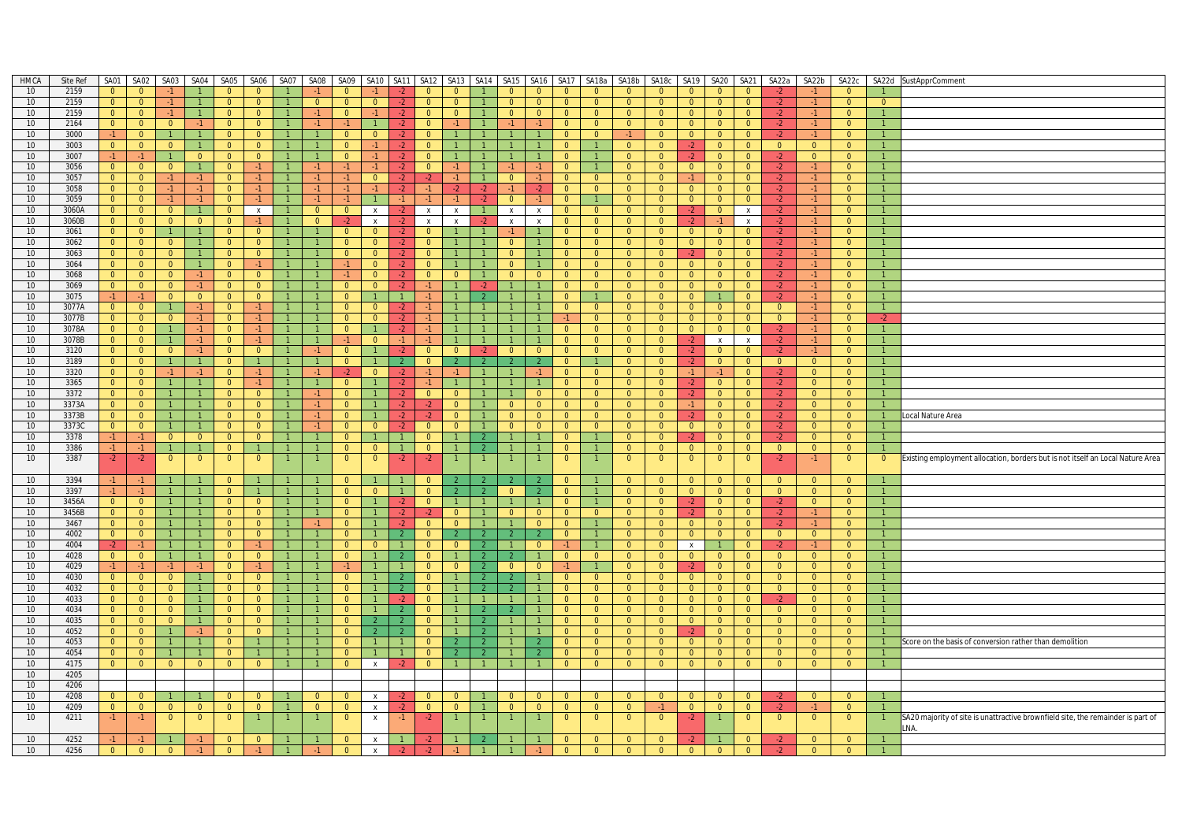| HMCA | Site Ref | SA01 | SA02 | SA03 | SA04 | SA05 | SA06 | SA07 | SA08 | SA09 | SA10 | SA11 | SA12 | SA13 | SA14 | SA15 | SA16 | SA17 | SA18a | SA18b | SA18c | SA19 | SA20 | SA21 | SA22a | SA22b | SA22c | SA22d | SustApprComment |
|---|---|---|---|---|---|---|---|---|---|---|---|---|---|---|---|---|---|---|---|---|---|---|---|---|---|---|---|---|---|
| 10 | 2159 | 0 | 0 | -1 | 1 | 0 | 0 | 1 | -1 | 0 | -1 | -2 | 0 | 0 | 1 | 0 | 0 | 0 | 0 | 0 | 0 | 0 | 0 | 0 | -2 | -1 | 0 | 1 | |
| 10 | 2159 | 0 | 0 | -1 | 1 | 0 | 0 | 1 | 0 | 0 | 0 | -2 | 0 | 0 | 1 | 0 | 0 | 0 | 0 | 0 | 0 | 0 | 0 | 0 | -2 | -1 | 0 | 0 | |
| 10 | 2159 | 0 | 0 | -1 | 1 | 0 | 0 | 1 | -1 | 0 | -1 | -2 | 0 | 0 | 1 | 0 | 0 | 0 | 0 | 0 | 0 | 0 | 0 | 0 | -2 | -1 | 0 | 1 | |
| 10 | 2164 | 0 | 0 | 0 | -1 | 0 | 0 | 1 | -1 | -1 | 1 | -2 | 0 | -1 | 1 | -1 | -1 | 0 | 0 | 0 | 0 | 0 | 0 | 0 | -2 | -1 | 0 | 1 | |
| 10 | 3000 | -1 | 0 | 1 | 1 | 0 | 0 | 1 | 1 | 0 | 0 | -2 | 0 | 1 | 1 | 1 | 1 | 0 | 0 | -1 | 0 | 0 | 0 | 0 | -2 | -1 | 0 | 1 | |
| 10 | 3003 | 0 | 0 | 0 | 1 | 0 | 0 | 1 | 1 | 0 | -1 | -2 | 0 | 1 | 1 | 1 | 1 | 0 | 1 | 0 | 0 | -2 | 0 | 0 | 0 | 0 | 0 | 1 | |
| 10 | 3007 | -1 | -1 | 1 | 0 | 0 | 0 | 1 | 1 | 0 | -1 | -2 | 0 | 1 | 1 | 1 | 1 | 0 | 1 | 0 | 0 | -2 | 0 | 0 | -2 | 0 | 0 | 1 | |
| 10 | 3056 | 0 | 0 | 0 | 1 | 0 | -1 | 1 | -1 | -1 | -1 | -2 | 0 | -1 | 1 | -1 | -1 | 0 | 1 | 0 | 0 | 0 | 0 | 0 | -2 | -1 | 0 | 1 | |
| 10 | 3057 | 0 | 0 | -1 | -1 | 0 | -1 | 1 | -1 | -1 | 0 | -2 | -2 | -1 | 1 | 0 | -1 | 0 | 0 | 0 | 0 | -1 | 0 | 0 | -2 | -1 | 0 | 1 | |
| 10 | 3058 | 0 | 0 | -1 | -1 | 0 | -1 | 1 | -1 | -1 | -1 | -2 | -1 | -2 | -2 | -1 | -2 | 0 | 0 | 0 | 0 | 0 | 0 | 0 | -2 | -1 | 0 | 1 | |
| 10 | 3059 | 0 | 0 | -1 | -1 | 0 | -1 | 1 | -1 | -1 | 1 | -1 | -1 | -1 | -2 | 0 | -1 | 0 | 1 | 0 | 0 | 0 | 0 | 0 | -2 | -1 | 0 | 1 | |
| 10 | 3060A | 0 | 0 | 0 | 1 | 0 | x | 1 | 0 | 0 | x | -2 | x | x | 1 | x | x | 0 | 0 | 0 | 0 | -2 | 0 | x | -2 | -1 | 0 | 1 | |
| 10 | 3060B | 0 | 0 | 0 | 0 | 0 | -1 | 1 | 0 | -2 | x | -2 | x | x | -2 | x | x | 0 | 0 | 0 | 0 | -2 | -1 | x | -2 | -1 | 0 | 1 | |
| 10 | 3061 | 0 | 0 | 1 | 1 | 0 | 0 | 1 | 1 | 0 | 0 | -2 | 0 | 1 | 1 | -1 | 1 | 0 | 0 | 0 | 0 | 0 | 0 | 0 | -2 | -1 | 0 | 1 | |
| 10 | 3062 | 0 | 0 | 0 | 1 | 0 | 0 | 1 | 1 | 0 | 0 | -2 | 0 | 1 | 1 | 0 | 1 | 0 | 0 | 0 | 0 | 0 | 0 | 0 | -2 | -1 | 0 | 1 | |
| 10 | 3063 | 0 | 0 | 0 | 1 | 0 | 0 | 1 | 1 | 0 | 0 | -2 | 0 | 1 | 1 | 0 | 1 | 0 | 0 | 0 | 0 | -2 | 0 | 0 | -2 | -1 | 0 | 1 | |
| 10 | 3064 | 0 | 0 | 0 | 1 | 0 | -1 | 1 | 1 | -1 | 0 | -2 | 0 | 1 | 1 | 0 | 1 | 0 | 0 | 0 | 0 | 0 | 0 | 0 | -2 | -1 | 0 | 1 | |
| 10 | 3068 | 0 | 0 | 0 | -1 | 0 | 0 | 1 | 1 | -1 | 0 | -2 | 0 | 0 | 1 | 0 | 0 | 0 | 0 | 0 | 0 | 0 | 0 | 0 | -2 | -1 | 0 | 1 | |
| 10 | 3069 | 0 | 0 | 0 | -1 | 0 | 0 | 1 | 1 | 0 | 0 | -2 | -1 | 1 | -2 | 1 | 1 | 0 | 0 | 0 | 0 | 0 | 0 | 0 | -2 | -1 | 0 | 1 | |
| 10 | 3075 | -1 | -1 | 0 | 0 | 0 | 0 | 1 | 1 | 0 | 1 | 1 | -1 | 1 | 2 | 1 | 1 | 0 | 1 | 0 | 0 | 0 | 1 | 0 | -2 | -1 | 0 | 1 | |
| 10 | 3077A | 0 | 0 | 1 | -1 | 0 | -1 | 1 | 1 | 0 | 0 | -2 | -1 | 1 | 1 | 1 | 1 | 0 | 0 | 0 | 0 | 0 | 0 | 0 | 0 | -1 | 0 | 1 | |
| 10 | 3077B | 0 | 0 | 0 | -1 | 0 | -1 | 1 | 1 | 0 | 0 | -2 | -1 | 1 | 1 | 1 | 1 | -1 | 0 | 0 | 0 | 0 | 0 | 0 | 0 | -1 | 0 | -2 | |
| 10 | 3078A | 0 | 0 | 1 | -1 | 0 | -1 | 1 | 1 | 0 | 1 | -2 | -1 | 1 | 1 | 1 | 1 | 0 | 0 | 0 | 0 | 0 | 0 | 0 | -2 | -1 | 0 | 1 | |
| 10 | 3078B | 0 | 0 | 1 | -1 | 0 | -1 | 1 | 1 | -1 | 0 | -1 | -1 | 1 | 1 | 1 | 1 | 0 | 0 | 0 | 0 | -2 | x | x | -2 | -1 | 0 | 1 | |
| 10 | 3120 | 0 | 0 | 0 | -1 | 0 | 0 | 1 | -1 | 0 | 1 | -2 | 0 | 0 | -2 | 0 | 0 | 0 | 0 | 0 | 0 | -2 | 0 | 0 | -2 | -1 | 0 | 1 | |
| 10 | 3189 | 0 | 0 | 1 | 1 | 0 | 1 | 1 | 1 | 0 | 1 | 2 | 0 | 2 | 2 | 2 | 2 | 0 | 1 | 0 | 0 | -2 | 0 | 0 | 0 | 0 | 0 | 1 | |
| 10 | 3320 | 0 | 0 | -1 | -1 | 0 | -1 | 1 | -1 | -2 | 0 | -2 | -1 | -1 | 1 | 1 | -1 | 0 | 0 | 0 | 0 | -1 | -1 | 0 | -2 | 0 | 0 | 1 | |
| 10 | 3365 | 0 | 0 | 1 | 1 | 0 | -1 | 1 | 1 | 0 | 1 | -2 | -1 | 1 | 1 | 1 | 1 | 0 | 0 | 0 | 0 | -2 | 0 | 0 | -2 | 0 | 0 | 1 | |
| 10 | 3372 | 0 | 0 | 1 | 1 | 0 | 0 | 1 | -1 | 0 | 1 | -2 | 0 | 0 | 1 | 1 | 0 | 0 | 0 | 0 | 0 | -2 | 0 | 0 | -2 | 0 | 0 | 1 | |
| 10 | 3373A | 0 | 0 | 1 | 1 | 0 | 0 | 1 | -1 | 0 | 1 | -2 | -2 | 0 | 1 | 0 | 0 | 0 | 0 | 0 | 0 | -1 | 0 | 0 | -2 | 0 | 0 | 1 | |
| 10 | 3373B | 0 | 0 | 1 | 1 | 0 | 0 | 1 | -1 | 0 | 1 | -2 | -2 | 0 | 1 | 0 | 0 | 0 | 0 | 0 | 0 | -2 | 0 | 0 | -2 | 0 | 0 | 1 | Local Nature Area |
| 10 | 3373C | 0 | 0 | 1 | 1 | 0 | 0 | 1 | -1 | 0 | 0 | -2 | 0 | 0 | 1 | 0 | 0 | 0 | 0 | 0 | 0 | 0 | 0 | 0 | -2 | 0 | 0 | 1 | |
| 10 | 3378 | -1 | -1 | 0 | 0 | 0 | 0 | 1 | 1 | 0 | 1 | 1 | 0 | 1 | 2 | 1 | 1 | 0 | 1 | 0 | 0 | -2 | 0 | 0 | -2 | 0 | 0 | 1 | |
| 10 | 3386 | -1 | -1 | 1 | 1 | 0 | 1 | 1 | 1 | 0 | 0 | 1 | 0 | 1 | 2 | 1 | 1 | 0 | 1 | 0 | 0 | 0 | 0 | 0 | 0 | 0 | 0 | 1 | |
| 10 | 3387 | -2 | -2 | 0 | 0 | 0 | 0 | 1 | 1 | 0 | 0 | -2 | -2 | 1 | 1 | 1 | 1 | 0 | 1 | 0 | 0 | 0 | 0 | 0 | -2 | -1 | 0 | 0 | Existing employment allocation, borders but is not itself an Local Nature Area |
| 10 | 3394 | -1 | -1 | 1 | 1 | 0 | 1 | 1 | 1 | 0 | 1 | 1 | 0 | 2 | 2 | 2 | 2 | 0 | 1 | 0 | 0 | 0 | 0 | 0 | 0 | 0 | 0 | 1 | |
| 10 | 3397 | -1 | -1 | 1 | 1 | 0 | 1 | 1 | 1 | 0 | 0 | 1 | 0 | 2 | 2 | 0 | 2 | 0 | 1 | 0 | 0 | 0 | 0 | 0 | 0 | 0 | 0 | 1 | |
| 10 | 3456A | 0 | 0 | 1 | 1 | 0 | 0 | 1 | 1 | 0 | 1 | -2 | 0 | 1 | 1 | 1 | 1 | 0 | 1 | 0 | 0 | -2 | 0 | 0 | -2 | 0 | 0 | 1 | |
| 10 | 3456B | 0 | 0 | 1 | 1 | 0 | 0 | 1 | 1 | 0 | 1 | -2 | -2 | 0 | 1 | 0 | 0 | 0 | 0 | 0 | 0 | -2 | 0 | 0 | -2 | -1 | 0 | 1 | |
| 10 | 3467 | 0 | 0 | 1 | 1 | 0 | 0 | 1 | -1 | 0 | 1 | -2 | 0 | 0 | 1 | 1 | 0 | 0 | 1 | 0 | 0 | 0 | 0 | 0 | -2 | -1 | 0 | 1 | |
| 10 | 4002 | 0 | 0 | 1 | 1 | 0 | 0 | 1 | 1 | 0 | 1 | 2 | 0 | 2 | 2 | 2 | 2 | 0 | 1 | 0 | 0 | 0 | 0 | 0 | 0 | 0 | 0 | 1 | |
| 10 | 4004 | -2 | -1 | 1 | 1 | 0 | -1 | 1 | 1 | 0 | 0 | 1 | 0 | 0 | 2 | 1 | 0 | -1 | 1 | 0 | 0 | x | 1 | 0 | -2 | -1 | 0 | 1 | |
| 10 | 4028 | 0 | 0 | 1 | 1 | 0 | 0 | 1 | 1 | 0 | 1 | 2 | 0 | 1 | 2 | 2 | 1 | 0 | 0 | 0 | 0 | 0 | 0 | 0 | 0 | 0 | 0 | 1 | |
| 10 | 4029 | -1 | -1 | -1 | -1 | 0 | -1 | 1 | 1 | -1 | 1 | 1 | 0 | 0 | 2 | 0 | 0 | -1 | 1 | 0 | 0 | -2 | 0 | 0 | 0 | 0 | 0 | 1 | |
| 10 | 4030 | 0 | 0 | 0 | 1 | 0 | 0 | 1 | 1 | 0 | 1 | 2 | 0 | 1 | 2 | 2 | 1 | 0 | 0 | 0 | 0 | 0 | 0 | 0 | 0 | 0 | 0 | 1 | |
| 10 | 4032 | 0 | 0 | 0 | 1 | 0 | 0 | 1 | 1 | 0 | 1 | 2 | 0 | 1 | 2 | 2 | 1 | 0 | 0 | 0 | 0 | 0 | 0 | 0 | 0 | 0 | 0 | 1 | |
| 10 | 4033 | 0 | 0 | 0 | 1 | 0 | 0 | 1 | 1 | 0 | 1 | -2 | 0 | 1 | 1 | 1 | 1 | 0 | 0 | 0 | 0 | 0 | 0 | 0 | -2 | 0 | 0 | 1 | |
| 10 | 4034 | 0 | 0 | 0 | 1 | 0 | 0 | 1 | 1 | 0 | 1 | 2 | 0 | 1 | 2 | 2 | 1 | 0 | 0 | 0 | 0 | 0 | 0 | 0 | 0 | 0 | 0 | 1 | |
| 10 | 4035 | 0 | 0 | 0 | 1 | 0 | 0 | 1 | 1 | 0 | 2 | 2 | 0 | 1 | 2 | 1 | 1 | 0 | 0 | 0 | 0 | 0 | 0 | 0 | 0 | 0 | 0 | 1 | |
| 10 | 4052 | 0 | 0 | 1 | -1 | 0 | 0 | 1 | 1 | 0 | 2 | 2 | 0 | 1 | 2 | 1 | 1 | 0 | 0 | 0 | 0 | -2 | 0 | 0 | 0 | 0 | 0 | 1 | |
| 10 | 4053 | 0 | 0 | 1 | 1 | 0 | 1 | 1 | 1 | 0 | 1 | 1 | 0 | 2 | 2 | 1 | 2 | 0 | 0 | 0 | 0 | 0 | 0 | 0 | 0 | 0 | 0 | 1 | Score on the basis of conversion rather than demolition |
| 10 | 4054 | 0 | 0 | 1 | 1 | 0 | 1 | 1 | 1 | 0 | 1 | 1 | 0 | 2 | 2 | 1 | 2 | 0 | 0 | 0 | 0 | 0 | 0 | 0 | 0 | 0 | 0 | 1 | |
| 10 | 4175 | 0 | 0 | 0 | 0 | 0 | 0 | 1 | 1 | 0 | x | -2 | 0 | 1 | 1 | 1 | 1 | 0 | 0 | 0 | 0 | 0 | 0 | 0 | 0 | 0 | 0 | 1 | |
| 10 | 4205 | | | | | | | | | | | | | | | | | | | | | | | | | | | | |
| 10 | 4206 | | | | | | | | | | | | | | | | | | | | | | | | | | | | |
| 10 | 4208 | 0 | 0 | 1 | 1 | 0 | 0 | 1 | 0 | 0 | x | -2 | 0 | 0 | 1 | 0 | 0 | 0 | 0 | 0 | 0 | 0 | 0 | 0 | -2 | 0 | 0 | 1 | |
| 10 | 4209 | 0 | 0 | 0 | 0 | 0 | 0 | 1 | 0 | 0 | x | -2 | 0 | 0 | 1 | 0 | 0 | 0 | 0 | 0 | -1 | 0 | 0 | 0 | -2 | -1 | 0 | 1 | |
| 10 | 4211 | -1 | -1 | 0 | 0 | 0 | 1 | 1 | 1 | 0 | x | -1 | -2 | 1 | 1 | 1 | 1 | 0 | 0 | 0 | 0 | -2 | 1 | 0 | 0 | 0 | 0 | 1 | SA20 majority of site is unattractive brownfield site, the remainder is part of LNA. |
| 10 | 4252 | -1 | -1 | 1 | -1 | 0 | 0 | 1 | 1 | 0 | x | 1 | -2 | 1 | 2 | 1 | 1 | 0 | 0 | 0 | 0 | -2 | 1 | 0 | -2 | 0 | 0 | 1 | |
| 10 | 4256 | 0 | 0 | 0 | -1 | 0 | -1 | 1 | -1 | 0 | x | -2 | -2 | -1 | 1 | 1 | -1 | 0 | 0 | 0 | 0 | 0 | 0 | 0 | -2 | 0 | 0 | 1 | |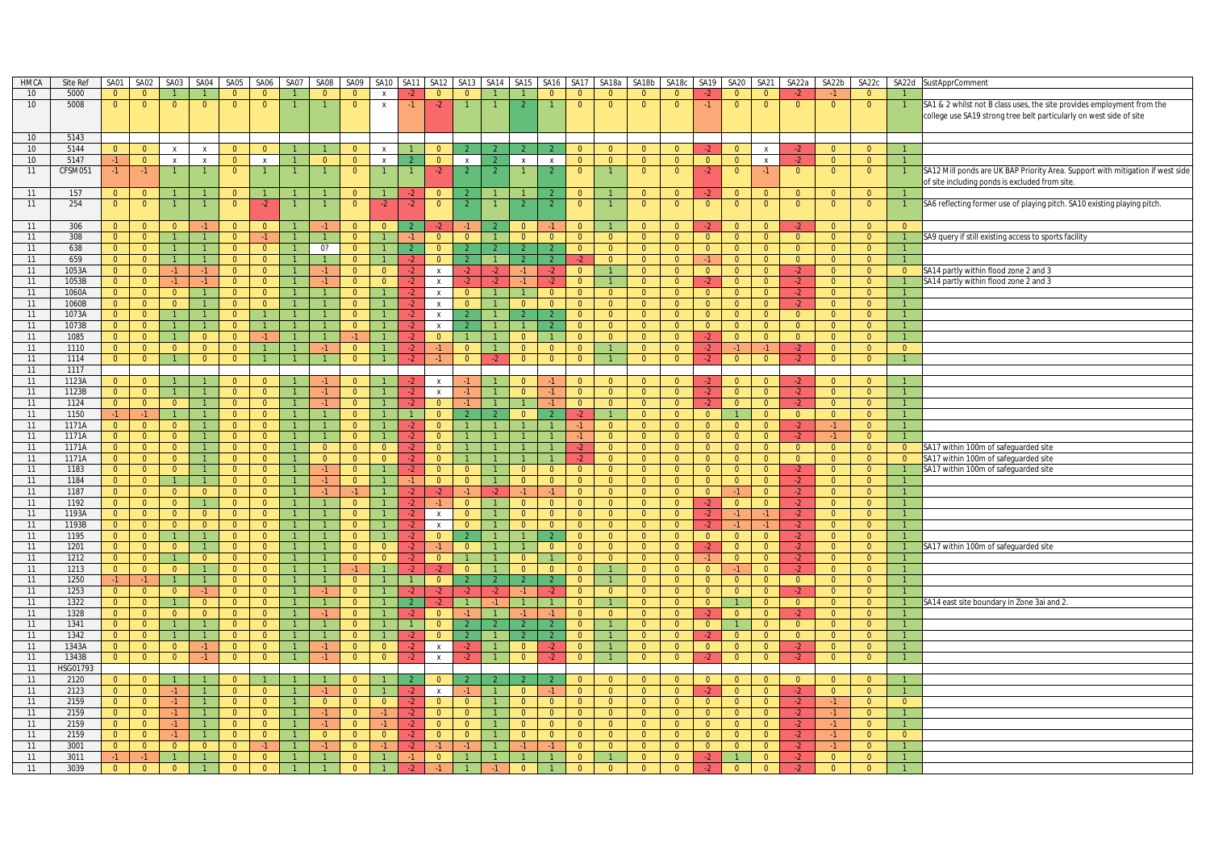| HMCA | Site Ref | SA01 | SA02 | SA03 | SA04 | SA05 | SA06 | SA07 | SA08 | SA09 | SA10 | SA11 | SA12 | SA13 | SA14 | SA15 | SA16 | SA17 | SA18a | SA18b | SA18c | SA19 | SA20 | SA21 | SA22a | SA22b | SA22c | SA22d | SustApprComment |
|---|---|---|---|---|---|---|---|---|---|---|---|---|---|---|---|---|---|---|---|---|---|---|---|---|---|---|---|---|---|
| 10 | 5000 | 0 | 0 | 1 | 1 | 0 | 0 | 1 | 0 | 0 | x | -2 | 0 | 0 | 1 | 1 | 0 | 0 | 0 | 0 | 0 | -2 | 0 | 0 | -2 | -1 | 0 | 1 | |
| 10 | 5008 | 0 | 0 | 0 | 0 | 0 | 0 | 1 | 1 | 0 | x | -1 | -2 | 1 | 1 | 2 | 1 | 0 | 0 | 0 | 0 | -1 | 0 | 0 | 0 | 0 | 0 | 1 | SA1 & 2 whilst not B class uses, the site provides employment from the college use SA19 strong tree belt particularly on west side of site |
| 10 | 5143 | | | | | | | | | | | | | | | | | | | | | | | | | | | | |
| 10 | 5144 | 0 | 0 | x | x | 0 | 0 | 1 | 1 | 0 | x | 1 | 0 | 2 | 2 | 2 | 2 | 0 | 0 | 0 | 0 | -2 | 0 | x | -2 | 0 | 0 | 1 | |
| 10 | 5147 | -1 | 0 | x | x | 0 | x | 1 | 0 | 0 | x | 2 | 0 | x | 2 | x | x | 0 | 0 | 0 | 0 | 0 | 0 | x | -2 | 0 | 0 | 1 | |
| 11 | CFSM051 | -1 | -1 | 1 | 1 | 0 | 1 | 1 | 1 | 0 | 1 | 1 | -2 | 2 | 2 | 1 | 2 | 0 | 1 | 0 | 0 | -2 | 0 | -1 | 0 | 0 | 0 | 1 | SA12 Mill ponds are UK BAP Priority Area. Support with mitigation if west side of site including ponds is excluded from site. |
| 11 | 157 | 0 | 0 | 1 | 1 | 0 | 1 | 1 | 1 | 0 | 1 | -2 | 0 | 2 | 1 | 1 | 2 | 0 | 1 | 0 | 0 | -2 | 0 | 0 | 0 | 0 | 0 | 1 | |
| 11 | 254 | 0 | 0 | 1 | 1 | 0 | -2 | 1 | 1 | 0 | -2 | -2 | 0 | 2 | 1 | 2 | 2 | 0 | 1 | 0 | 0 | 0 | 0 | 0 | 0 | 0 | 0 | 1 | SA6 reflecting former use of playing pitch. SA10 existing playing pitch. |
| 11 | 306 | 0 | 0 | 0 | -1 | 0 | 0 | 1 | -1 | 0 | 0 | 2 | -2 | -1 | 2 | 0 | -1 | 0 | 1 | 0 | 0 | -2 | 0 | 0 | -2 | 0 | 0 | 0 | |
| 11 | 308 | 0 | 0 | 1 | 1 | 0 | -1 | 1 | 1 | 0 | 1 | -1 | 0 | 0 | 1 | 0 | 0 | 0 | 0 | 0 | 0 | 0 | 0 | 0 | 0 | 0 | 0 | 1 | SA9 query if still existing access to sports facility |
| 11 | 638 | 0 | 0 | 1 | 1 | 0 | 0 | 1 | 0? | 0 | 1 | 2 | 0 | 2 | 2 | 2 | 2 | 0 | 0 | 0 | 0 | 0 | 0 | 0 | 0 | 0 | 0 | 1 | |
| 11 | 659 | 0 | 0 | 1 | 1 | 0 | 0 | 1 | 1 | 0 | 1 | -2 | 0 | 2 | 1 | 2 | 2 | -2 | 0 | 0 | 0 | -1 | 0 | 0 | 0 | 0 | 0 | 1 | |
| 11 | 1053A | 0 | 0 | -1 | -1 | 0 | 0 | 1 | -1 | 0 | 0 | -2 | x | -2 | -2 | -1 | -2 | 0 | 1 | 0 | 0 | 0 | 0 | 0 | -2 | 0 | 0 | 0 | SA14 partly within flood zone 2 and 3 |
| 11 | 1053B | 0 | 0 | -1 | -1 | 0 | 0 | 1 | -1 | 0 | 0 | -2 | x | -2 | -2 | -1 | -2 | 0 | 1 | 0 | 0 | -2 | 0 | 0 | -2 | 0 | 0 | 1 | SA14 partly within flood zone 2 and 3 |
| 11 | 1060A | 0 | 0 | 0 | 1 | 0 | 0 | 1 | 1 | 0 | 1 | -2 | x | 0 | 1 | 1 | 0 | 0 | 0 | 0 | 0 | 0 | 0 | 0 | -2 | 0 | 0 | 1 | |
| 11 | 1060B | 0 | 0 | 0 | 1 | 0 | 0 | 1 | 1 | 0 | 1 | -2 | x | 0 | 1 | 0 | 0 | 0 | 0 | 0 | 0 | 0 | 0 | 0 | -2 | 0 | 0 | 1 | |
| 11 | 1073A | 0 | 0 | 1 | 1 | 0 | 1 | 1 | 1 | 0 | 1 | -2 | x | 2 | 1 | 2 | 2 | 0 | 0 | 0 | 0 | 0 | 0 | 0 | 0 | 0 | 0 | 1 | |
| 11 | 1073B | 0 | 0 | 1 | 1 | 0 | 1 | 1 | 1 | 0 | 1 | -2 | x | 2 | 1 | 1 | 2 | 0 | 0 | 0 | 0 | 0 | 0 | 0 | 0 | 0 | 0 | 1 | |
| 11 | 1085 | 0 | 0 | 1 | 0 | 0 | -1 | 1 | 1 | -1 | 1 | -2 | 0 | 1 | 1 | 0 | 1 | 0 | 0 | 0 | 0 | -2 | 0 | 0 | 0 | 0 | 0 | 1 | |
| 11 | 1110 | 0 | 0 | 0 | 0 | 0 | 1 | 1 | -1 | 0 | 1 | -2 | -1 | 0 | 1 | 0 | 0 | 0 | 1 | 0 | 0 | -2 | -1 | -1 | -2 | 0 | 0 | 0 | |
| 11 | 1114 | 0 | 0 | 1 | 0 | 0 | 1 | 1 | 1 | 0 | 1 | -2 | -1 | 0 | -2 | 0 | 0 | 0 | 1 | 0 | 0 | -2 | 0 | 0 | -2 | 0 | 0 | 1 | |
| 11 | 1117 | | | | | | | | | | | | | | | | | | | | | | | | | | | | |
| 11 | 1123A | 0 | 0 | 1 | 1 | 0 | 0 | 1 | -1 | 0 | 1 | -2 | x | -1 | 1 | 0 | -1 | 0 | 0 | 0 | 0 | -2 | 0 | 0 | -2 | 0 | 0 | 1 | |
| 11 | 1123B | 0 | 0 | 1 | 1 | 0 | 0 | 1 | -1 | 0 | 1 | -2 | x | -1 | 1 | 0 | -1 | 0 | 0 | 0 | 0 | -2 | 0 | 0 | -2 | 0 | 0 | 1 | |
| 11 | 1124 | 0 | 0 | 0 | 1 | 0 | 0 | 1 | -1 | 0 | 1 | -2 | 0 | -1 | 1 | 1 | -1 | 0 | 0 | 0 | 0 | -2 | 0 | 0 | -2 | 0 | 0 | 1 | |
| 11 | 1150 | -1 | -1 | 1 | 1 | 0 | 0 | 1 | 1 | 0 | 1 | 1 | 0 | 2 | 2 | 0 | 2 | -2 | 1 | 0 | 0 | 0 | 1 | 0 | 0 | 0 | 0 | 1 | |
| 11 | 1171A | 0 | 0 | 0 | 1 | 0 | 0 | 1 | 1 | 0 | 1 | -2 | 0 | 1 | 1 | 1 | 1 | -1 | 0 | 0 | 0 | 0 | 0 | 0 | -2 | -1 | 0 | 1 | |
| 11 | 1171A | 0 | 0 | 0 | 1 | 0 | 0 | 1 | 1 | 0 | 1 | -2 | 0 | 1 | 1 | 1 | 1 | -1 | 0 | 0 | 0 | 0 | 0 | 0 | -2 | -1 | 0 | 1 | |
| 11 | 1171A | 0 | 0 | 0 | 1 | 0 | 0 | 1 | 0 | 0 | 0 | -2 | 0 | 1 | 1 | 1 | 1 | -2 | 0 | 0 | 0 | 0 | 0 | 0 | 0 | 0 | 0 | 0 | SA17 within 100m of safeguarded site |
| 11 | 1171A | 0 | 0 | 0 | 1 | 0 | 0 | 1 | 0 | 0 | 0 | -2 | 0 | 1 | 1 | 1 | 1 | -2 | 0 | 0 | 0 | 0 | 0 | 0 | 0 | 0 | 0 | 0 | SA17 within 100m of safeguarded site |
| 11 | 1183 | 0 | 0 | 0 | 1 | 0 | 0 | 1 | -1 | 0 | 1 | -2 | 0 | 0 | 1 | 0 | 0 | 0 | 0 | 0 | 0 | 0 | 0 | 0 | -2 | 0 | 0 | 1 | SA17 within 100m of safeguarded site |
| 11 | 1184 | 0 | 0 | 1 | 1 | 0 | 0 | 1 | -1 | 0 | 1 | -1 | 0 | 0 | 1 | 0 | 0 | 0 | 0 | 0 | 0 | 0 | 0 | 0 | -2 | 0 | 0 | 1 | |
| 11 | 1187 | 0 | 0 | 0 | 0 | 0 | 0 | 1 | -1 | -1 | 1 | -2 | -2 | -1 | -2 | -1 | -1 | 0 | 0 | 0 | 0 | 0 | -1 | 0 | -2 | 0 | 0 | 1 | |
| 11 | 1192 | 0 | 0 | 0 | 1 | 0 | 0 | 1 | 1 | 0 | 1 | -2 | -1 | 0 | 1 | 0 | 0 | 0 | 0 | 0 | 0 | -2 | 0 | 0 | -2 | 0 | 0 | 1 | |
| 11 | 1193A | 0 | 0 | 0 | 0 | 0 | 0 | 1 | 1 | 0 | 1 | -2 | x | 0 | 1 | 0 | 0 | 0 | 0 | 0 | 0 | -2 | -1 | -1 | -2 | 0 | 0 | 1 | |
| 11 | 1193B | 0 | 0 | 0 | 0 | 0 | 0 | 1 | 1 | 0 | 1 | -2 | x | 0 | 1 | 0 | 0 | 0 | 0 | 0 | 0 | -2 | -1 | -1 | -2 | 0 | 0 | 1 | |
| 11 | 1195 | 0 | 0 | 1 | 1 | 0 | 0 | 1 | 1 | 0 | 1 | -2 | 0 | 2 | 1 | 1 | 2 | 0 | 0 | 0 | 0 | 0 | 0 | 0 | -2 | 0 | 0 | 1 | |
| 11 | 1201 | 0 | 0 | 0 | 1 | 0 | 0 | 1 | 1 | 0 | 0 | -2 | -1 | 0 | 1 | 1 | 0 | 0 | 0 | 0 | 0 | -2 | 0 | 0 | -2 | 0 | 0 | 1 | SA17 within 100m of safeguarded site |
| 11 | 1212 | 0 | 0 | 1 | 0 | 0 | 0 | 1 | 1 | 0 | 0 | -2 | 0 | 1 | 1 | 0 | 1 | 0 | 0 | 0 | 0 | -1 | 0 | 0 | -2 | 0 | 0 | 1 | |
| 11 | 1213 | 0 | 0 | 0 | 1 | 0 | 0 | 1 | 1 | -1 | 1 | -2 | -2 | 0 | 1 | 0 | 0 | 0 | 1 | 0 | 0 | 0 | -1 | 0 | -2 | 0 | 0 | 1 | |
| 11 | 1250 | -1 | -1 | 1 | 1 | 0 | 0 | 1 | 1 | 0 | 1 | 1 | 0 | 2 | 2 | 2 | 2 | 0 | 1 | 0 | 0 | 0 | 0 | 0 | 0 | 0 | 0 | 1 | |
| 11 | 1253 | 0 | 0 | 0 | -1 | 0 | 0 | 1 | -1 | 0 | 1 | -2 | -2 | -2 | -2 | -1 | -2 | 0 | 0 | 0 | 0 | 0 | 0 | 0 | -2 | 0 | 0 | 1 | |
| 11 | 1322 | 0 | 0 | 1 | 0 | 0 | 0 | 1 | 1 | 0 | 1 | 2 | -2 | 1 | -1 | 1 | 1 | 0 | 1 | 0 | 0 | 0 | 1 | 0 | 0 | 0 | 0 | 1 | SA14 east site boundary in Zone 3ai and 2. |
| 11 | 1328 | 0 | 0 | 0 | 0 | 0 | 0 | 1 | -1 | 0 | 1 | -2 | 0 | -1 | 1 | -1 | -1 | 0 | 0 | 0 | 0 | -2 | 0 | 0 | -2 | 0 | 0 | 1 | |
| 11 | 1341 | 0 | 0 | 1 | 1 | 0 | 0 | 1 | 1 | 0 | 1 | 1 | 0 | 2 | 2 | 2 | 2 | 0 | 1 | 0 | 0 | 0 | 1 | 0 | 0 | 0 | 0 | 1 | |
| 11 | 1342 | 0 | 0 | 1 | 1 | 0 | 0 | 1 | 1 | 0 | 1 | -2 | 0 | 2 | 1 | 2 | 2 | 0 | 1 | 0 | 0 | -2 | 0 | 0 | 0 | 0 | 0 | 1 | |
| 11 | 1343A | 0 | 0 | 0 | -1 | 0 | 0 | 1 | -1 | 0 | 0 | -2 | x | -2 | 1 | 0 | -2 | 0 | 1 | 0 | 0 | 0 | 0 | 0 | -2 | 0 | 0 | 1 | |
| 11 | 1343B | 0 | 0 | 0 | -1 | 0 | 0 | 1 | -1 | 0 | 0 | -2 | x | -2 | 1 | 0 | -2 | 0 | 1 | 0 | 0 | -2 | 0 | 0 | -2 | 0 | 0 | 1 | |
| 11 | HSG01793 | | | | | | | | | | | | | | | | | | | | | | | | | | | | |
| 11 | 2120 | 0 | 0 | 1 | 1 | 0 | 1 | 1 | 1 | 0 | 1 | 2 | 0 | 2 | 2 | 2 | 2 | 0 | 0 | 0 | 0 | 0 | 0 | 0 | 0 | 0 | 0 | 1 | |
| 11 | 2123 | 0 | 0 | -1 | 1 | 0 | 0 | 1 | -1 | 0 | 1 | -2 | x | -1 | 1 | 0 | -1 | 0 | 0 | 0 | 0 | -2 | 0 | 0 | -2 | 0 | 0 | 1 | |
| 11 | 2159 | 0 | 0 | -1 | 1 | 0 | 0 | 1 | 0 | 0 | 0 | -2 | 0 | 0 | 1 | 0 | 0 | 0 | 0 | 0 | 0 | 0 | 0 | 0 | -2 | -1 | 0 | 0 | |
| 11 | 2159 | 0 | 0 | -1 | 1 | 0 | 0 | 1 | -1 | 0 | -1 | -2 | 0 | 0 | 1 | 0 | 0 | 0 | 0 | 0 | 0 | 0 | 0 | 0 | -2 | -1 | 0 | 1 | |
| 11 | 2159 | 0 | 0 | -1 | 1 | 0 | 0 | 1 | -1 | 0 | -1 | -2 | 0 | 0 | 1 | 0 | 0 | 0 | 0 | 0 | 0 | 0 | 0 | 0 | -2 | -1 | 0 | 1 | |
| 11 | 2159 | 0 | 0 | -1 | 1 | 0 | 0 | 1 | 0 | 0 | 0 | -2 | 0 | 0 | 1 | 0 | 0 | 0 | 0 | 0 | 0 | 0 | 0 | 0 | -2 | -1 | 0 | 0 | |
| 11 | 3001 | 0 | 0 | 0 | 0 | 0 | -1 | 1 | -1 | 0 | -1 | -2 | -1 | -1 | 1 | -1 | -1 | 0 | 0 | 0 | 0 | 0 | 0 | 0 | -2 | -1 | 0 | 1 | |
| 11 | 3011 | -1 | -1 | 1 | 1 | 0 | 0 | 1 | 1 | 0 | 1 | -1 | 0 | 1 | 1 | 1 | 1 | 0 | 1 | 0 | 0 | -2 | 1 | 0 | -2 | 0 | 0 | 1 | |
| 11 | 3039 | 0 | 0 | 0 | 1 | 0 | 0 | 1 | 1 | 0 | 1 | -2 | -1 | 1 | -1 | 0 | 1 | 0 | 0 | 0 | 0 | -2 | 0 | 0 | -2 | 0 | 0 | 1 | |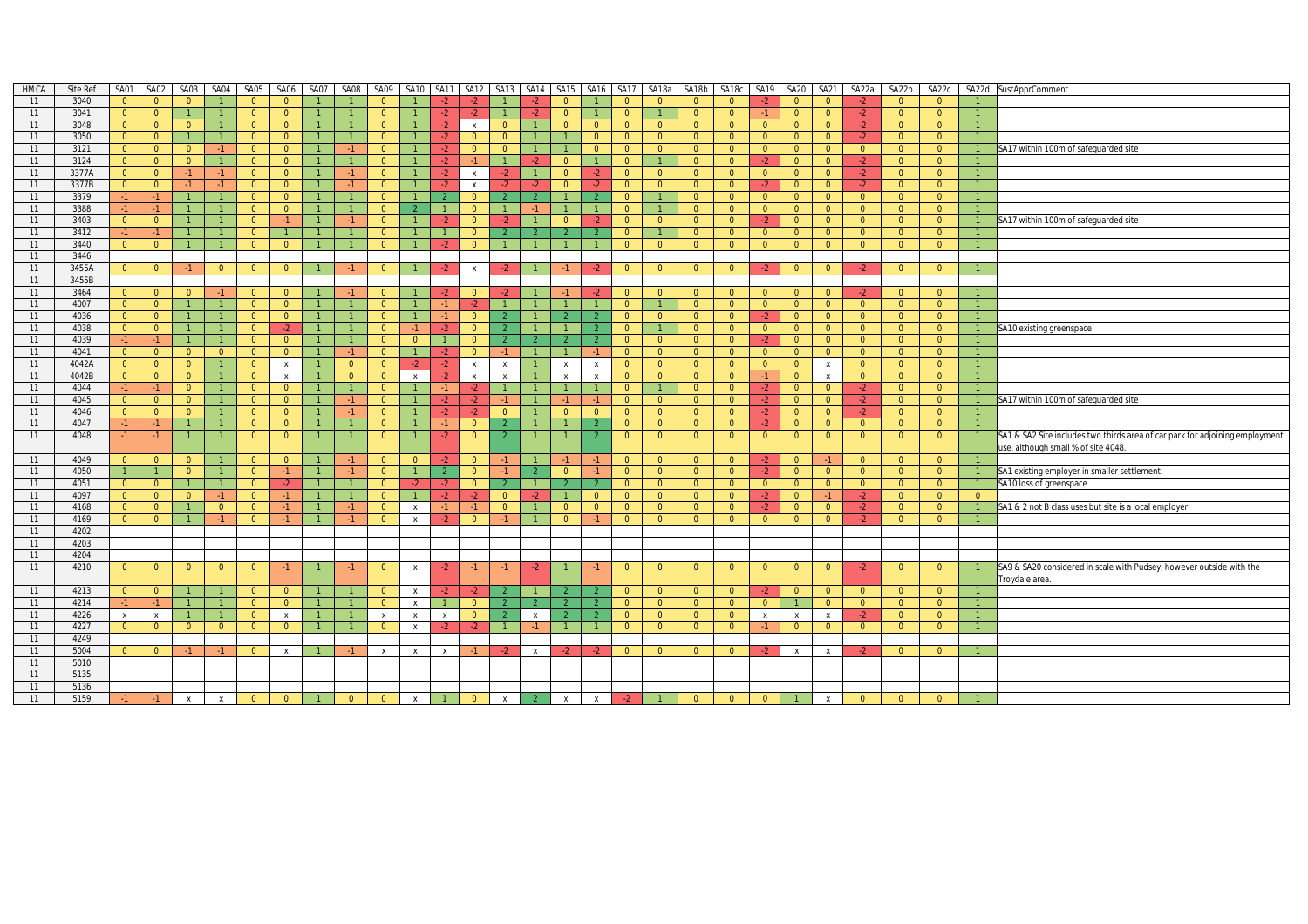| HMCA | Site Ref | SA01 | SA02 | SA03 | SA04 | SA05 | SA06 | SA07 | SA08 | SA09 | SA10 | SA11 | SA12 | SA13 | SA14 | SA15 | SA16 | SA17 | SA18a | SA18b | SA18c | SA19 | SA20 | SA21 | SA22a | SA22b | SA22c | SA22d | SustApprComment |
|---|---|---|---|---|---|---|---|---|---|---|---|---|---|---|---|---|---|---|---|---|---|---|---|---|---|---|---|---|---|
| 11 | 3040 | 0 | 0 | 0 | 1 | 0 | 0 | 1 | 1 | 0 | 1 | -2 | -2 | 1 | -2 | 0 | 1 | 0 | 0 | 0 | 0 | -2 | 0 | 0 | -2 | 0 | 0 | 1 | |
| 11 | 3041 | 0 | 0 | 1 | 1 | 0 | 0 | 1 | 1 | 0 | 1 | -2 | -2 | 1 | -2 | 0 | 1 | 0 | 1 | 0 | 0 | -1 | 0 | 0 | -2 | 0 | 0 | 1 | |
| 11 | 3048 | 0 | 0 | 0 | 1 | 0 | 0 | 1 | 1 | 0 | 1 | -2 | x | 0 | 1 | 0 | 0 | 0 | 0 | 0 | 0 | 0 | 0 | 0 | -2 | 0 | 0 | 1 | |
| 11 | 3050 | 0 | 0 | 1 | 1 | 0 | 0 | 1 | 1 | 0 | 1 | -2 | 0 | 0 | 1 | 1 | 0 | 0 | 0 | 0 | 0 | 0 | 0 | 0 | -2 | 0 | 0 | 1 | |
| 11 | 3121 | 0 | 0 | 0 | -1 | 0 | 0 | 1 | -1 | 0 | 1 | -2 | 0 | 0 | 1 | 1 | 0 | 0 | 0 | 0 | 0 | 0 | 0 | 0 | 0 | 0 | 0 | 1 | SA17 within 100m of safeguarded site |
| 11 | 3124 | 0 | 0 | 0 | 1 | 0 | 0 | 1 | 1 | 0 | 1 | -2 | -1 | 1 | -2 | 0 | 1 | 0 | 1 | 0 | 0 | -2 | 0 | 0 | -2 | 0 | 0 | 1 | |
| 11 | 3377A | 0 | 0 | -1 | -1 | 0 | 0 | 1 | -1 | 0 | 1 | -2 | x | -2 | 1 | 0 | -2 | 0 | 0 | 0 | 0 | 0 | 0 | 0 | -2 | 0 | 0 | 1 | |
| 11 | 3377B | 0 | 0 | -1 | -1 | 0 | 0 | 1 | -1 | 0 | 1 | -2 | x | -2 | -2 | 0 | -2 | 0 | 0 | 0 | 0 | -2 | 0 | 0 | -2 | 0 | 0 | 1 | |
| 11 | 3379 | -1 | -1 | 1 | 1 | 0 | 0 | 1 | 1 | 0 | 1 | 2 | 0 | 2 | 2 | 1 | 2 | 0 | 1 | 0 | 0 | 0 | 0 | 0 | 0 | 0 | 0 | 1 | |
| 11 | 3388 | -1 | -1 | 1 | 1 | 0 | 0 | 1 | 1 | 0 | 2 | 1 | 0 | 1 | -1 | 1 | 1 | 0 | 1 | 0 | 0 | 0 | 0 | 0 | 0 | 0 | 0 | 1 | |
| 11 | 3403 | 0 | 0 | 1 | 1 | 0 | -1 | 1 | -1 | 0 | 1 | -2 | 0 | -2 | 1 | 0 | -2 | 0 | 0 | 0 | 0 | -2 | 0 | 0 | 0 | 0 | 0 | 1 | SA17 within 100m of safeguarded site |
| 11 | 3412 | -1 | -1 | 1 | 1 | 0 | 1 | 1 | 1 | 0 | 1 | 1 | 0 | 2 | 2 | 2 | 2 | 0 | 1 | 0 | 0 | 0 | 0 | 0 | 0 | 0 | 0 | 1 | |
| 11 | 3440 | 0 | 0 | 1 | 1 | 0 | 0 | 1 | 1 | 0 | 1 | -2 | 0 | 1 | 1 | 1 | 1 | 0 | 0 | 0 | 0 | 0 | 0 | 0 | 0 | 0 | 0 | 1 | |
| 11 | 3446 | | | | | | | | | | | | | | | | | | | | | | | | | | | | |
| 11 | 3455A | 0 | 0 | -1 | 0 | 0 | 0 | 1 | -1 | 0 | 1 | -2 | x | -2 | 1 | -1 | -2 | 0 | 0 | 0 | 0 | -2 | 0 | 0 | -2 | 0 | 0 | 1 | |
| 11 | 3455B | | | | | | | | | | | | | | | | | | | | | | | | | | | | |
| 11 | 3464 | 0 | 0 | 0 | -1 | 0 | 0 | 1 | -1 | 0 | 1 | -2 | 0 | -2 | 1 | -1 | -2 | 0 | 0 | 0 | 0 | 0 | 0 | 0 | -2 | 0 | 0 | 1 | |
| 11 | 4007 | 0 | 0 | 1 | 1 | 0 | 0 | 1 | 1 | 0 | 1 | -1 | -2 | 1 | 1 | 1 | 1 | 0 | 1 | 0 | 0 | 0 | 0 | 0 | 0 | 0 | 0 | 1 | |
| 11 | 4036 | 0 | 0 | 1 | 1 | 0 | 0 | 1 | 1 | 0 | 1 | -1 | 0 | 2 | 1 | 2 | 2 | 0 | 0 | 0 | 0 | -2 | 0 | 0 | 0 | 0 | 0 | 1 | |
| 11 | 4038 | 0 | 0 | 1 | 1 | 0 | -2 | 1 | 1 | 0 | -1 | -2 | 0 | 2 | 1 | 1 | 2 | 0 | 1 | 0 | 0 | 0 | 0 | 0 | 0 | 0 | 0 | 1 | SA10 existing greenspace |
| 11 | 4039 | -1 | -1 | 1 | 1 | 0 | 0 | 1 | 1 | 0 | 0 | 1 | 0 | 2 | 2 | 2 | 2 | 0 | 0 | 0 | 0 | -2 | 0 | 0 | 0 | 0 | 0 | 1 | |
| 11 | 4041 | 0 | 0 | 0 | 0 | 0 | 0 | 1 | -1 | 0 | 1 | -2 | 0 | -1 | 1 | 1 | -1 | 0 | 0 | 0 | 0 | 0 | 0 | 0 | 0 | 0 | 0 | 1 | |
| 11 | 4042A | 0 | 0 | 0 | 1 | 0 | x | 1 | 0 | 0 | -2 | -2 | x | x | 1 | x | x | 0 | 0 | 0 | 0 | 0 | 0 | x | 0 | 0 | 0 | 1 | |
| 11 | 4042B | 0 | 0 | 0 | 1 | 0 | x | 1 | 0 | 0 | x | -2 | x | x | 1 | x | x | 0 | 0 | 0 | 0 | -1 | 0 | x | 0 | 0 | 0 | 1 | |
| 11 | 4044 | -1 | -1 | 0 | 1 | 0 | 0 | 1 | 1 | 0 | 1 | -1 | -2 | 1 | 1 | 1 | 1 | 0 | 1 | 0 | 0 | -2 | 0 | 0 | -2 | 0 | 0 | 1 | |
| 11 | 4045 | 0 | 0 | 0 | 1 | 0 | 0 | 1 | -1 | 0 | 1 | -2 | -2 | -1 | 1 | -1 | -1 | 0 | 0 | 0 | 0 | -2 | 0 | 0 | -2 | 0 | 0 | 1 | SA17 within 100m of safeguarded site |
| 11 | 4046 | 0 | 0 | 0 | 1 | 0 | 0 | 1 | -1 | 0 | 1 | -2 | -2 | 0 | 1 | 0 | 0 | 0 | 0 | 0 | 0 | -2 | 0 | 0 | -2 | 0 | 0 | 1 | |
| 11 | 4047 | -1 | -1 | 1 | 1 | 0 | 0 | 1 | 1 | 0 | 1 | -1 | 0 | 2 | 1 | 1 | 2 | 0 | 0 | 0 | 0 | -2 | 0 | 0 | 0 | 0 | 0 | 1 | |
| 11 | 4048 | -1 | -1 | 1 | 1 | 0 | 0 | 1 | 1 | 0 | 1 | -2 | 0 | 2 | 1 | 1 | 2 | 0 | 0 | 0 | 0 | 0 | 0 | 0 | 0 | 0 | 0 | 1 | SA1 & SA2 Site includes two thirds area of car park for adjoining employment use, although small % of site 4048. |
| 11 | 4049 | 0 | 0 | 0 | 1 | 0 | 0 | 1 | -1 | 0 | 0 | -2 | 0 | -1 | 1 | -1 | -1 | 0 | 0 | 0 | 0 | -2 | 0 | -1 | 0 | 0 | 0 | 1 | |
| 11 | 4050 | 1 | 1 | 0 | 1 | 0 | -1 | 1 | -1 | 0 | 1 | 2 | 0 | -1 | 2 | 0 | -1 | 0 | 0 | 0 | 0 | -2 | 0 | 0 | 0 | 0 | 0 | 1 | SA1 existing employer in smaller settlement. |
| 11 | 4051 | 0 | 0 | 1 | 1 | 0 | -2 | 1 | 1 | 0 | -2 | -2 | 0 | 2 | 1 | 2 | 2 | 0 | 0 | 0 | 0 | 0 | 0 | 0 | 0 | 0 | 0 | 1 | SA10 loss of greenspace |
| 11 | 4097 | 0 | 0 | 0 | -1 | 0 | -1 | 1 | 1 | 0 | 1 | -2 | -2 | 0 | -2 | 1 | 0 | 0 | 0 | 0 | 0 | -2 | 0 | -1 | -2 | 0 | 0 | 0 | |
| 11 | 4168 | 0 | 0 | 1 | 0 | 0 | -1 | 1 | -1 | 0 | x | -1 | -1 | 0 | 1 | 0 | 0 | 0 | 0 | 0 | 0 | -2 | 0 | 0 | -2 | 0 | 0 | 1 | SA1 & 2 not B class uses but site is a local employer |
| 11 | 4169 | 0 | 0 | 1 | -1 | 0 | -1 | 1 | -1 | 0 | x | -2 | 0 | -1 | 1 | 0 | -1 | 0 | 0 | 0 | 0 | 0 | 0 | 0 | -2 | 0 | 0 | 1 | |
| 11 | 4202 | | | | | | | | | | | | | | | | | | | | | | | | | | | | |
| 11 | 4203 | | | | | | | | | | | | | | | | | | | | | | | | | | | | |
| 11 | 4204 | | | | | | | | | | | | | | | | | | | | | | | | | | | | |
| 11 | 4210 | 0 | 0 | 0 | 0 | 0 | -1 | 1 | -1 | 0 | x | -2 | -1 | -1 | -2 | 1 | -1 | 0 | 0 | 0 | 0 | 0 | 0 | 0 | -2 | 0 | 0 | 1 | SA9 & SA20 considered in scale with Pudsey, however outside with the Troydale area. |
| 11 | 4213 | 0 | 0 | 1 | 1 | 0 | 0 | 1 | 1 | 0 | x | -2 | -2 | 2 | 1 | 2 | 2 | 0 | 0 | 0 | 0 | -2 | 0 | 0 | 0 | 0 | 0 | 1 | |
| 11 | 4214 | -1 | -1 | 1 | 1 | 0 | 0 | 1 | 1 | 0 | x | 1 | 0 | 2 | 2 | 2 | 2 | 0 | 0 | 0 | 0 | 0 | 1 | 0 | 0 | 0 | 0 | 1 | |
| 11 | 4226 | x | x | 1 | 1 | 0 | x | 1 | 1 | x | x | x | 0 | 2 | x | 2 | 2 | 0 | 0 | 0 | 0 | x | x | x | -2 | 0 | 0 | 1 | |
| 11 | 4227 | 0 | 0 | 0 | 0 | 0 | 0 | 1 | 1 | 0 | x | -2 | -2 | 1 | -1 | 1 | 1 | 0 | 0 | 0 | 0 | -1 | 0 | 0 | 0 | 0 | 0 | 1 | |
| 11 | 4249 | | | | | | | | | | | | | | | | | | | | | | | | | | | | |
| 11 | 5004 | 0 | 0 | -1 | -1 | 0 | x | 1 | -1 | x | x | x | -1 | -2 | x | -2 | -2 | 0 | 0 | 0 | 0 | -2 | x | x | -2 | 0 | 0 | 1 | |
| 11 | 5010 | | | | | | | | | | | | | | | | | | | | | | | | | | | | |
| 11 | 5135 | | | | | | | | | | | | | | | | | | | | | | | | | | | | |
| 11 | 5136 | | | | | | | | | | | | | | | | | | | | | | | | | | | | |
| 11 | 5159 | -1 | -1 | x | x | 0 | 0 | 1 | 0 | 0 | x | 1 | 0 | x | 2 | x | x | -2 | 1 | 0 | 0 | 0 | 1 | x | 0 | 0 | 0 | 1 | |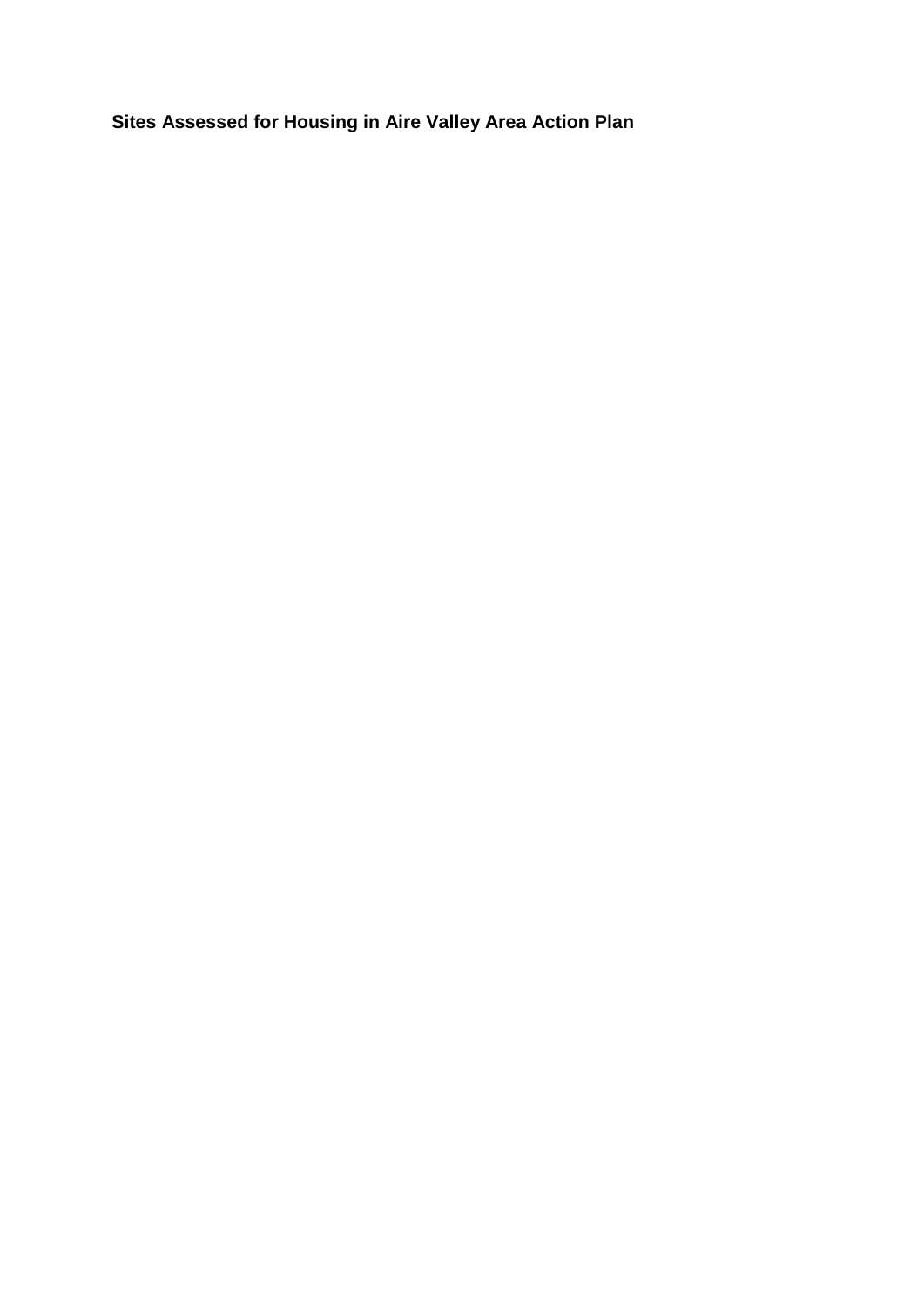**Sites Assessed for Housing in Aire Valley Area Action Plan**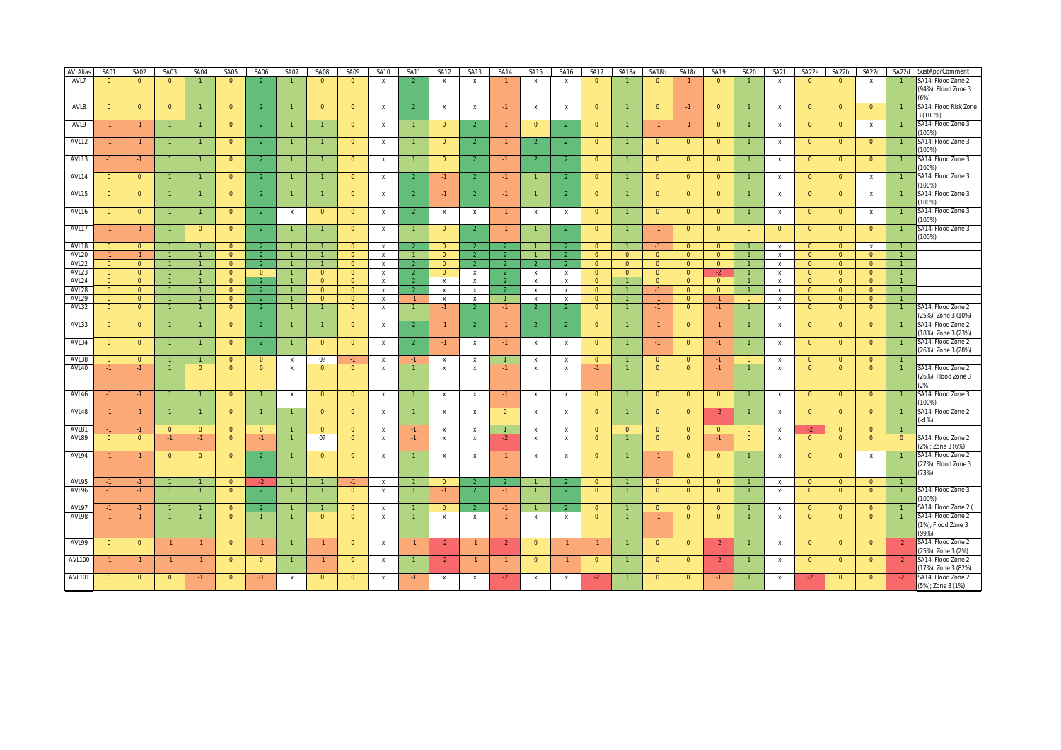| AVLAlias | SA01 | SA02 | SA03 | SA04 | SA05 | SA06 | SA07 | SA08 | SA09 | SA10 | SA11 | SA12 | SA13 | SA14 | SA15 | SA16 | SA17 | SA18a | SA18b | SA18c | SA19 | SA20 | SA21 | SA22a | SA22b | SA22c | SA22d | SustApprComment |
|---|---|---|---|---|---|---|---|---|---|---|---|---|---|---|---|---|---|---|---|---|---|---|---|---|---|---|---|---|
| AVL7 | 0 | 0 | 0 | 1 | 0 | 2 | 1 | 0 | 0 | x | 2 | x | x | -1 | x | x | 0 | 1 | 0 | -1 | 0 | 1 | x | 0 | 0 | x | 1 | SA14: Flood Zone 2 (94%); Flood Zone 3 (6%) |
| AVL8 | 0 | 0 | 0 | 1 | 0 | 2 | 1 | 0 | 0 | x | 2 | x | x | -1 | x | x | 0 | 1 | 0 | -1 | 0 | 1 | x | 0 | 0 | 0 | 1 | SA14: Flood Risk Zone 3 (100%) |
| AVL9 | -1 | -1 | 1 | 1 | 0 | 2 | 1 | 1 | 0 | x | 1 | 0 | 2 | -1 | 0 | 2 | 0 | 1 | -1 | -1 | 0 | 1 | x | 0 | 0 | x | 1 | SA14: Flood Zone 3 (100%) |
| AVL12 | -1 | -1 | 1 | 1 | 0 | 2 | 1 | 1 | 0 | x | 1 | 0 | 2 | -1 | 2 | 2 | 0 | 1 | 0 | 0 | 0 | 1 | x | 0 | 0 | 0 | 1 | SA14: Flood Zone 3 (100%) |
| AVL13 | -1 | -1 | 1 | 1 | 0 | 2 | 1 | 1 | 0 | x | 1 | 0 | 2 | -1 | 2 | 2 | 0 | 1 | 0 | 0 | 0 | 1 | x | 0 | 0 | 0 | 1 | SA14: Flood Zone 3 (100%) |
| AVL14 | 0 | 0 | 1 | 1 | 0 | 2 | 1 | 1 | 0 | x | 2 | -1 | 2 | -1 | 1 | 2 | 0 | 1 | 0 | 0 | 0 | 1 | x | 0 | 0 | x | 1 | SA14: Flood Zone 3 (100%) |
| AVL15 | 0 | 0 | 1 | 1 | 0 | 2 | 1 | 1 | 0 | x | 2 | -1 | 2 | -1 | 1 | 2 | 0 | 1 | 0 | 0 | 0 | 1 | x | 0 | 0 | x | 1 | SA14: Flood Zone 3 (100%) |
| AVL16 | 0 | 0 | 1 | 1 | 0 | 2 | x | 0 | 0 | x | 2 | x | x | -1 | x | x | 0 | 1 | 0 | 0 | 0 | 1 | x | 0 | 0 | x | 1 | SA14: Flood Zone 3 (100%) |
| AVL17 | -1 | -1 | 1 | 0 | 0 | 2 | 1 | 1 | 0 | x | 1 | 0 | 2 | -1 | 1 | 2 | 0 | 1 | -1 | 0 | 0 | 0 | 0 | 0 | 0 | 0 | 1 | SA14: Flood Zone 3 (100%) |
| AVL18 | 0 | 0 | 1 | 1 | 0 | 2 | 1 | 1 | 0 | x | 2 | 0 | 2 | 2 | 1 | 2 | 0 | 1 | -1 | 0 | 0 | 1 | x | 0 | 0 | x | 1 | |
| AVL20 | -1 | -1 | 1 | 1 | 0 | 2 | 1 | 1 | 0 | x | 1 | 0 | 2 | 2 | 1 | 2 | 0 | 0 | 0 | 0 | 0 | 1 | x | 0 | 0 | 0 | 1 | |
| AVL22 | 0 | 0 | 1 | 1 | 0 | 2 | 1 | 1 | 0 | x | 2 | 0 | 2 | 2 | 2 | 2 | 0 | 0 | 0 | 0 | 0 | 1 | x | 0 | 0 | 0 | 1 | |
| AVL23 | 0 | 0 | 1 | 1 | 0 | 0 | 1 | 0 | 0 | x | 2 | 0 | x | 2 | x | x | 0 | 0 | 0 | 0 | -2 | 1 | x | 0 | 0 | 0 | 1 | |
| AVL24 | 0 | 0 | 1 | 1 | 0 | 2 | 1 | 0 | 0 | x | 2 | x | x | 2 | x | x | 0 | 1 | 0 | 0 | 0 | 1 | x | 0 | 0 | 0 | 1 | |
| AVL28 | 0 | 0 | 1 | 1 | 0 | 2 | 1 | 0 | 0 | x | 2 | x | x | 2 | x | x | 0 | 1 | -1 | 0 | 0 | 1 | x | 0 | 0 | 0 | 1 | |
| AVL29 | 0 | 0 | 1 | 1 | 0 | 2 | 1 | 0 | 0 | x | -1 | x | x | 1 | x | x | 0 | 1 | -1 | 0 | -1 | 0 | x | 0 | 0 | 0 | 1 | |
| AVL32 | 0 | 0 | 1 | 1 | 0 | 2 | 1 | 1 | 0 | x | 1 | -1 | 2 | -1 | 2 | 2 | 0 | 1 | -1 | 0 | -1 | 1 | x | 0 | 0 | 0 | 1 | SA14: Flood Zone 2 (25%); Zone 3 (10%) |
| AVL33 | 0 | 0 | 1 | 1 | 0 | 2 | 1 | 1 | 0 | x | 2 | -1 | 2 | -1 | 2 | 2 | 0 | 1 | -1 | 0 | -1 | 1 | x | 0 | 0 | 0 | 1 | SA14: Flood Zone 2 (18%); Zone 3 (23%) |
| AVL34 | 0 | 0 | 1 | 1 | 0 | 2 | 1 | 0 | 0 | x | 2 | -1 | x | -1 | x | x | 0 | 1 | -1 | 0 | -1 | 1 | x | 0 | 0 | 0 | 1 | SA14: Flood Zone 2 (26%); Zone 3 (28%) |
| AVL38 | 0 | 0 | 1 | 1 | 0 | 0 | x | 0? | -1 | x | -1 | x | x | 1 | x | x | 0 | 1 | 0 | 0 | -1 | 0 | x | 0 | 0 | 0 | 1 | |
| AVL40 | -1 | -1 | 1 | 0 | 0 | 0 | x | 0 | 0 | x | 1 | x | x | -1 | x | x | -1 | 1 | 0 | 0 | -1 | 1 | x | 0 | 0 | 0 | 1 | SA14: Flood Zone 2 (26%); Flood Zone 3 (2%) |
| AVL46 | -1 | -1 | 1 | 1 | 0 | 1 | x | 0 | 0 | x | 1 | x | x | -1 | x | x | 0 | 1 | 0 | 0 | 0 | 1 | x | 0 | 0 | 0 | 1 | SA14: Flood Zone 3 (100%) |
| AVL48 | -1 | -1 | 1 | 1 | 0 | 1 | 1 | 0 | 0 | x | 1 | x | x | 0 | x | x | 0 | 1 | 0 | 0 | -2 | 1 | x | 0 | 0 | 0 | 1 | SA14: Flood Zone 2 (<1%) |
| AVL81 | -1 | -1 | 0 | 0 | 0 | 0 | 1 | 0 | 0 | x | -1 | x | x | 1 | x | x | 0 | 0 | 0 | 0 | 0 | 0 | x | -2 | 0 | 0 | 1 | |
| AVL89 | 0 | 0 | -1 | -1 | 0 | -1 | 1 | 0? | 0 | x | -1 | x | x | -2 | x | x | 0 | 1 | 0 | 0 | -1 | 0 | x | 0 | 0 | 0 | 0 | SA14: Flood Zone 2 (2%); Zone 3 (6%) |
| AVL94 | -1 | -1 | 0 | 0 | 0 | 2 | 1 | 0 | 0 | x | 1 | x | x | -1 | x | x | 0 | 1 | -1 | 0 | 0 | 1 | x | 0 | 0 | x | 1 | SA14: Flood Zone 2 (27%); Flood Zone 3 (73%) |
| AVL95 | -1 | -1 | 1 | 1 | 0 | -2 | 1 | 1 | -1 | x | 1 | 0 | 2 | 2 | 1 | 2 | 0 | 1 | 0 | 0 | 0 | 1 | x | 0 | 0 | 0 | 1 | |
| AVL96 | -1 | -1 | 1 | 1 | 0 | 2 | 1 | 1 | 0 | x | 1 | -1 | 2 | -1 | 1 | 2 | 0 | 1 | 0 | 0 | 0 | 1 | x | 0 | 0 | 0 | 1 | SA14: Flood Zone 3 (100%) |
| AVL97 | -1 | -1 | 1 | 1 | 0 | 2 | 1 | 1 | 0 | x | 1 | 0 | 2 | -1 | 1 | 2 | 0 | 1 | 0 | 0 | 0 | 1 | x | 0 | 0 | 0 | 1 | SA14: Flood Zone 2 ( |
| AVL98 | -1 | -1 | 1 | 1 | 0 | 1 | 1 | 0 | 0 | x | 1 | x | x | -1 | x | x | 0 | 1 | -1 | 0 | 0 | 1 | x | 0 | 0 | 0 | 1 | SA14: Flood Zone 2 (1%); Flood Zone 3 (99%) |
| AVL99 | 0 | 0 | -1 | -1 | 0 | -1 | 1 | -1 | 0 | x | -1 | -2 | -1 | -2 | 0 | -1 | -1 | 1 | 0 | 0 | -2 | 1 | x | 0 | 0 | 0 | -2 | SA14: Flood Zone 2 (25%); Zone 3 (2%) |
| AVL100 | -1 | -1 | -1 | -1 | 0 | 0 | 1 | -1 | 0 | x | 1 | -2 | -1 | -1 | 0 | -1 | 0 | 1 | 0 | 0 | -2 | 1 | x | 0 | 0 | 0 | -2 | SA14: Flood Zone 2 (17%); Zone 3 (82% |
| AVL101 | 0 | 0 | 0 | -1 | 0 | -1 | x | 0 | 0 | x | -1 | x | x | -2 | x | x | -2 | 1 | 0 | 0 | -1 | 1 | x | -2 | 0 | 0 | -2 | SA14: Flood Zone 2 (5%); Zone 3 (1%) |